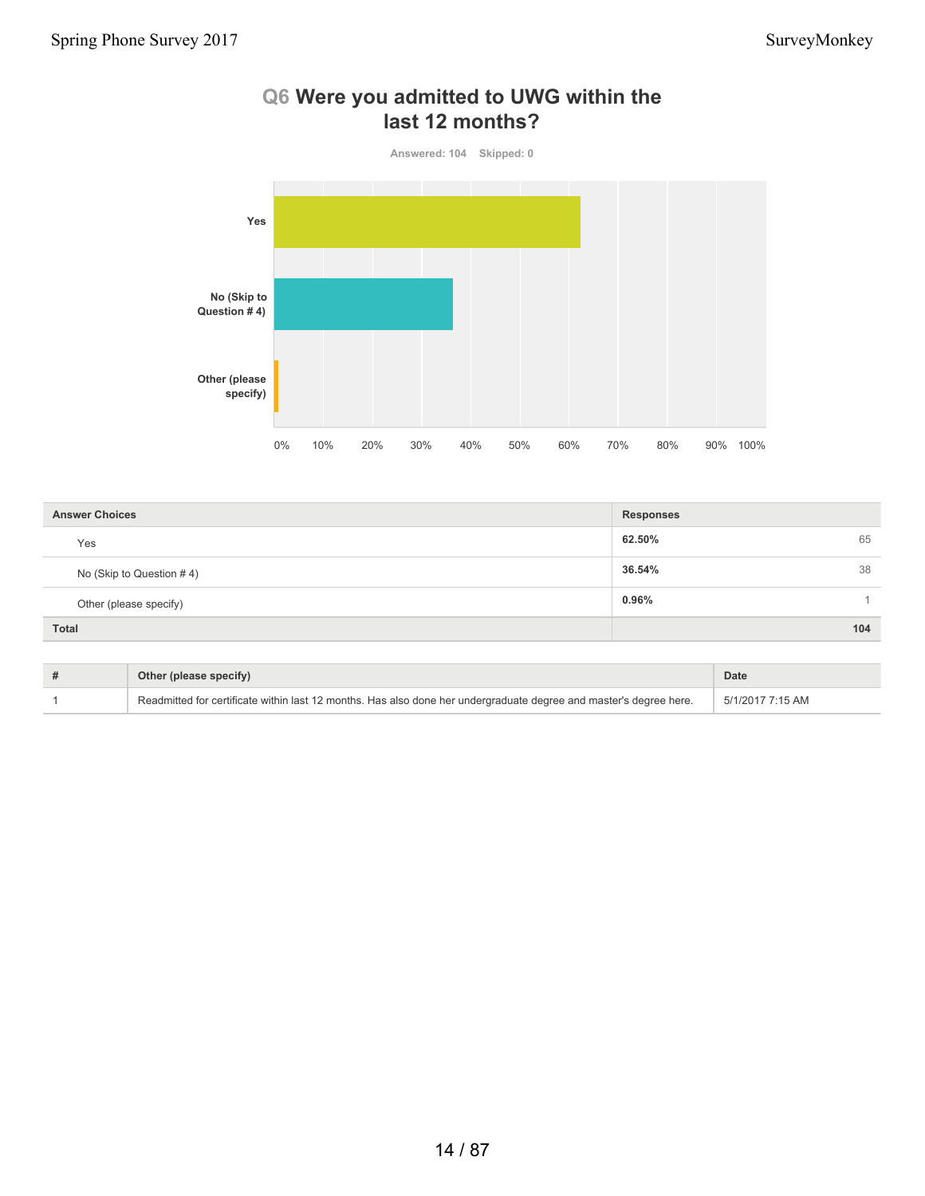## Q6 Were you admitted to UWG within the last 12 months?

Answered: 104 Skipped: 0

| Answer Choices | Responses | |
|---|---|---|
| Yes | 62.50% | 65 |
| No (Skip to Question # 4) | 36.54% | 38 |
| Other (please specify) | 0.96% | 1 |
| Total | | 104 |

| # | Other (please specify) | Date |
|---|---|---|
| 1 | Readmitted for certificate within last 12 months. Has also done her undergraduate degree and master's degree here. | 5/1/2017 7:15 AM |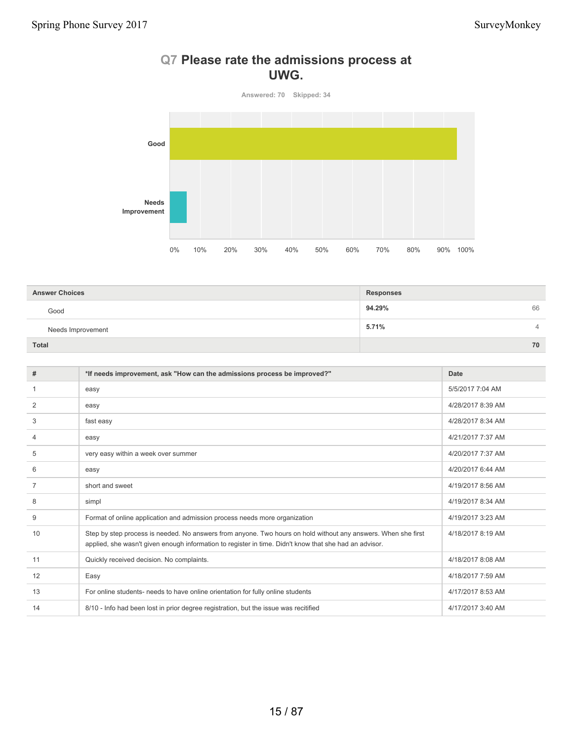## Q7 Please rate the admissions process at UWG.

Answered: 70 Skipped: 34

| Answer Choices | Responses | |
|---|---|---|
| Good | **94.29%** | 66 |
| Needs Improvement | **5.71%** | 4 |
| **Total** | | **70** |

| # | *If needs improvement, ask "How can the admissions process be improved?" | Date |
|---|---|---|
| 1 | easy | 5/5/2017 7:04 AM |
| 2 | easy | 4/28/2017 8:39 AM |
| 3 | fast easy | 4/28/2017 8:34 AM |
| 4 | easy | 4/21/2017 7:37 AM |
| 5 | very easy within a week over summer | 4/20/2017 7:37 AM |
| 6 | easy | 4/20/2017 6:44 AM |
| 7 | short and sweet | 4/19/2017 8:56 AM |
| 8 | simpl | 4/19/2017 8:34 AM |
| 9 | Format of online application and admission process needs more organization | 4/19/2017 3:23 AM |
| 10 | Step by step process is needed. No answers from anyone. Two hours on hold without any answers. When she first applied, she wasn't given enough information to register in time. Didn't know that she had an advisor. | 4/18/2017 8:19 AM |
| 11 | Quickly received decision. No complaints. | 4/18/2017 8:08 AM |
| 12 | Easy | 4/18/2017 7:59 AM |
| 13 | For online students- needs to have online orientation for fully online students | 4/17/2017 8:53 AM |
| 14 | 8/10 - Info had been lost in prior degree registration, but the issue was recitified | 4/17/2017 3:40 AM |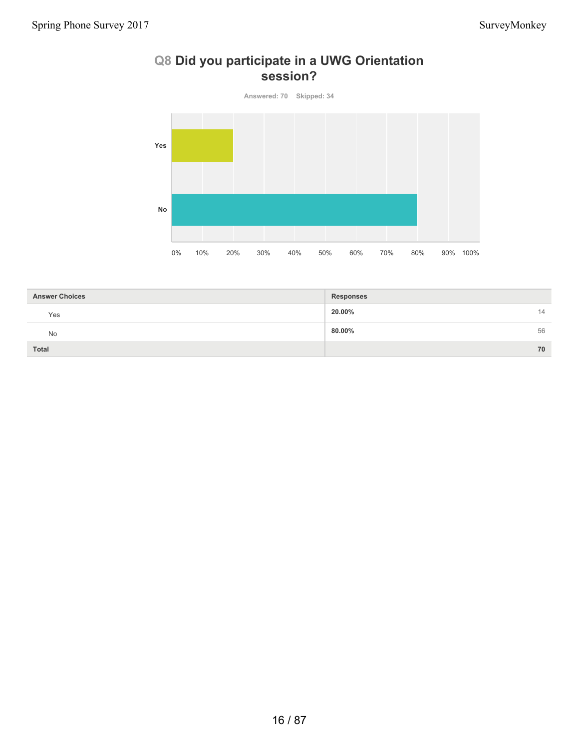## Q8 Did you participate in a UWG Orientation session?

Answered: 70 Skipped: 34

| Answer Choices | Responses | |
|---|---|---|
| Yes | 20.00% | 14 |
| No | 80.00% | 56 |
| Total | | 70 |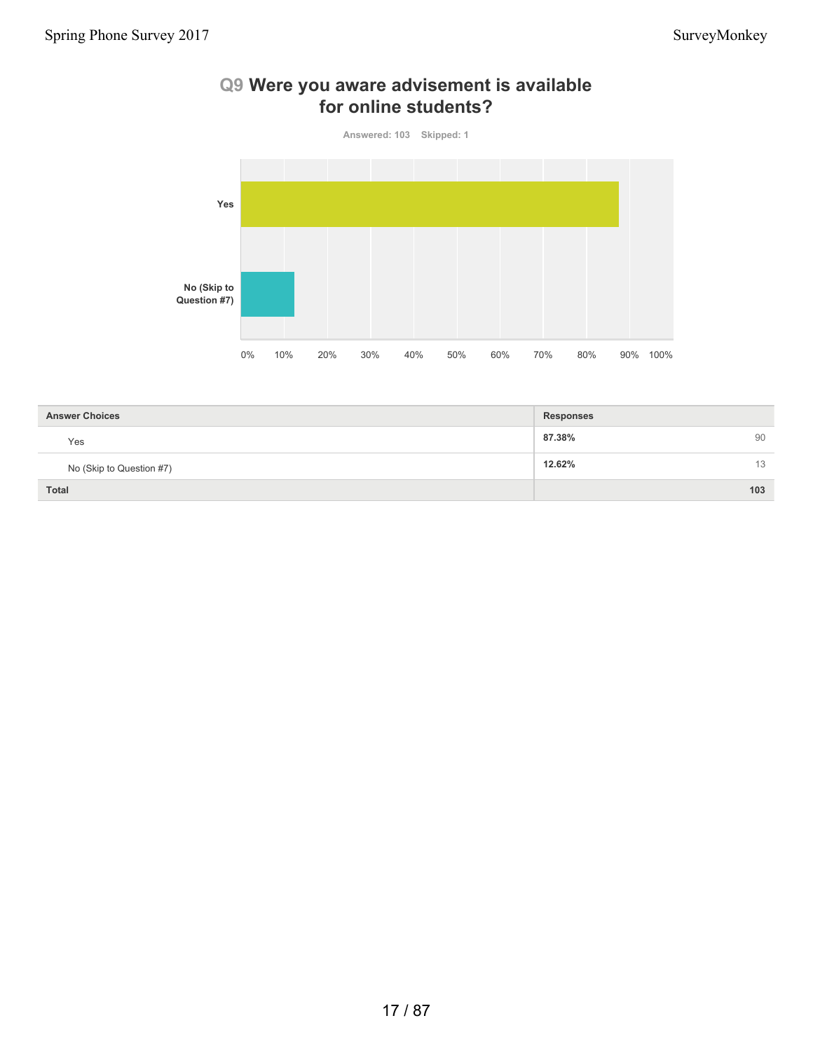## Q9 Were you aware advisement is available for online students?

Answered: 103 Skipped: 1

| Answer Choices | Responses | |
|---|---|---|
| Yes | 87.38% | 90 |
| No (Skip to Question #7) | 12.62% | 13 |
| **Total** | | **103** |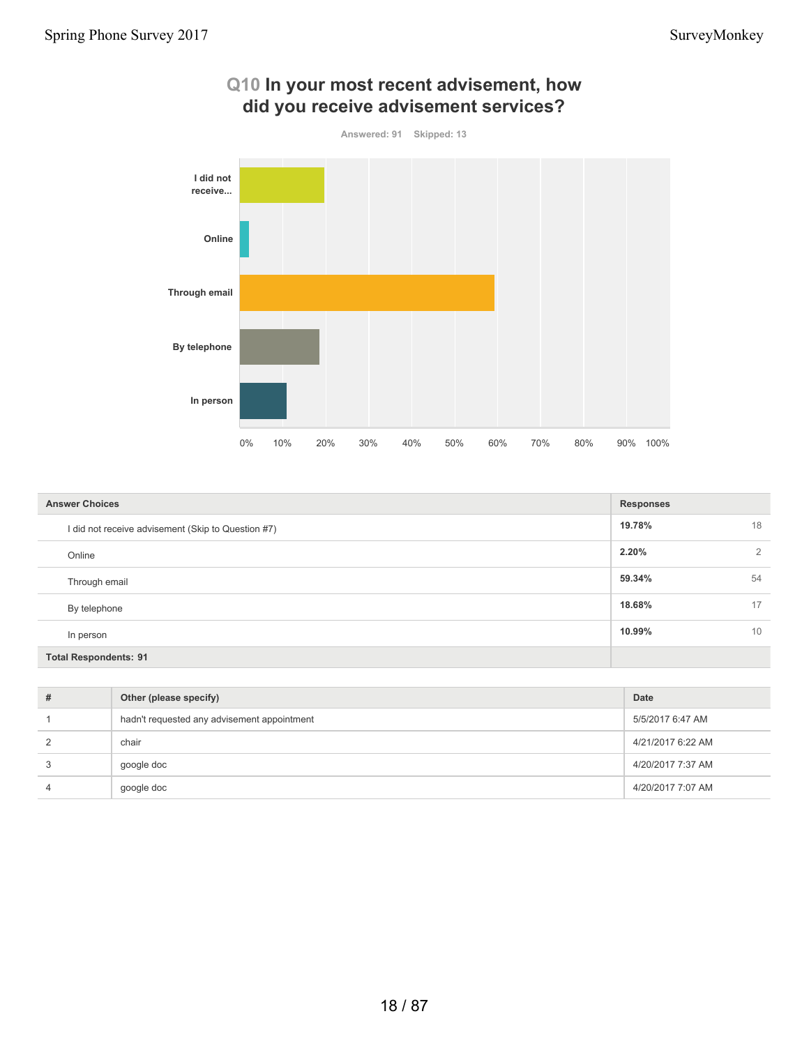## Q10 In your most recent advisement, how did you receive advisement services?

Answered: 91 Skipped: 13

| Answer Choices | Responses | |
|---|---|---|
| I did not receive advisement (Skip to Question #7) | 19.78% | 18 |
| Online | 2.20% | 2 |
| Through email | 59.34% | 54 |
| By telephone | 18.68% | 17 |
| In person | 10.99% | 10 |
| **Total Respondents: 91** | | |

| # | Other (please specify) | Date |
|---|---|---|
| 1 | hadn't requested any advisement appointment | 5/5/2017 6:47 AM |
| 2 | chair | 4/21/2017 6:22 AM |
| 3 | google doc | 4/20/2017 7:37 AM |
| 4 | google doc | 4/20/2017 7:07 AM |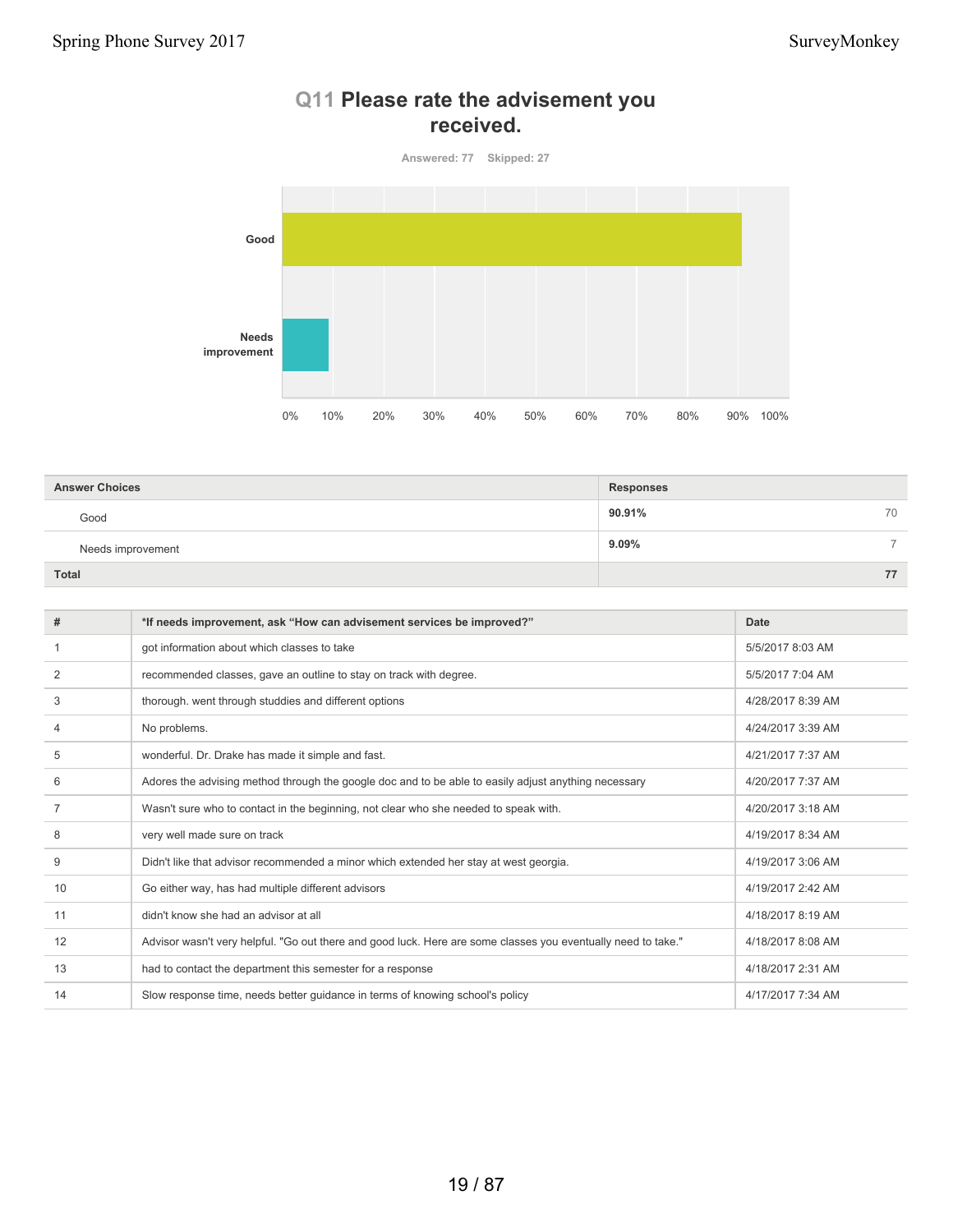## Q11 Please rate the advisement you received.

Answered: 77 Skipped: 27

| Answer Choices | Responses | |
|---|---|---|
| Good | 90.91% | 70 |
| Needs improvement | 9.09% | 7 |
| **Total** | | **77** |

| # | *If needs improvement, ask "How can advisement services be improved?" | Date |
|---|---|---|
| 1 | got information about which classes to take | 5/5/2017 8:03 AM |
| 2 | recommended classes, gave an outline to stay on track with degree. | 5/5/2017 7:04 AM |
| 3 | thorough. went through studdies and different options | 4/28/2017 8:39 AM |
| 4 | No problems. | 4/24/2017 3:39 AM |
| 5 | wonderful. Dr. Drake has made it simple and fast. | 4/21/2017 7:37 AM |
| 6 | Adores the advising method through the google doc and to be able to easily adjust anything necessary | 4/20/2017 7:37 AM |
| 7 | Wasn't sure who to contact in the beginning, not clear who she needed to speak with. | 4/20/2017 3:18 AM |
| 8 | very well made sure on track | 4/19/2017 8:34 AM |
| 9 | Didn't like that advisor recommended a minor which extended her stay at west georgia. | 4/19/2017 3:06 AM |
| 10 | Go either way, has had multiple different advisors | 4/19/2017 2:42 AM |
| 11 | didn't know she had an advisor at all | 4/18/2017 8:19 AM |
| 12 | Advisor wasn't very helpful. "Go out there and good luck. Here are some classes you eventually need to take." | 4/18/2017 8:08 AM |
| 13 | had to contact the department this semester for a response | 4/18/2017 2:31 AM |
| 14 | Slow response time, needs better guidance in terms of knowing school's policy | 4/17/2017 7:34 AM |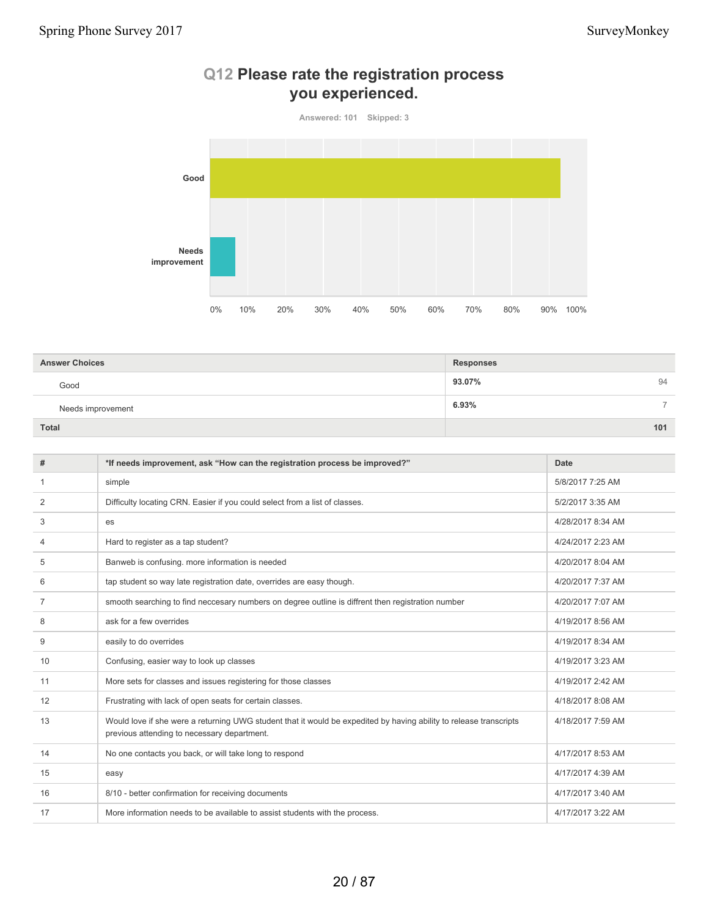## Q12 Please rate the registration process you experienced.

Answered: 101 Skipped: 3

| Answer Choices | Responses | |
|---|---|---|
| Good | 93.07% | 94 |
| Needs improvement | 6.93% | 7 |
| **Total** | | **101** |

| # | *If needs improvement, ask "How can the registration process be improved?" | Date |
|---|---|---|
| 1 | simple | 5/8/2017 7:25 AM |
| 2 | Difficulty locating CRN. Easier if you could select from a list of classes. | 5/2/2017 3:35 AM |
| 3 | es | 4/28/2017 8:34 AM |
| 4 | Hard to register as a tap student? | 4/24/2017 2:23 AM |
| 5 | Banweb is confusing. more information is needed | 4/20/2017 8:04 AM |
| 6 | tap student so way late registration date, overrides are easy though. | 4/20/2017 7:37 AM |
| 7 | smooth searching to find neccesary numbers on degree outline is diffrent then registration number | 4/20/2017 7:07 AM |
| 8 | ask for a few overrides | 4/19/2017 8:56 AM |
| 9 | easily to do overrides | 4/19/2017 8:34 AM |
| 10 | Confusing, easier way to look up classes | 4/19/2017 3:23 AM |
| 11 | More sets for classes and issues registering for those classes | 4/19/2017 2:42 AM |
| 12 | Frustrating with lack of open seats for certain classes. | 4/18/2017 8:08 AM |
| 13 | Would love if she were a returning UWG student that it would be expedited by having ability to release transcripts previous attending to necessary department. | 4/18/2017 7:59 AM |
| 14 | No one contacts you back, or will take long to respond | 4/17/2017 8:53 AM |
| 15 | easy | 4/17/2017 4:39 AM |
| 16 | 8/10 - better confirmation for receiving documents | 4/17/2017 3:40 AM |
| 17 | More information needs to be available to assist students with the process. | 4/17/2017 3:22 AM |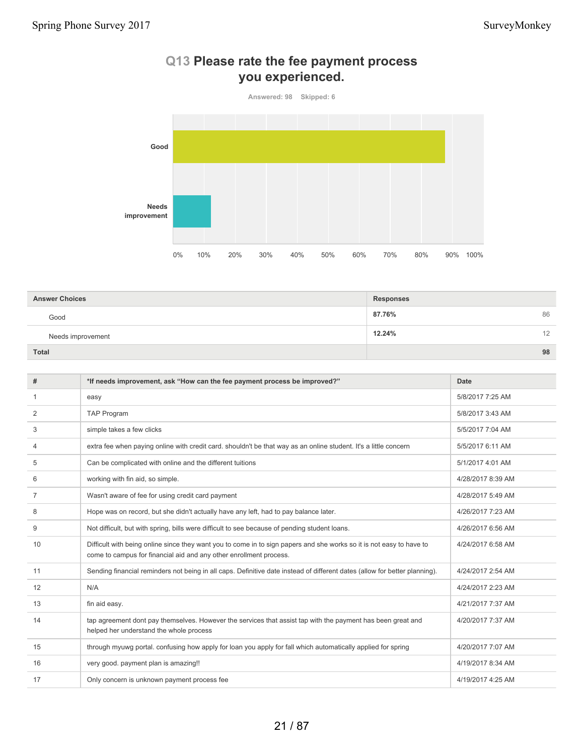## Q13 Please rate the fee payment process you experienced.

Answered: 98 Skipped: 6

| Answer Choices | Responses | |
|---|---|---|
| Good | 87.76% | 86 |
| Needs improvement | 12.24% | 12 |
| Total | | 98 |

| # | *If needs improvement, ask "How can the fee payment process be improved?" | Date |
|---|---|---|
| 1 | easy | 5/8/2017 7:25 AM |
| 2 | TAP Program | 5/8/2017 3:43 AM |
| 3 | simple takes a few clicks | 5/5/2017 7:04 AM |
| 4 | extra fee when paying online with credit card. shouldn't be that way as an online student. It's a little concern | 5/5/2017 6:11 AM |
| 5 | Can be complicated with online and the different tuitions | 5/1/2017 4:01 AM |
| 6 | working with fin aid, so simple. | 4/28/2017 8:39 AM |
| 7 | Wasn't aware of fee for using credit card payment | 4/28/2017 5:49 AM |
| 8 | Hope was on record, but she didn't actually have any left, had to pay balance later. | 4/26/2017 7:23 AM |
| 9 | Not difficult, but with spring, bills were difficult to see because of pending student loans. | 4/26/2017 6:56 AM |
| 10 | Difficult with being online since they want you to come in to sign papers and she works so it is not easy to have to come to campus for financial aid and any other enrollment process. | 4/24/2017 6:58 AM |
| 11 | Sending financial reminders not being in all caps. Definitive date instead of different dates (allow for better planning). | 4/24/2017 2:54 AM |
| 12 | N/A | 4/24/2017 2:23 AM |
| 13 | fin aid easy. | 4/21/2017 7:37 AM |
| 14 | tap agreement dont pay themselves. However the services that assist tap with the payment has been great and helped her understand the whole process | 4/20/2017 7:37 AM |
| 15 | through myuwg portal. confusing how apply for loan you apply for fall which automatically applied for spring | 4/20/2017 7:07 AM |
| 16 | very good. payment plan is amazing!! | 4/19/2017 8:34 AM |
| 17 | Only concern is unknown payment process fee | 4/19/2017 4:25 AM |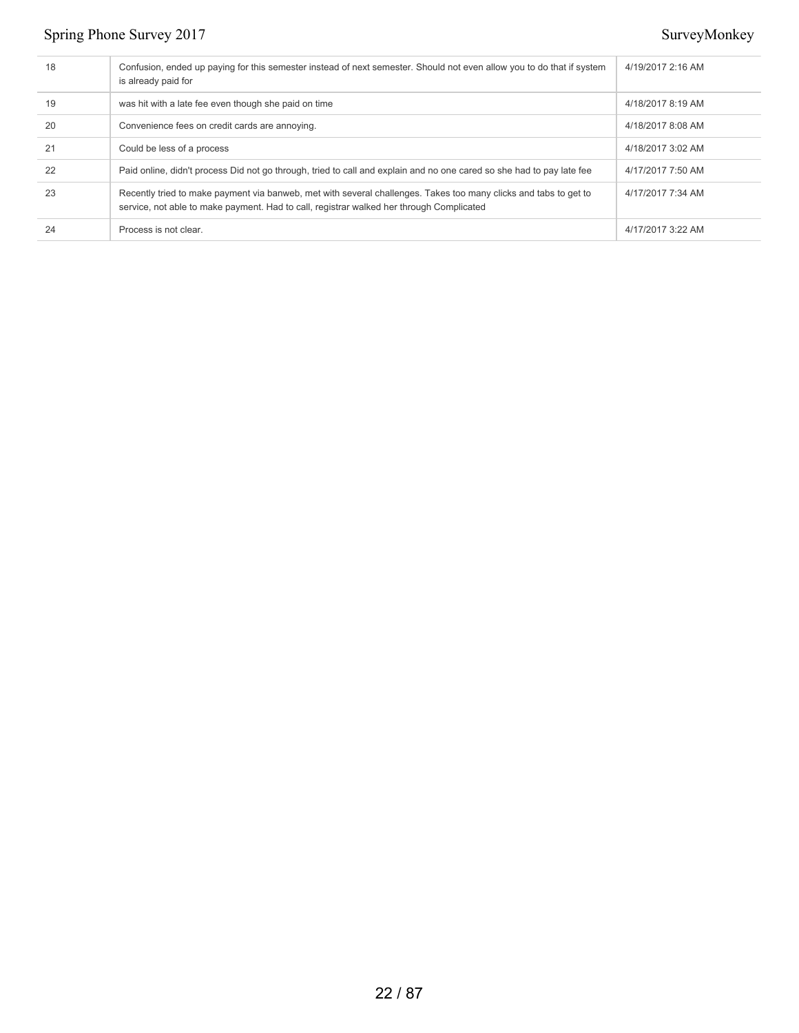| | | |
|---|---|---|
| 18 | Confusion, ended up paying for this semester instead of next semester. Should not even allow you to do that if system is already paid for | 4/19/2017 2:16 AM |
| 19 | was hit with a late fee even though she paid on time | 4/18/2017 8:19 AM |
| 20 | Convenience fees on credit cards are annoying. | 4/18/2017 8:08 AM |
| 21 | Could be less of a process | 4/18/2017 3:02 AM |
| 22 | Paid online, didn't process Did not go through, tried to call and explain and no one cared so she had to pay late fee | 4/17/2017 7:50 AM |
| 23 | Recently tried to make payment via banweb, met with several challenges. Takes too many clicks and tabs to get to service, not able to make payment. Had to call, registrar walked her through Complicated | 4/17/2017 7:34 AM |
| 24 | Process is not clear. | 4/17/2017 3:22 AM |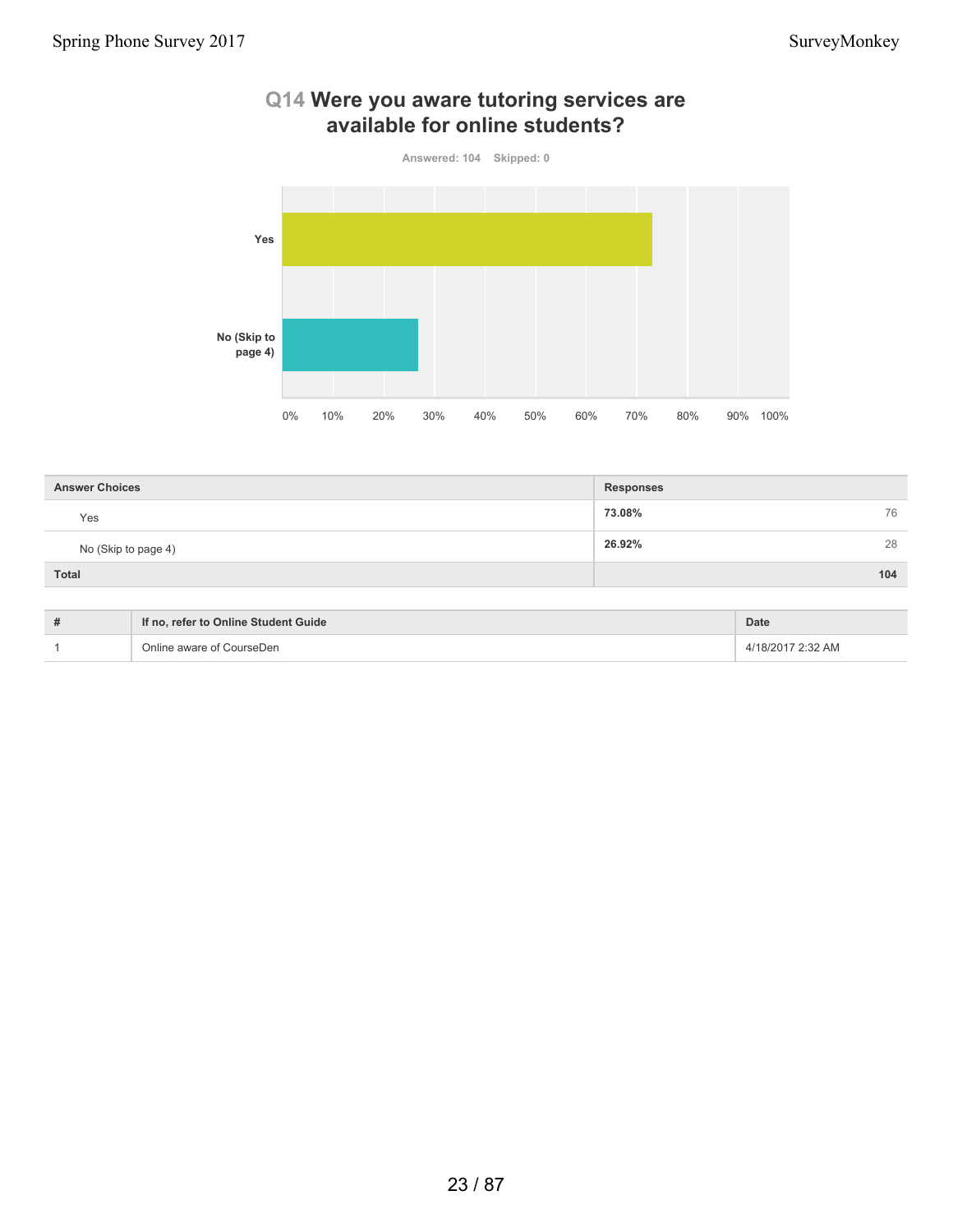## Q14 Were you aware tutoring services are available for online students?

Answered: 104 Skipped: 0

| Answer Choices | Responses | |
|---|---|---|
| Yes | 73.08% | 76 |
| No (Skip to page 4) | 26.92% | 28 |
| Total | | 104 |

| # | If no, refer to Online Student Guide | Date |
|---|---|---|
| 1 | Online aware of CourseDen | 4/18/2017 2:32 AM |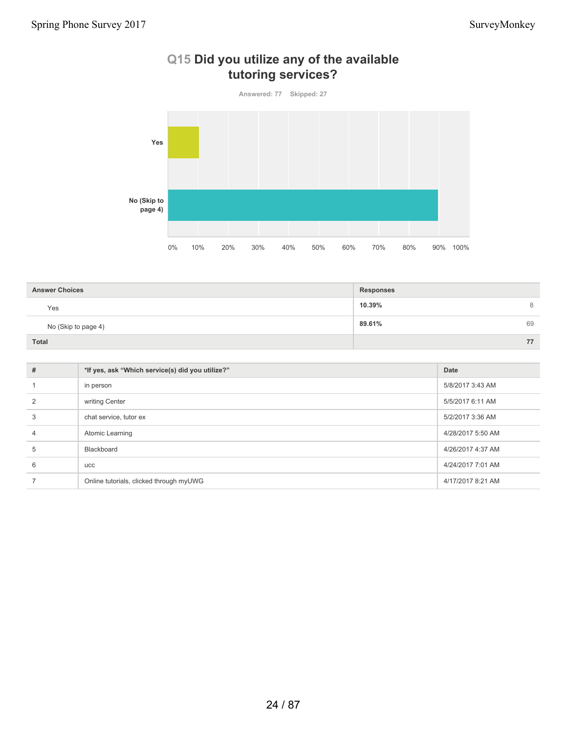## Q15 Did you utilize any of the available tutoring services?

Answered: 77 Skipped: 27

| Answer Choices | Responses | |
|---|---|---|
| Yes | 10.39% | 8 |
| No (Skip to page 4) | 89.61% | 69 |
| Total | | 77 |

| # | *If yes, ask “Which service(s) did you utilize?” | Date |
|---|---|---|
| 1 | in person | 5/8/2017 3:43 AM |
| 2 | writing Center | 5/5/2017 6:11 AM |
| 3 | chat service, tutor ex | 5/2/2017 3:36 AM |
| 4 | Atomic Learning | 4/28/2017 5:50 AM |
| 5 | Blackboard | 4/26/2017 4:37 AM |
| 6 | ucc | 4/24/2017 7:01 AM |
| 7 | Online tutorials, clicked through myUWG | 4/17/2017 8:21 AM |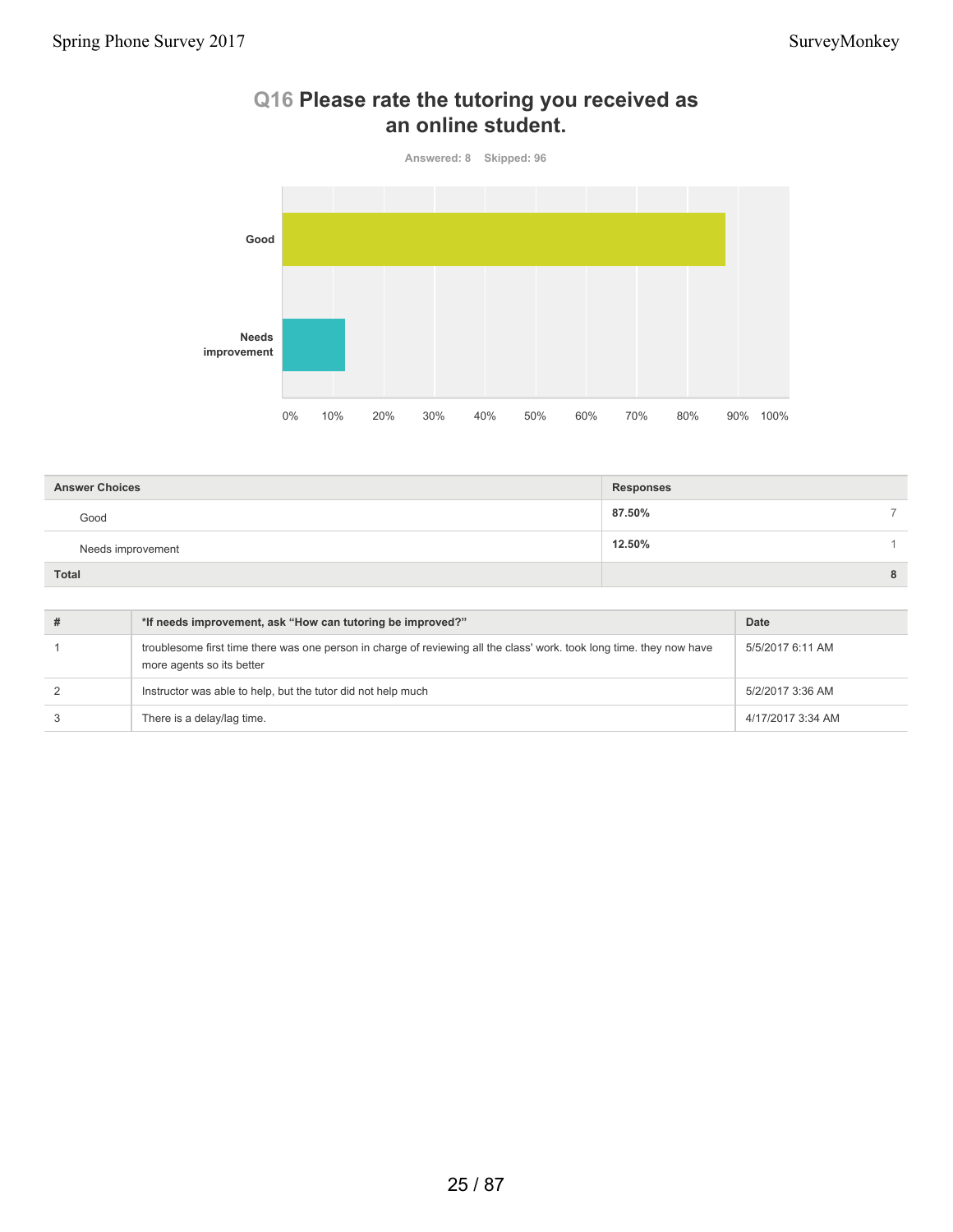## Q16 Please rate the tutoring you received as an online student.

Answered: 8 Skipped: 96

| Answer Choices | Responses | |
|---|---|---|
| Good | 87.50% | 7 |
| Needs improvement | 12.50% | 1 |
| Total | | 8 |

| # | *If needs improvement, ask "How can tutoring be improved?" | Date |
|---|---|---|
| 1 | troublesome first time there was one person in charge of reviewing all the class' work. took long time. they now have more agents so its better | 5/5/2017 6:11 AM |
| 2 | Instructor was able to help, but the tutor did not help much | 5/2/2017 3:36 AM |
| 3 | There is a delay/lag time. | 4/17/2017 3:34 AM |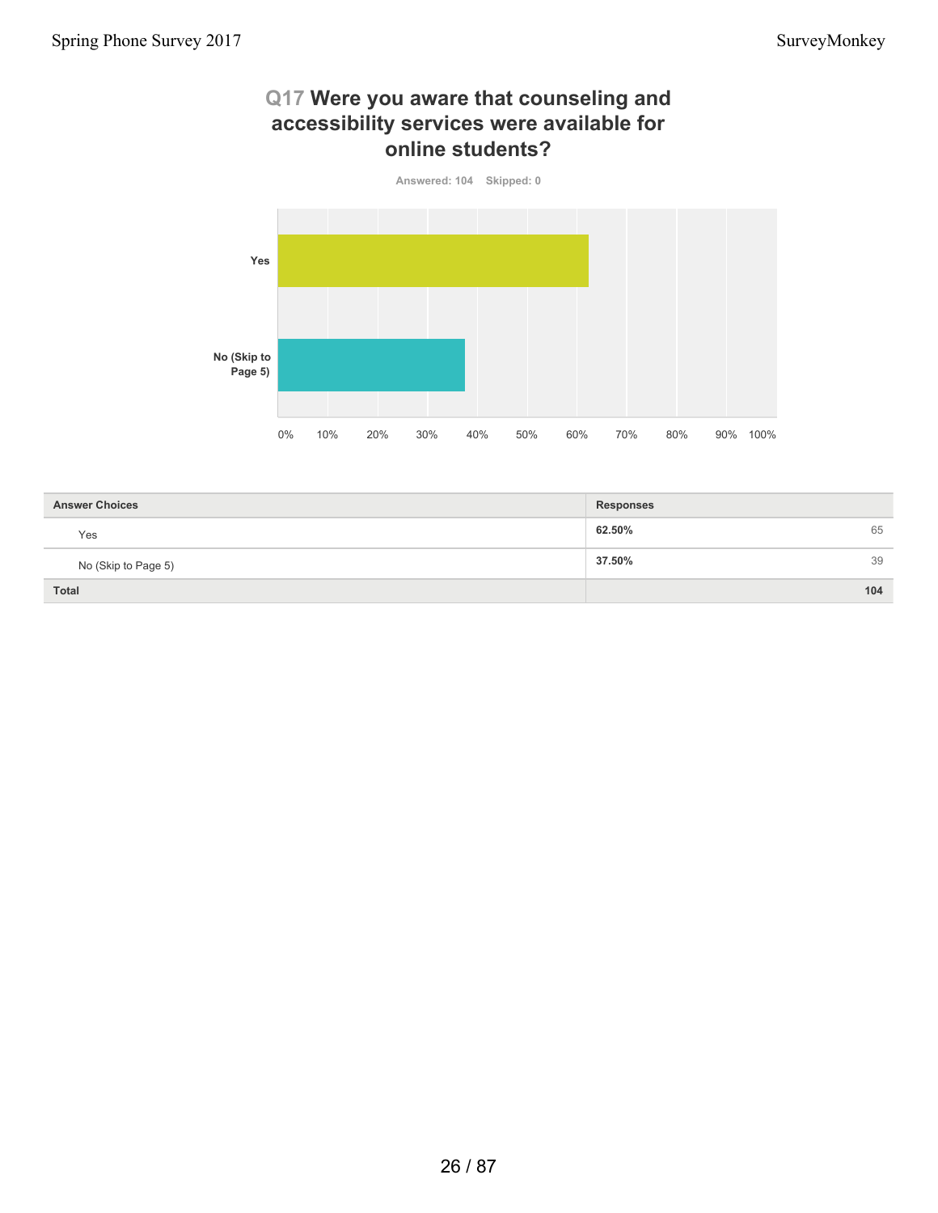## Q17 Were you aware that counseling and accessibility services were available for online students?

Answered: 104 Skipped: 0

| Answer Choices | Responses | |
|---|---|---|
| Yes | 62.50% | 65 |
| No (Skip to Page 5) | 37.50% | 39 |
| Total | | 104 |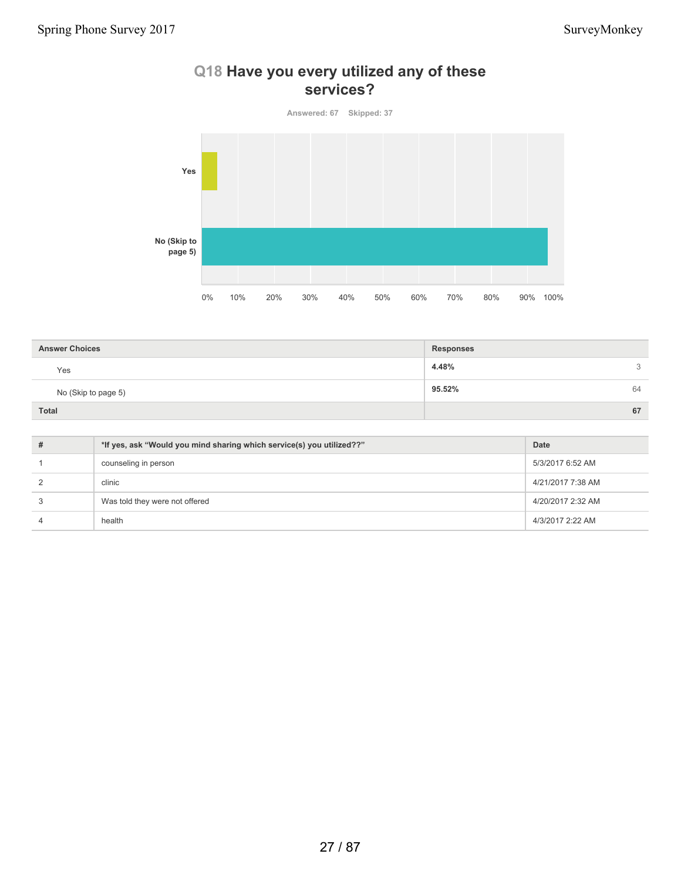## Q18 Have you every utilized any of these services?

Answered: 67 Skipped: 37

| Answer Choices | Responses | |
|---|---|---|
| Yes | 4.48% | 3 |
| No (Skip to page 5) | 95.52% | 64 |
| **Total** | | **67** |

| # | *If yes, ask "Would you mind sharing which service(s) you utilized??" | Date |
|---|---|---|
| 1 | counseling in person | 5/3/2017 6:52 AM |
| 2 | clinic | 4/21/2017 7:38 AM |
| 3 | Was told they were not offered | 4/20/2017 2:32 AM |
| 4 | health | 4/3/2017 2:22 AM |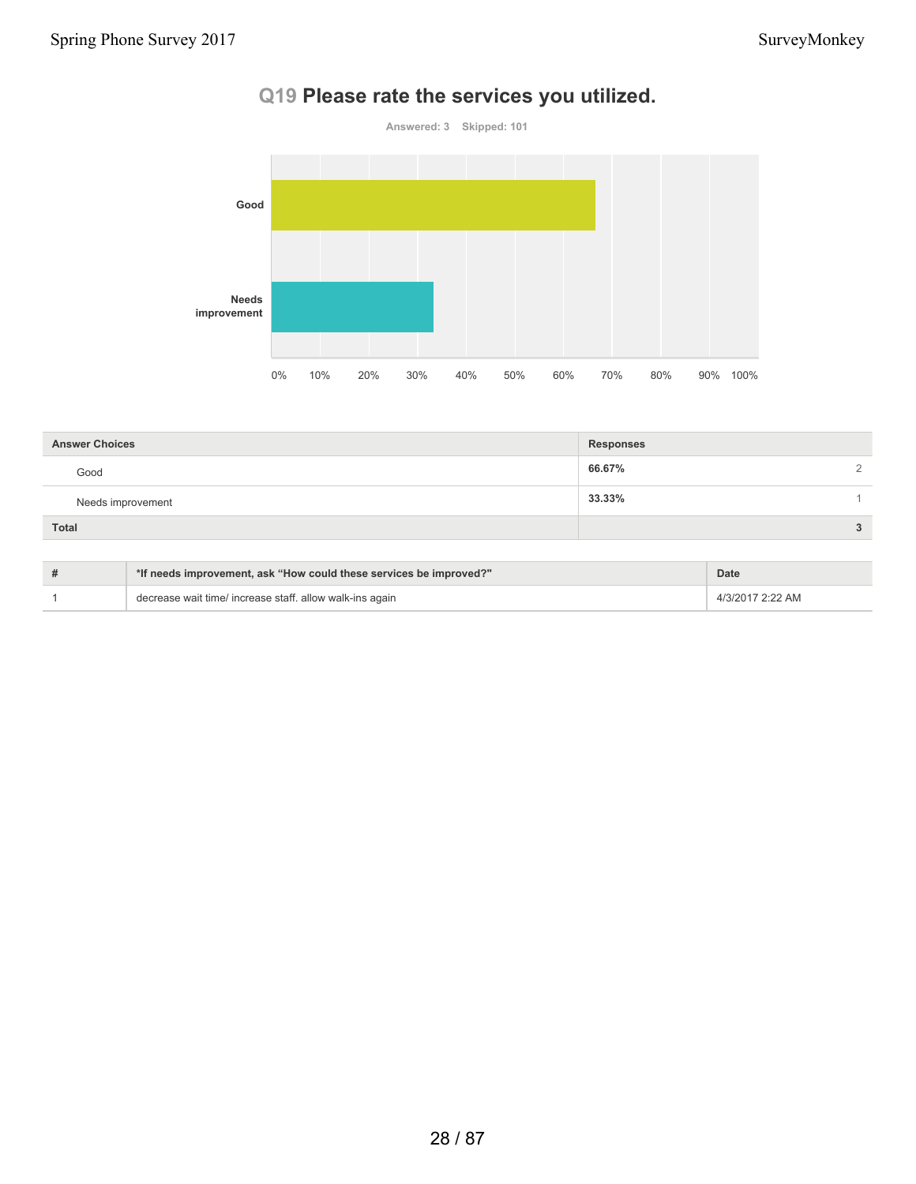## Q19 Please rate the services you utilized.

Answered: 3 Skipped: 101

| Answer Choices | Responses | |
|---|---|---|
| Good | 66.67% | 2 |
| Needs improvement | 33.33% | 1 |
| **Total** | | **3** |

| # | *If needs improvement, ask "How could these services be improved?" | Date |
|---|---|---|
| 1 | decrease wait time/ increase staff. allow walk-ins again | 4/3/2017 2:22 AM |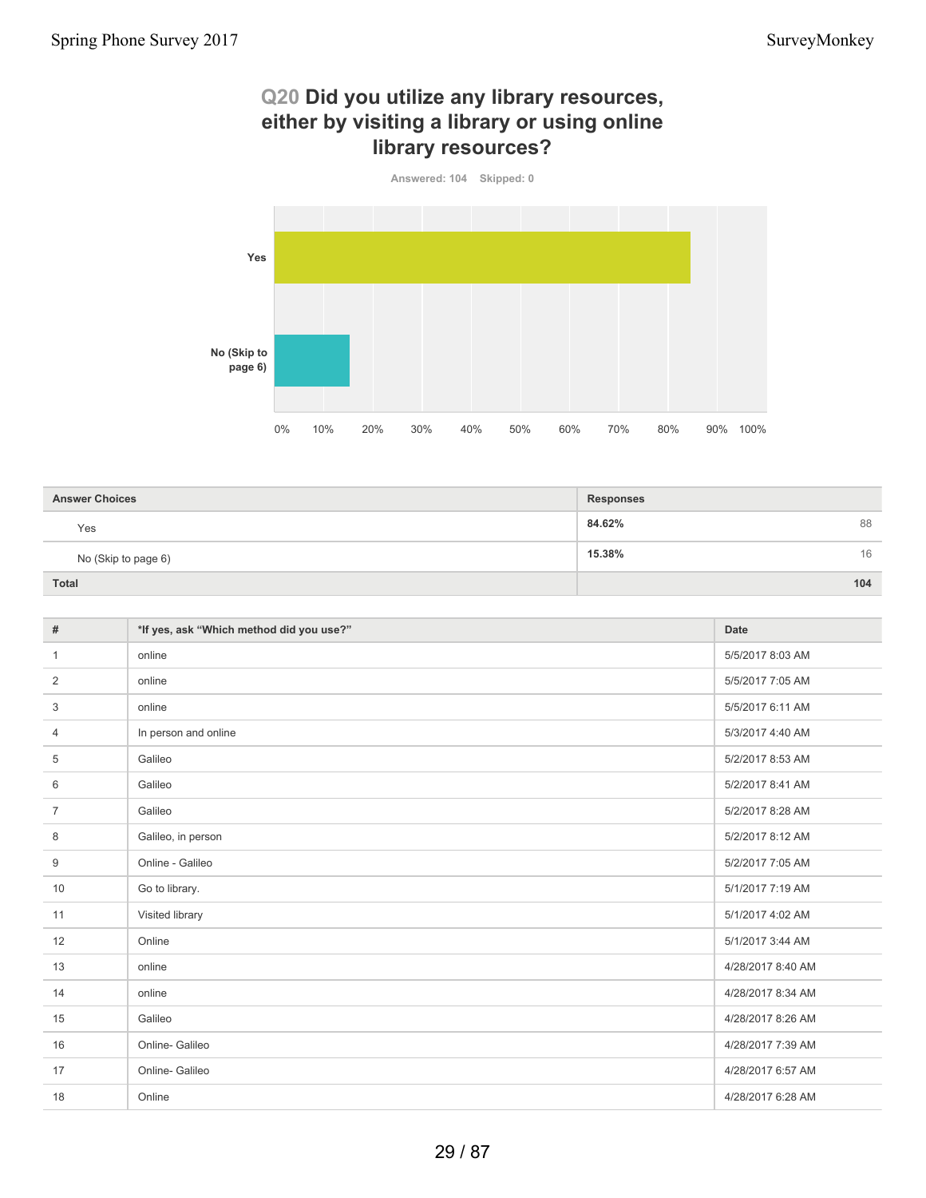## Q20 Did you utilize any library resources, either by visiting a library or using online library resources?

Answered: 104 Skipped: 0

| Answer Choices | Responses | |
|---|---|---|
| Yes | 84.62% | 88 |
| No (Skip to page 6) | 15.38% | 16 |
| **Total** | | **104** |

| # | *If yes, ask "Which method did you use?" | Date |
|---|---|---|
| 1 | online | 5/5/2017 8:03 AM |
| 2 | online | 5/5/2017 7:05 AM |
| 3 | online | 5/5/2017 6:11 AM |
| 4 | In person and online | 5/3/2017 4:40 AM |
| 5 | Galileo | 5/2/2017 8:53 AM |
| 6 | Galileo | 5/2/2017 8:41 AM |
| 7 | Galileo | 5/2/2017 8:28 AM |
| 8 | Galileo, in person | 5/2/2017 8:12 AM |
| 9 | Online - Galileo | 5/2/2017 7:05 AM |
| 10 | Go to library. | 5/1/2017 7:19 AM |
| 11 | Visited library | 5/1/2017 4:02 AM |
| 12 | Online | 5/1/2017 3:44 AM |
| 13 | online | 4/28/2017 8:40 AM |
| 14 | online | 4/28/2017 8:34 AM |
| 15 | Galileo | 4/28/2017 8:26 AM |
| 16 | Online- Galileo | 4/28/2017 7:39 AM |
| 17 | Online- Galileo | 4/28/2017 6:57 AM |
| 18 | Online | 4/28/2017 6:28 AM |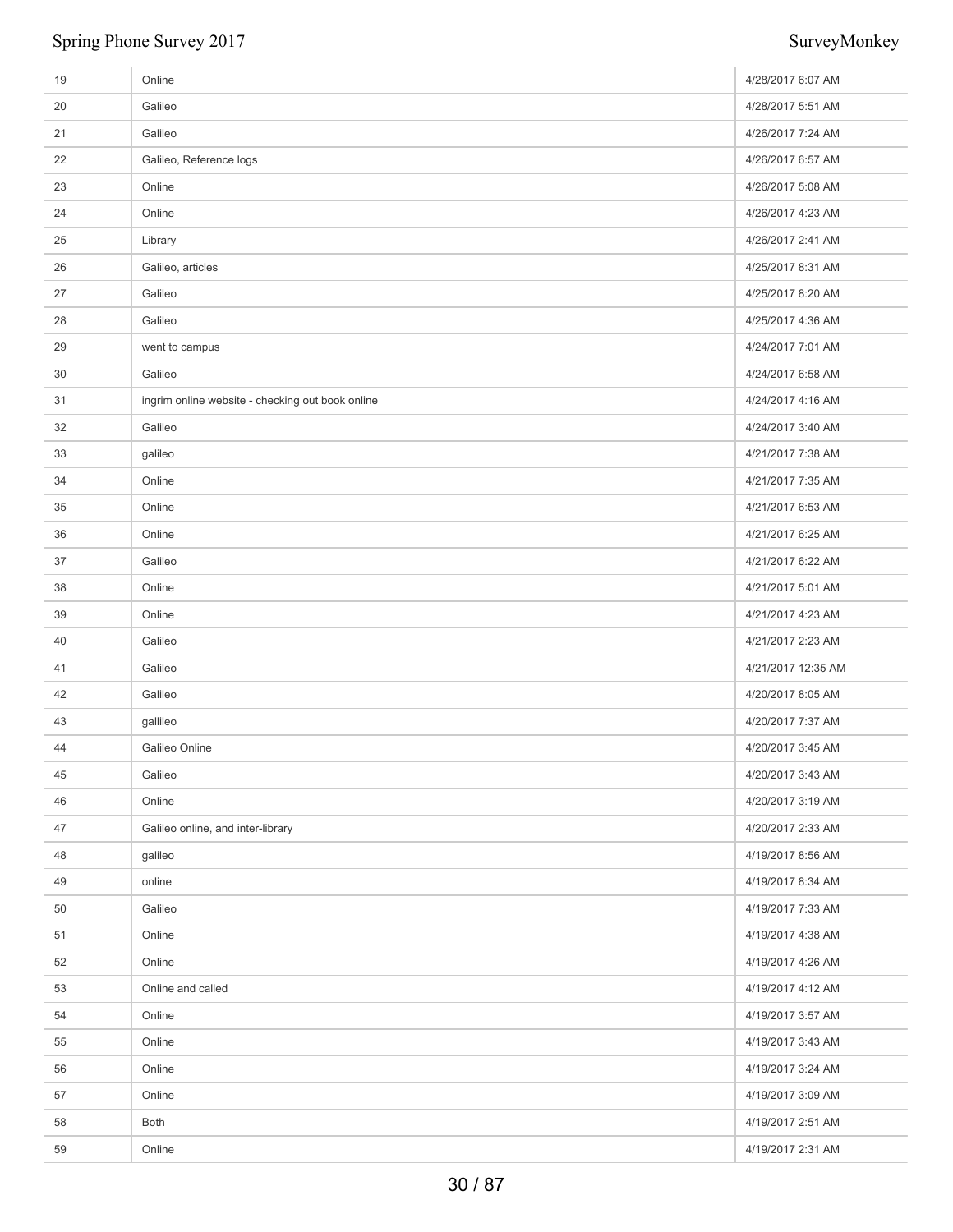| | | |
|---|---|---|
| 19 | Online | 4/28/2017 6:07 AM |
| 20 | Galileo | 4/28/2017 5:51 AM |
| 21 | Galileo | 4/26/2017 7:24 AM |
| 22 | Galileo, Reference logs | 4/26/2017 6:57 AM |
| 23 | Online | 4/26/2017 5:08 AM |
| 24 | Online | 4/26/2017 4:23 AM |
| 25 | Library | 4/26/2017 2:41 AM |
| 26 | Galileo, articles | 4/25/2017 8:31 AM |
| 27 | Galileo | 4/25/2017 8:20 AM |
| 28 | Galileo | 4/25/2017 4:36 AM |
| 29 | went to campus | 4/24/2017 7:01 AM |
| 30 | Galileo | 4/24/2017 6:58 AM |
| 31 | ingrim online website - checking out book online | 4/24/2017 4:16 AM |
| 32 | Galileo | 4/24/2017 3:40 AM |
| 33 | galileo | 4/21/2017 7:38 AM |
| 34 | Online | 4/21/2017 7:35 AM |
| 35 | Online | 4/21/2017 6:53 AM |
| 36 | Online | 4/21/2017 6:25 AM |
| 37 | Galileo | 4/21/2017 6:22 AM |
| 38 | Online | 4/21/2017 5:01 AM |
| 39 | Online | 4/21/2017 4:23 AM |
| 40 | Galileo | 4/21/2017 2:23 AM |
| 41 | Galileo | 4/21/2017 12:35 AM |
| 42 | Galileo | 4/20/2017 8:05 AM |
| 43 | gallileo | 4/20/2017 7:37 AM |
| 44 | Galileo Online | 4/20/2017 3:45 AM |
| 45 | Galileo | 4/20/2017 3:43 AM |
| 46 | Online | 4/20/2017 3:19 AM |
| 47 | Galileo online, and inter-library | 4/20/2017 2:33 AM |
| 48 | galileo | 4/19/2017 8:56 AM |
| 49 | online | 4/19/2017 8:34 AM |
| 50 | Galileo | 4/19/2017 7:33 AM |
| 51 | Online | 4/19/2017 4:38 AM |
| 52 | Online | 4/19/2017 4:26 AM |
| 53 | Online and called | 4/19/2017 4:12 AM |
| 54 | Online | 4/19/2017 3:57 AM |
| 55 | Online | 4/19/2017 3:43 AM |
| 56 | Online | 4/19/2017 3:24 AM |
| 57 | Online | 4/19/2017 3:09 AM |
| 58 | Both | 4/19/2017 2:51 AM |
| 59 | Online | 4/19/2017 2:31 AM |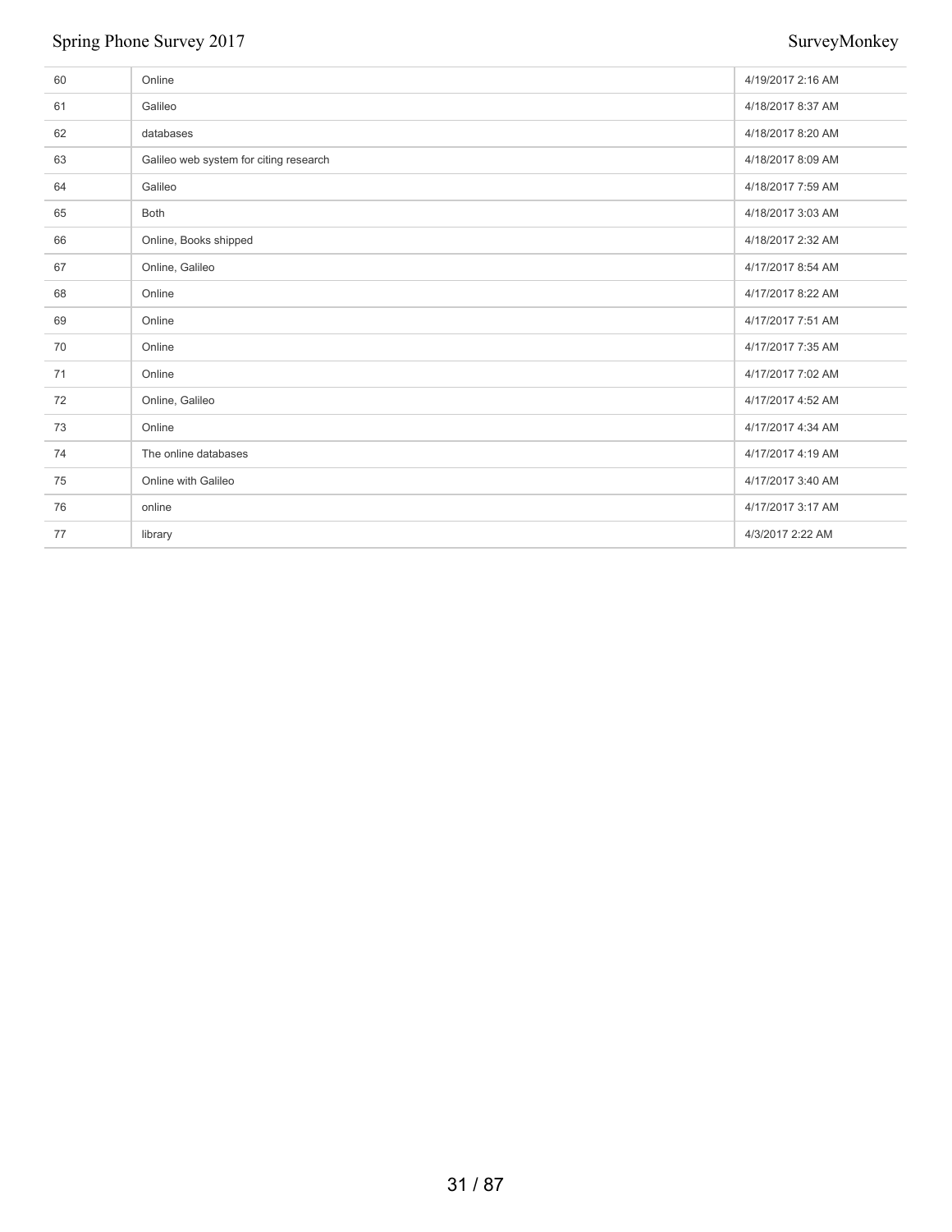| | | |
|---|---|---|
| 60 | Online | 4/19/2017 2:16 AM |
| 61 | Galileo | 4/18/2017 8:37 AM |
| 62 | databases | 4/18/2017 8:20 AM |
| 63 | Galileo web system for citing research | 4/18/2017 8:09 AM |
| 64 | Galileo | 4/18/2017 7:59 AM |
| 65 | Both | 4/18/2017 3:03 AM |
| 66 | Online, Books shipped | 4/18/2017 2:32 AM |
| 67 | Online, Galileo | 4/17/2017 8:54 AM |
| 68 | Online | 4/17/2017 8:22 AM |
| 69 | Online | 4/17/2017 7:51 AM |
| 70 | Online | 4/17/2017 7:35 AM |
| 71 | Online | 4/17/2017 7:02 AM |
| 72 | Online, Galileo | 4/17/2017 4:52 AM |
| 73 | Online | 4/17/2017 4:34 AM |
| 74 | The online databases | 4/17/2017 4:19 AM |
| 75 | Online with Galileo | 4/17/2017 3:40 AM |
| 76 | online | 4/17/2017 3:17 AM |
| 77 | library | 4/3/2017 2:22 AM |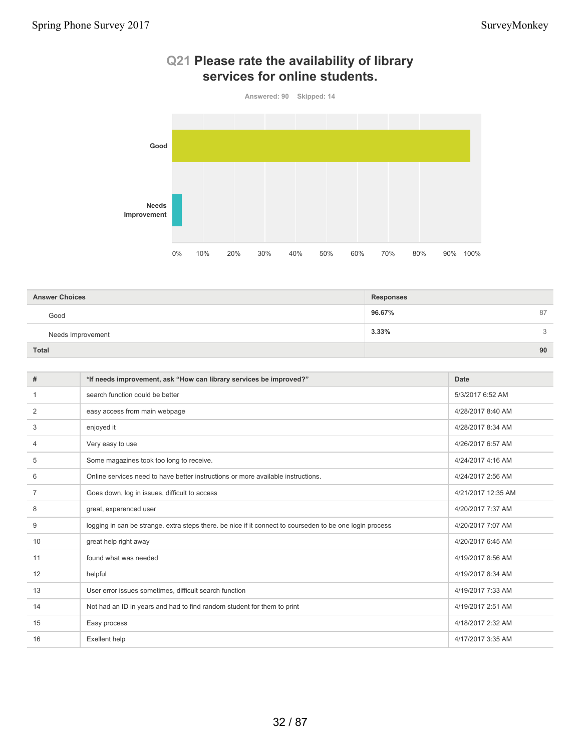## Q21 Please rate the availability of library services for online students.

Answered: 90 Skipped: 14

| Answer Choices | Responses | |
|---|---|---|
| Good | 96.67% | 87 |
| Needs Improvement | 3.33% | 3 |
| **Total** | | **90** |

| # | *If needs improvement, ask "How can library services be improved?" | Date |
|---|---|---|
| 1 | search function could be better | 5/3/2017 6:52 AM |
| 2 | easy access from main webpage | 4/28/2017 8:40 AM |
| 3 | enjoyed it | 4/28/2017 8:34 AM |
| 4 | Very easy to use | 4/26/2017 6:57 AM |
| 5 | Some magazines took too long to receive. | 4/24/2017 4:16 AM |
| 6 | Online services need to have better instructions or more available instructions. | 4/24/2017 2:56 AM |
| 7 | Goes down, log in issues, difficult to access | 4/21/2017 12:35 AM |
| 8 | great, experienced user | 4/20/2017 7:37 AM |
| 9 | logging in can be strange. extra steps there. be nice if it connect to courseden to be one login process | 4/20/2017 7:07 AM |
| 10 | great help right away | 4/20/2017 6:45 AM |
| 11 | found what was needed | 4/19/2017 8:56 AM |
| 12 | helpful | 4/19/2017 8:34 AM |
| 13 | User error issues sometimes, difficult search function | 4/19/2017 7:33 AM |
| 14 | Not had an ID in years and had to find random student for them to print | 4/19/2017 2:51 AM |
| 15 | Easy process | 4/18/2017 2:32 AM |
| 16 | Exellent help | 4/17/2017 3:35 AM |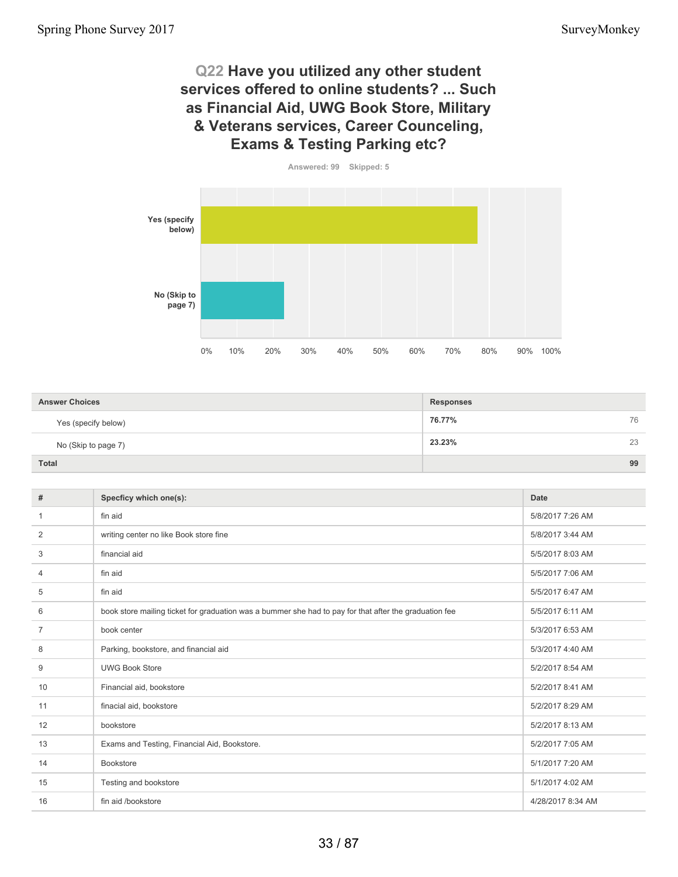## Q22 Have you utilized any other student services offered to online students? ... Such as Financial Aid, UWG Book Store, Military & Veterans services, Career Counceling, Exams & Testing Parking etc?

Answered: 99 Skipped: 5

| Answer Choices | Responses | |
|---|---|---|
| Yes (specify below) | 76.77% | 76 |
| No (Skip to page 7) | 23.23% | 23 |
| **Total** | | **99** |

| # | Specficy which one(s): | Date |
|---|---|---|
| 1 | fin aid | 5/8/2017 7:26 AM |
| 2 | writing center no like Book store fine | 5/8/2017 3:44 AM |
| 3 | financial aid | 5/5/2017 8:03 AM |
| 4 | fin aid | 5/5/2017 7:06 AM |
| 5 | fin aid | 5/5/2017 6:47 AM |
| 6 | book store mailing ticket for graduation was a bummer she had to pay for that after the graduation fee | 5/5/2017 6:11 AM |
| 7 | book center | 5/3/2017 6:53 AM |
| 8 | Parking, bookstore, and financial aid | 5/3/2017 4:40 AM |
| 9 | UWG Book Store | 5/2/2017 8:54 AM |
| 10 | Financial aid, bookstore | 5/2/2017 8:41 AM |
| 11 | finacial aid, bookstore | 5/2/2017 8:29 AM |
| 12 | bookstore | 5/2/2017 8:13 AM |
| 13 | Exams and Testing, Financial Aid, Bookstore. | 5/2/2017 7:05 AM |
| 14 | Bookstore | 5/1/2017 7:20 AM |
| 15 | Testing and bookstore | 5/1/2017 4:02 AM |
| 16 | fin aid /bookstore | 4/28/2017 8:34 AM |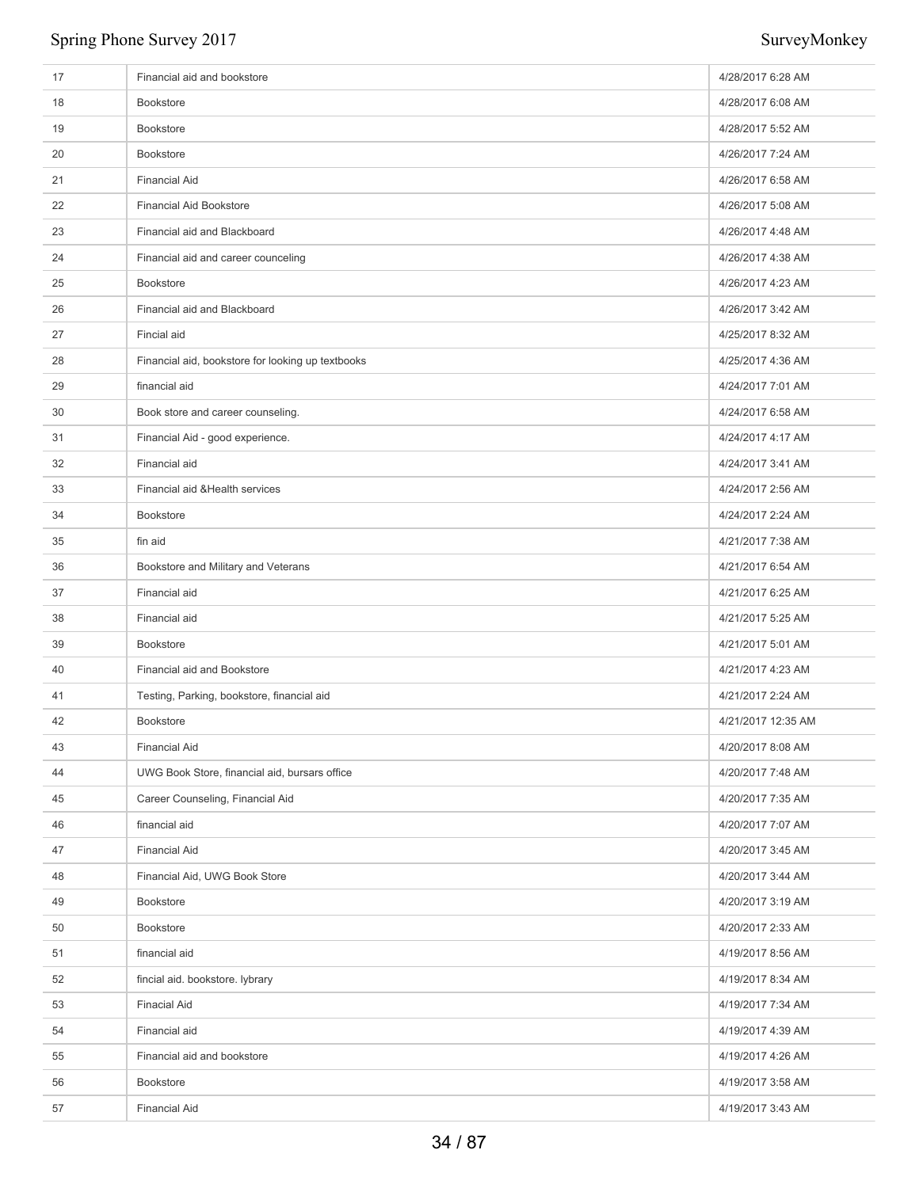| | | |
|---|---|---|
| 17 | Financial aid and bookstore | 4/28/2017 6:28 AM |
| 18 | Bookstore | 4/28/2017 6:08 AM |
| 19 | Bookstore | 4/28/2017 5:52 AM |
| 20 | Bookstore | 4/26/2017 7:24 AM |
| 21 | Financial Aid | 4/26/2017 6:58 AM |
| 22 | Financial Aid Bookstore | 4/26/2017 5:08 AM |
| 23 | Financial aid and Blackboard | 4/26/2017 4:48 AM |
| 24 | Financial aid and career counceling | 4/26/2017 4:38 AM |
| 25 | Bookstore | 4/26/2017 4:23 AM |
| 26 | Financial aid and Blackboard | 4/26/2017 3:42 AM |
| 27 | Fincial aid | 4/25/2017 8:32 AM |
| 28 | Financial aid, bookstore for looking up textbooks | 4/25/2017 4:36 AM |
| 29 | financial aid | 4/24/2017 7:01 AM |
| 30 | Book store and career counseling. | 4/24/2017 6:58 AM |
| 31 | Financial Aid - good experience. | 4/24/2017 4:17 AM |
| 32 | Financial aid | 4/24/2017 3:41 AM |
| 33 | Financial aid &Health services | 4/24/2017 2:56 AM |
| 34 | Bookstore | 4/24/2017 2:24 AM |
| 35 | fin aid | 4/21/2017 7:38 AM |
| 36 | Bookstore and Military and Veterans | 4/21/2017 6:54 AM |
| 37 | Financial aid | 4/21/2017 6:25 AM |
| 38 | Financial aid | 4/21/2017 5:25 AM |
| 39 | Bookstore | 4/21/2017 5:01 AM |
| 40 | Financial aid and Bookstore | 4/21/2017 4:23 AM |
| 41 | Testing, Parking, bookstore, financial aid | 4/21/2017 2:24 AM |
| 42 | Bookstore | 4/21/2017 12:35 AM |
| 43 | Financial Aid | 4/20/2017 8:08 AM |
| 44 | UWG Book Store, financial aid, bursars office | 4/20/2017 7:48 AM |
| 45 | Career Counseling, Financial Aid | 4/20/2017 7:35 AM |
| 46 | financial aid | 4/20/2017 7:07 AM |
| 47 | Financial Aid | 4/20/2017 3:45 AM |
| 48 | Financial Aid, UWG Book Store | 4/20/2017 3:44 AM |
| 49 | Bookstore | 4/20/2017 3:19 AM |
| 50 | Bookstore | 4/20/2017 2:33 AM |
| 51 | financial aid | 4/19/2017 8:56 AM |
| 52 | fincial aid. bookstore. lybrary | 4/19/2017 8:34 AM |
| 53 | Finacial Aid | 4/19/2017 7:34 AM |
| 54 | Financial aid | 4/19/2017 4:39 AM |
| 55 | Financial aid and bookstore | 4/19/2017 4:26 AM |
| 56 | Bookstore | 4/19/2017 3:58 AM |
| 57 | Financial Aid | 4/19/2017 3:43 AM |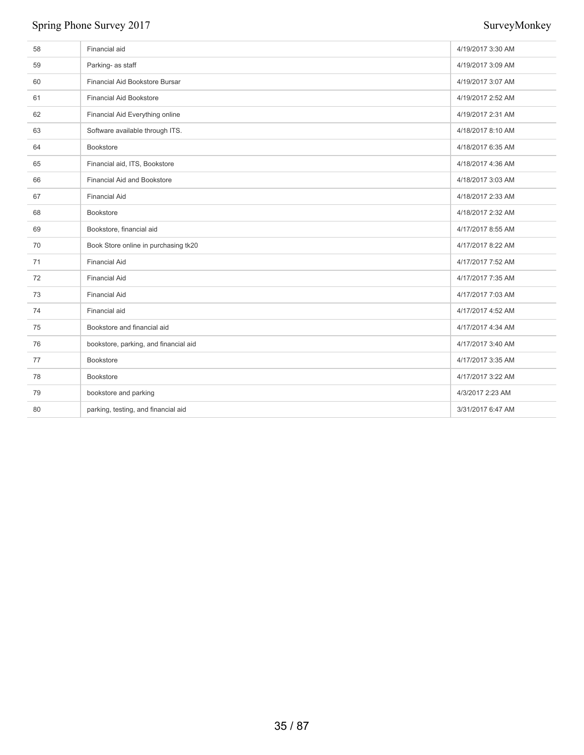| | | |
|---|---|---|
| 58 | Financial aid | 4/19/2017 3:30 AM |
| 59 | Parking- as staff | 4/19/2017 3:09 AM |
| 60 | Financial Aid Bookstore Bursar | 4/19/2017 3:07 AM |
| 61 | Financial Aid Bookstore | 4/19/2017 2:52 AM |
| 62 | Financial Aid Everything online | 4/19/2017 2:31 AM |
| 63 | Software available through ITS. | 4/18/2017 8:10 AM |
| 64 | Bookstore | 4/18/2017 6:35 AM |
| 65 | Financial aid, ITS, Bookstore | 4/18/2017 4:36 AM |
| 66 | Financial Aid and Bookstore | 4/18/2017 3:03 AM |
| 67 | Financial Aid | 4/18/2017 2:33 AM |
| 68 | Bookstore | 4/18/2017 2:32 AM |
| 69 | Bookstore, financial aid | 4/17/2017 8:55 AM |
| 70 | Book Store online in purchasing tk20 | 4/17/2017 8:22 AM |
| 71 | Financial Aid | 4/17/2017 7:52 AM |
| 72 | Financial Aid | 4/17/2017 7:35 AM |
| 73 | Financial Aid | 4/17/2017 7:03 AM |
| 74 | Financial aid | 4/17/2017 4:52 AM |
| 75 | Bookstore and financial aid | 4/17/2017 4:34 AM |
| 76 | bookstore, parking, and financial aid | 4/17/2017 3:40 AM |
| 77 | Bookstore | 4/17/2017 3:35 AM |
| 78 | Bookstore | 4/17/2017 3:22 AM |
| 79 | bookstore and parking | 4/3/2017 2:23 AM |
| 80 | parking, testing, and financial aid | 3/31/2017 6:47 AM |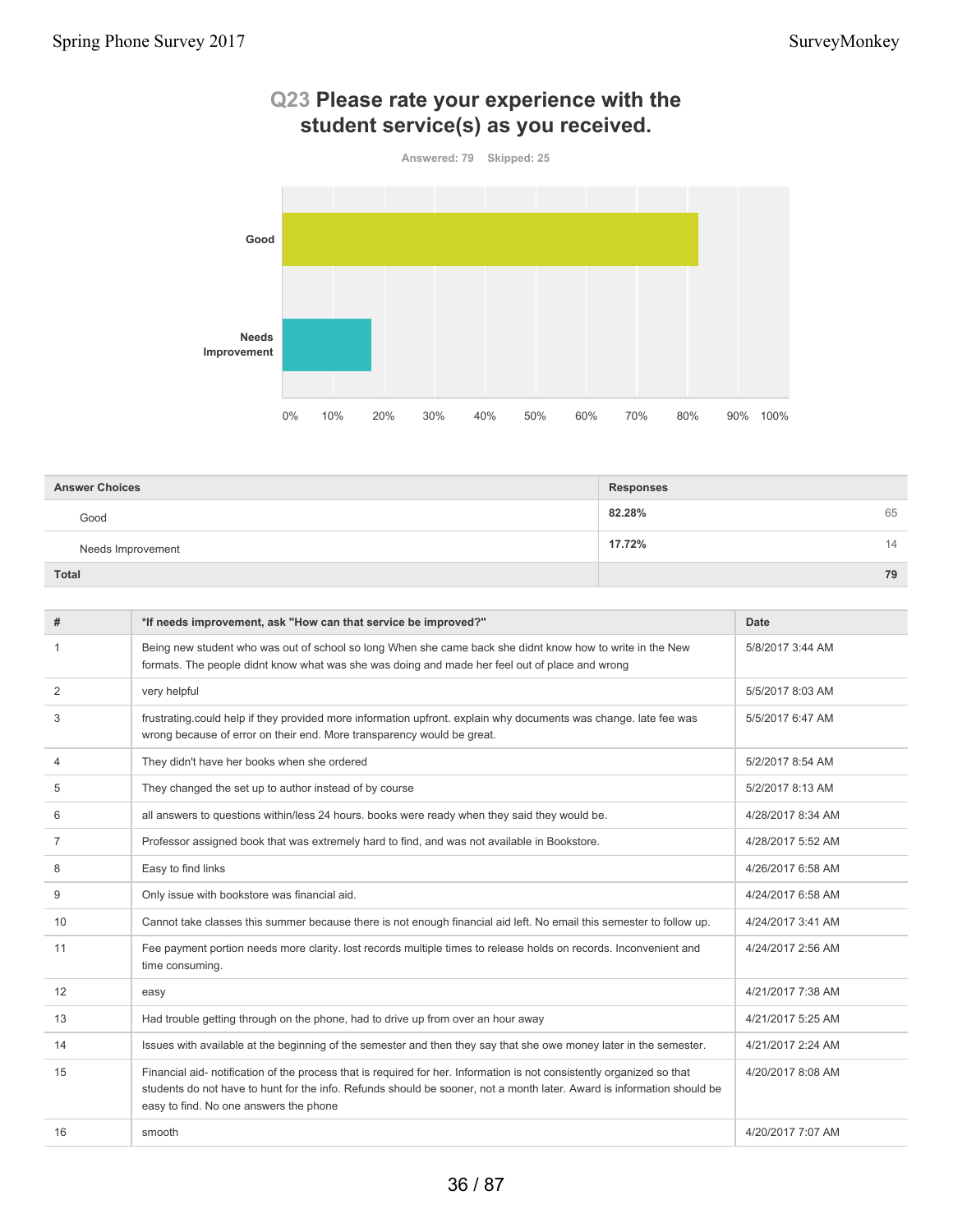## Q23 Please rate your experience with the student service(s) as you received.

Answered: 79 Skipped: 25

| Answer Choices | Responses | |
|---|---|---|
| Good | 82.28% | 65 |
| Needs Improvement | 17.72% | 14 |
| Total | | 79 |

| # | *If needs improvement, ask "How can that service be improved?" | Date |
|---|---|---|
| 1 | Being new student who was out of school so long When she came back she didnt know how to write in the New formats. The people didnt know what was she was doing and made her feel out of place and wrong | 5/8/2017 3:44 AM |
| 2 | very helpful | 5/5/2017 8:03 AM |
| 3 | frustrating.could help if they provided more information upfront. explain why documents was change. late fee was wrong because of error on their end. More transparency would be great. | 5/5/2017 6:47 AM |
| 4 | They didn't have her books when she ordered | 5/2/2017 8:54 AM |
| 5 | They changed the set up to author instead of by course | 5/2/2017 8:13 AM |
| 6 | all answers to questions within/less 24 hours. books were ready when they said they would be. | 4/28/2017 8:34 AM |
| 7 | Professor assigned book that was extremely hard to find, and was not available in Bookstore. | 4/28/2017 5:52 AM |
| 8 | Easy to find links | 4/26/2017 6:58 AM |
| 9 | Only issue with bookstore was financial aid. | 4/24/2017 6:58 AM |
| 10 | Cannot take classes this summer because there is not enough financial aid left. No email this semester to follow up. | 4/24/2017 3:41 AM |
| 11 | Fee payment portion needs more clarity. lost records multiple times to release holds on records. Inconvenient and time consuming. | 4/24/2017 2:56 AM |
| 12 | easy | 4/21/2017 7:38 AM |
| 13 | Had trouble getting through on the phone, had to drive up from over an hour away | 4/21/2017 5:25 AM |
| 14 | Issues with available at the beginning of the semester and then they say that she owe money later in the semester. | 4/21/2017 2:24 AM |
| 15 | Financial aid- notification of the process that is required for her. Information is not consistently organized so that students do not have to hunt for the info. Refunds should be sooner, not a month later. Award is information should be easy to find. No one answers the phone | 4/20/2017 8:08 AM |
| 16 | smooth | 4/20/2017 7:07 AM |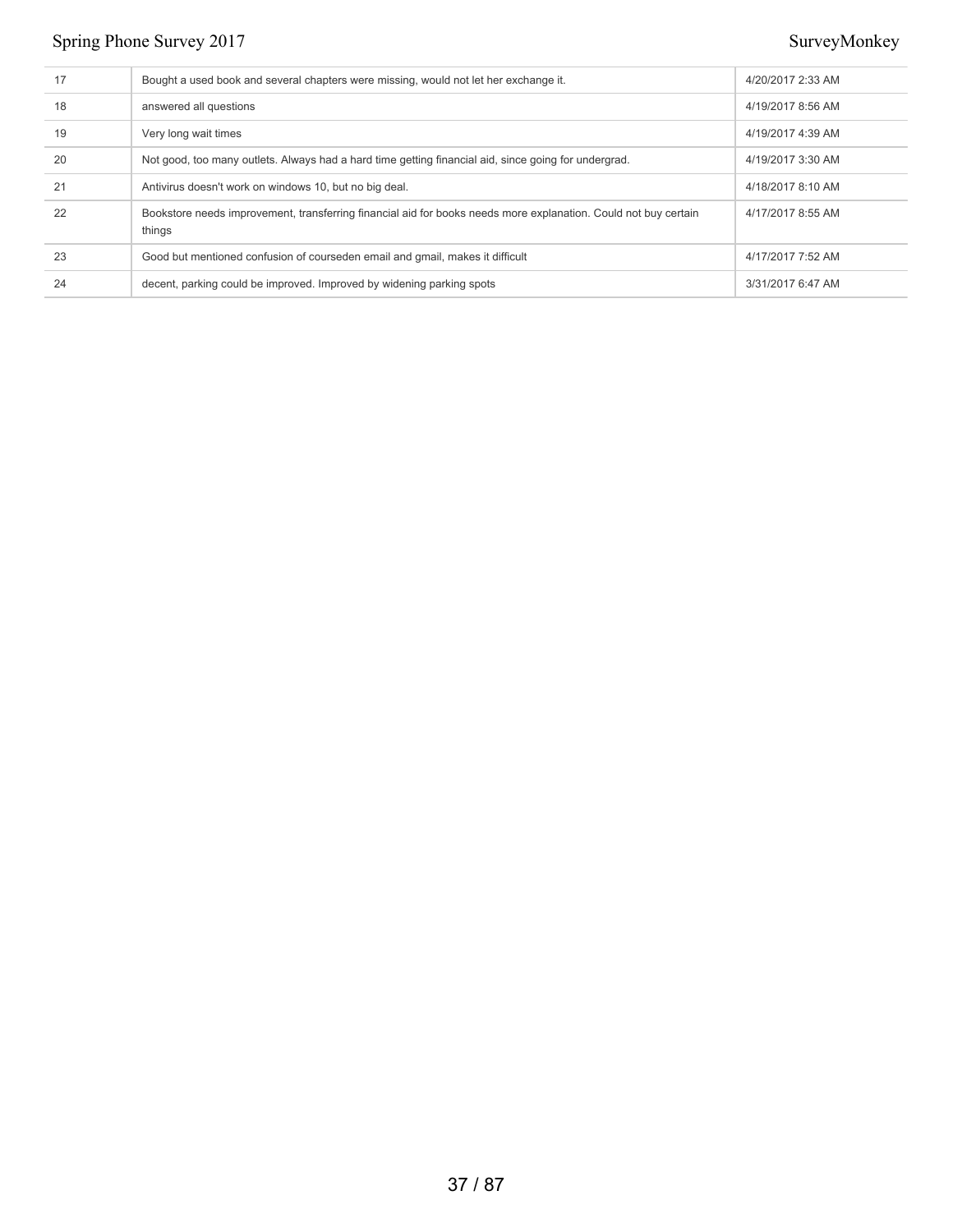| | | |
|---|---|---|
| 17 | Bought a used book and several chapters were missing, would not let her exchange it. | 4/20/2017 2:33 AM |
| 18 | answered all questions | 4/19/2017 8:56 AM |
| 19 | Very long wait times | 4/19/2017 4:39 AM |
| 20 | Not good, too many outlets. Always had a hard time getting financial aid, since going for undergrad. | 4/19/2017 3:30 AM |
| 21 | Antivirus doesn't work on windows 10, but no big deal. | 4/18/2017 8:10 AM |
| 22 | Bookstore needs improvement, transferring financial aid for books needs more explanation. Could not buy certain things | 4/17/2017 8:55 AM |
| 23 | Good but mentioned confusion of courseden email and gmail, makes it difficult | 4/17/2017 7:52 AM |
| 24 | decent, parking could be improved. Improved by widening parking spots | 3/31/2017 6:47 AM |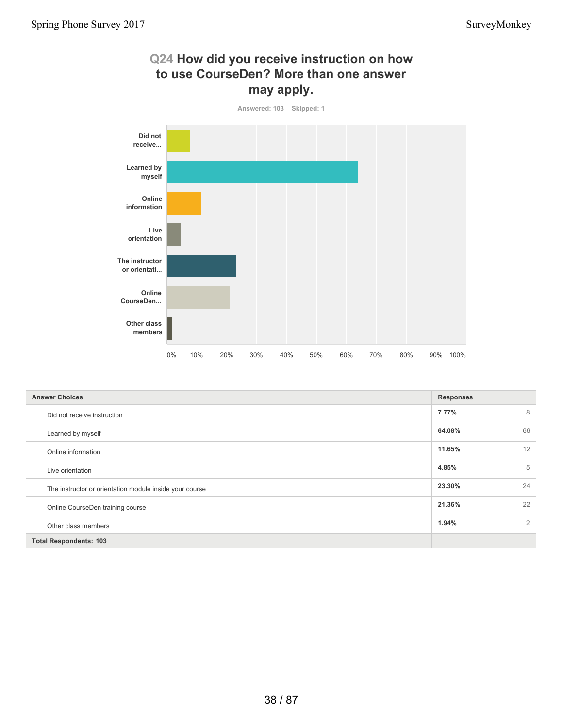## Q24 How did you receive instruction on how to use CourseDen? More than one answer may apply.

Answered: 103 Skipped: 1

| Answer Choices | Responses | |
|---|---|---|
| Did not receive instruction | 7.77% | 8 |
| Learned by myself | 64.08% | 66 |
| Online information | 11.65% | 12 |
| Live orientation | 4.85% | 5 |
| The instructor or orientation module inside your course | 23.30% | 24 |
| Online CourseDen training course | 21.36% | 22 |
| Other class members | 1.94% | 2 |
| **Total Respondents: 103** | | |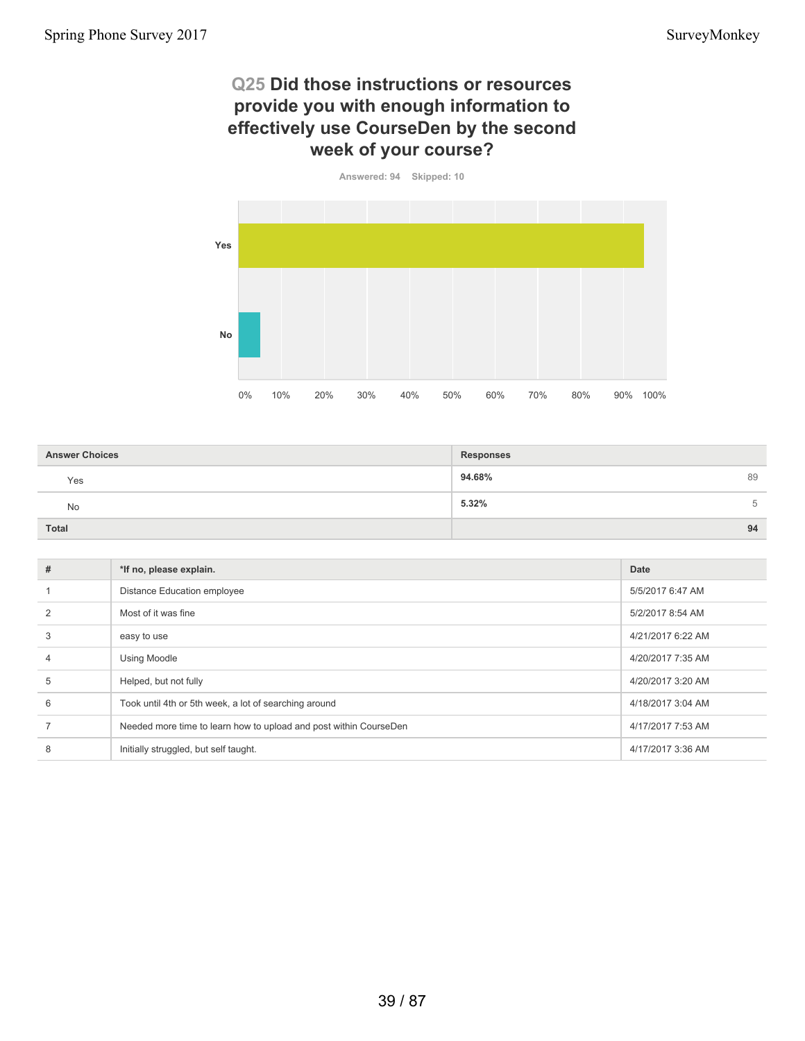## Q25 Did those instructions or resources provide you with enough information to effectively use CourseDen by the second week of your course?

Answered: 94 Skipped: 10

| Answer Choices | Responses | |
|---|---|---|
| Yes | 94.68% | 89 |
| No | 5.32% | 5 |
| **Total** | | **94** |

| # | *If no, please explain. | Date |
|---|---|---|
| 1 | Distance Education employee | 5/5/2017 6:47 AM |
| 2 | Most of it was fine | 5/2/2017 8:54 AM |
| 3 | easy to use | 4/21/2017 6:22 AM |
| 4 | Using Moodle | 4/20/2017 7:35 AM |
| 5 | Helped, but not fully | 4/20/2017 3:20 AM |
| 6 | Took until 4th or 5th week, a lot of searching around | 4/18/2017 3:04 AM |
| 7 | Needed more time to learn how to upload and post within CourseDen | 4/17/2017 7:53 AM |
| 8 | Initially struggled, but self taught. | 4/17/2017 3:36 AM |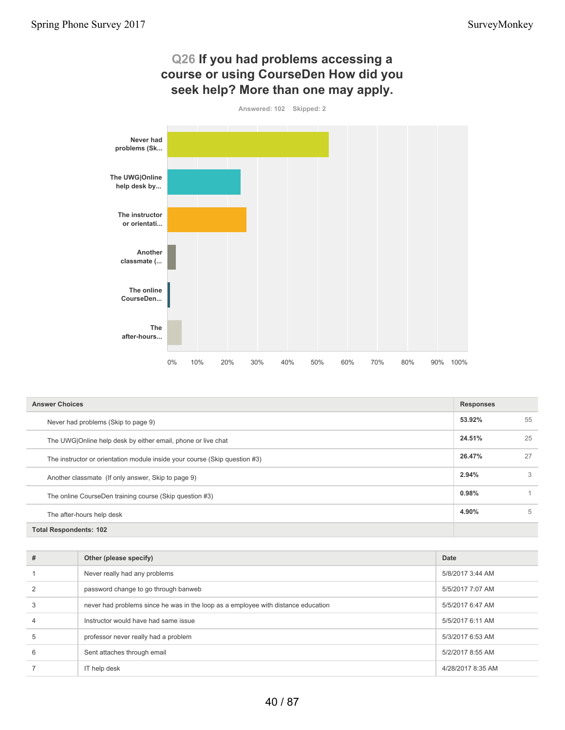## Q26 If you had problems accessing a course or using CourseDen How did you seek help? More than one may apply.

Answered: 102 Skipped: 2

| Answer Choices | Responses | |
|---|---|---|
| Never had problems (Skip to page 9) | 53.92% | 55 |
| The UWG\|Online help desk by either email, phone or live chat | 24.51% | 25 |
| The instructor or orientation module inside your course (Skip question #3) | 26.47% | 27 |
| Another classmate (If only answer, Skip to page 9) | 2.94% | 3 |
| The online CourseDen training course (Skip question #3) | 0.98% | 1 |
| The after-hours help desk | 4.90% | 5 |
| **Total Respondents: 102** | | |

| # | Other (please specify) | Date |
|---|---|---|
| 1 | Never really had any problems | 5/8/2017 3:44 AM |
| 2 | password change to go through banweb | 5/5/2017 7:07 AM |
| 3 | never had problems since he was in the loop as a employee with distance education | 5/5/2017 6:47 AM |
| 4 | Instructor would have had same issue | 5/5/2017 6:11 AM |
| 5 | professor never really had a problem | 5/3/2017 6:53 AM |
| 6 | Sent attaches through email | 5/2/2017 8:55 AM |
| 7 | IT help desk | 4/28/2017 8:35 AM |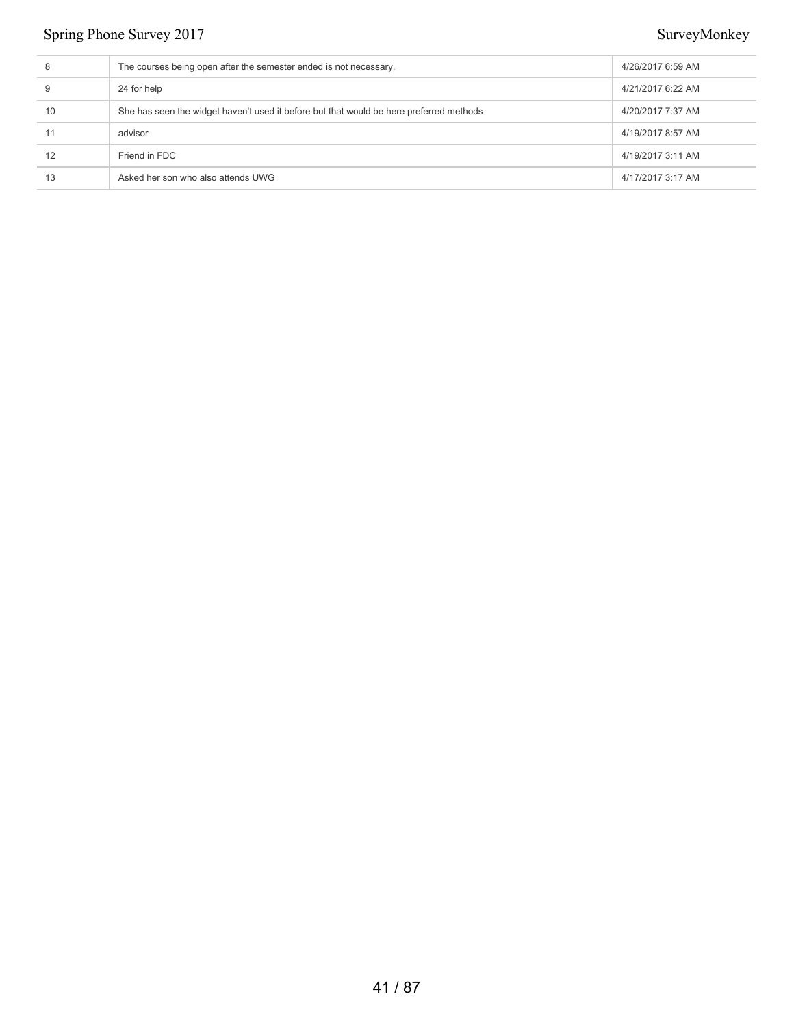| | | |
|---|---|---|
| 8 | The courses being open after the semester ended is not necessary. | 4/26/2017 6:59 AM |
| 9 | 24 for help | 4/21/2017 6:22 AM |
| 10 | She has seen the widget haven't used it before but that would be here preferred methods | 4/20/2017 7:37 AM |
| 11 | advisor | 4/19/2017 8:57 AM |
| 12 | Friend in FDC | 4/19/2017 3:11 AM |
| 13 | Asked her son who also attends UWG | 4/17/2017 3:17 AM |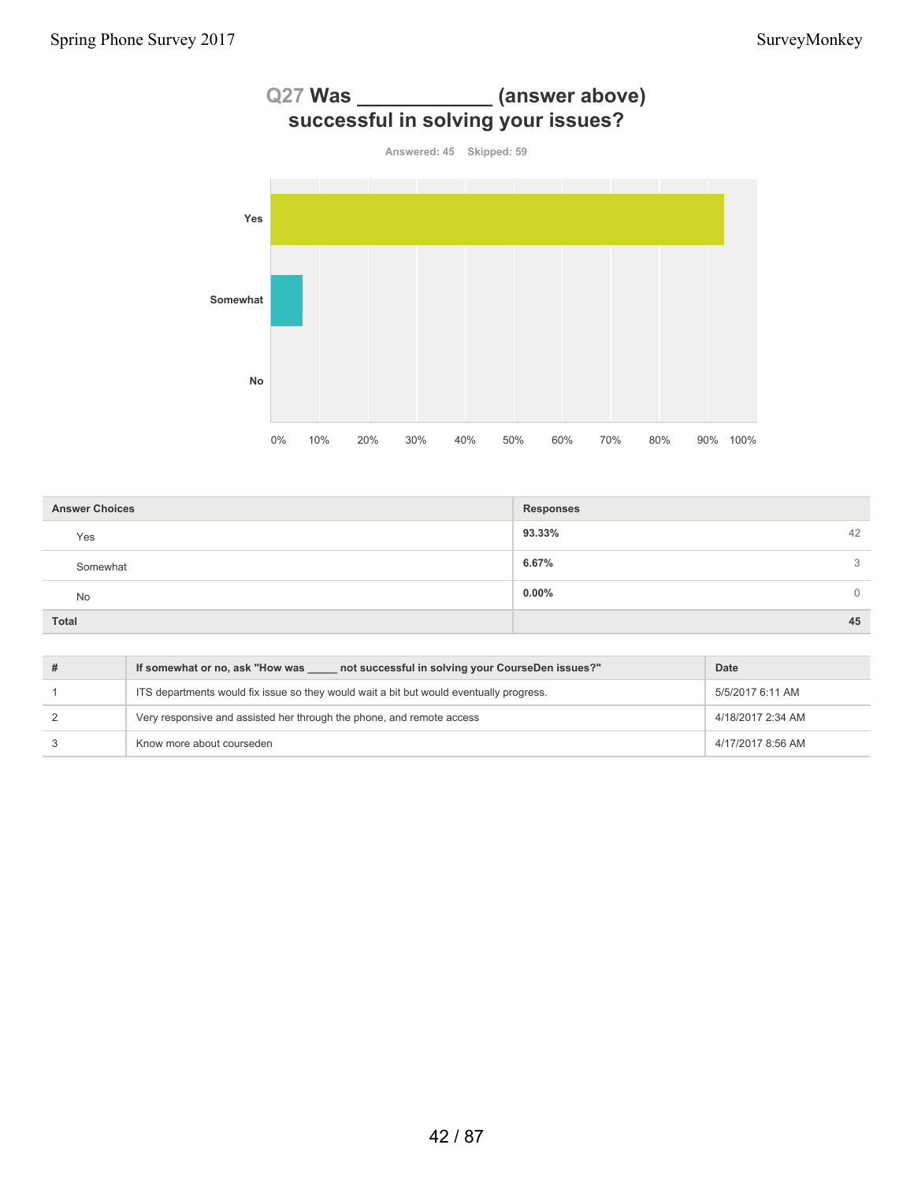## Q27 Was ____________ (answer above) successful in solving your issues?

Answered: 45 Skipped: 59

| Answer Choices | Responses | |
|---|---|---|
| Yes | 93.33% | 42 |
| Somewhat | 6.67% | 3 |
| No | 0.00% | 0 |
| **Total** | | **45** |

| # | If somewhat or no, ask "How was _____ not successful in solving your CourseDen issues?" | Date |
|---|---|---|
| 1 | ITS departments would fix issue so they would wait a bit but would eventually progress. | 5/5/2017 6:11 AM |
| 2 | Very responsive and assisted her through the phone, and remote access | 4/18/2017 2:34 AM |
| 3 | Know more about courseden | 4/17/2017 8:56 AM |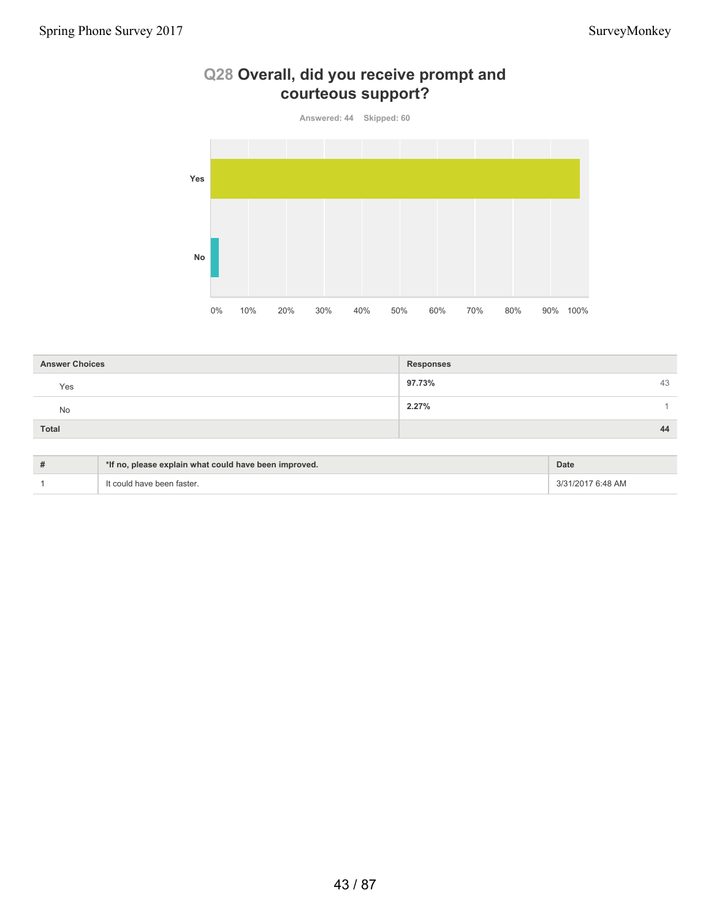## Q28 Overall, did you receive prompt and courteous support?

Answered: 44 Skipped: 60

| Answer Choices | Responses | |
|---|---|---|
| Yes | 97.73% | 43 |
| No | 2.27% | 1 |
| **Total** | | **44** |

| # | *If no, please explain what could have been improved. | Date |
|---|---|---|
| 1 | It could have been faster. | 3/31/2017 6:48 AM |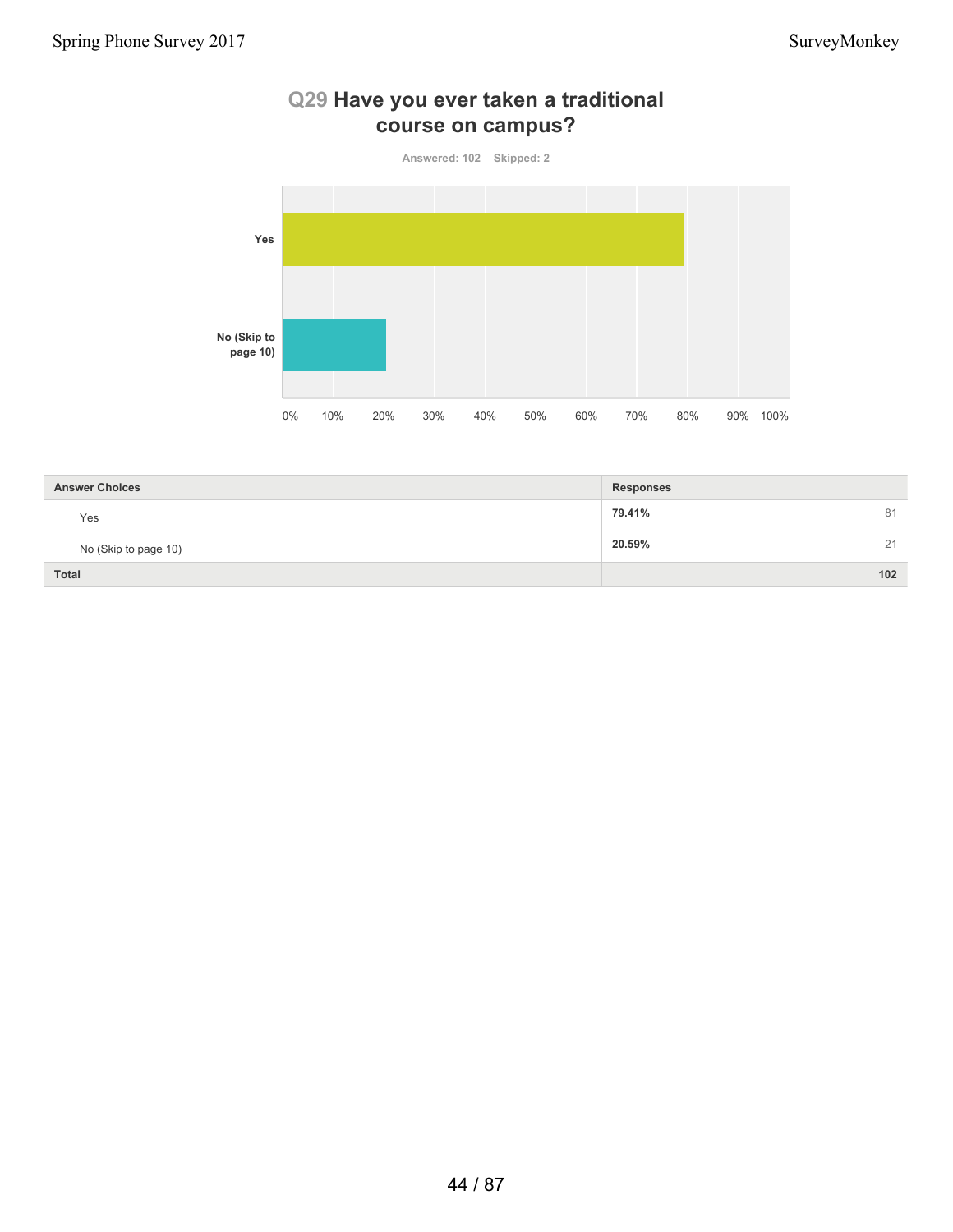## Q29 Have you ever taken a traditional course on campus?

Answered: 102 Skipped: 2

| Answer Choices | Responses | |
|---|---|---|
| Yes | **79.41%** | 81 |
| No (Skip to page 10) | **20.59%** | 21 |
| **Total** | | **102** |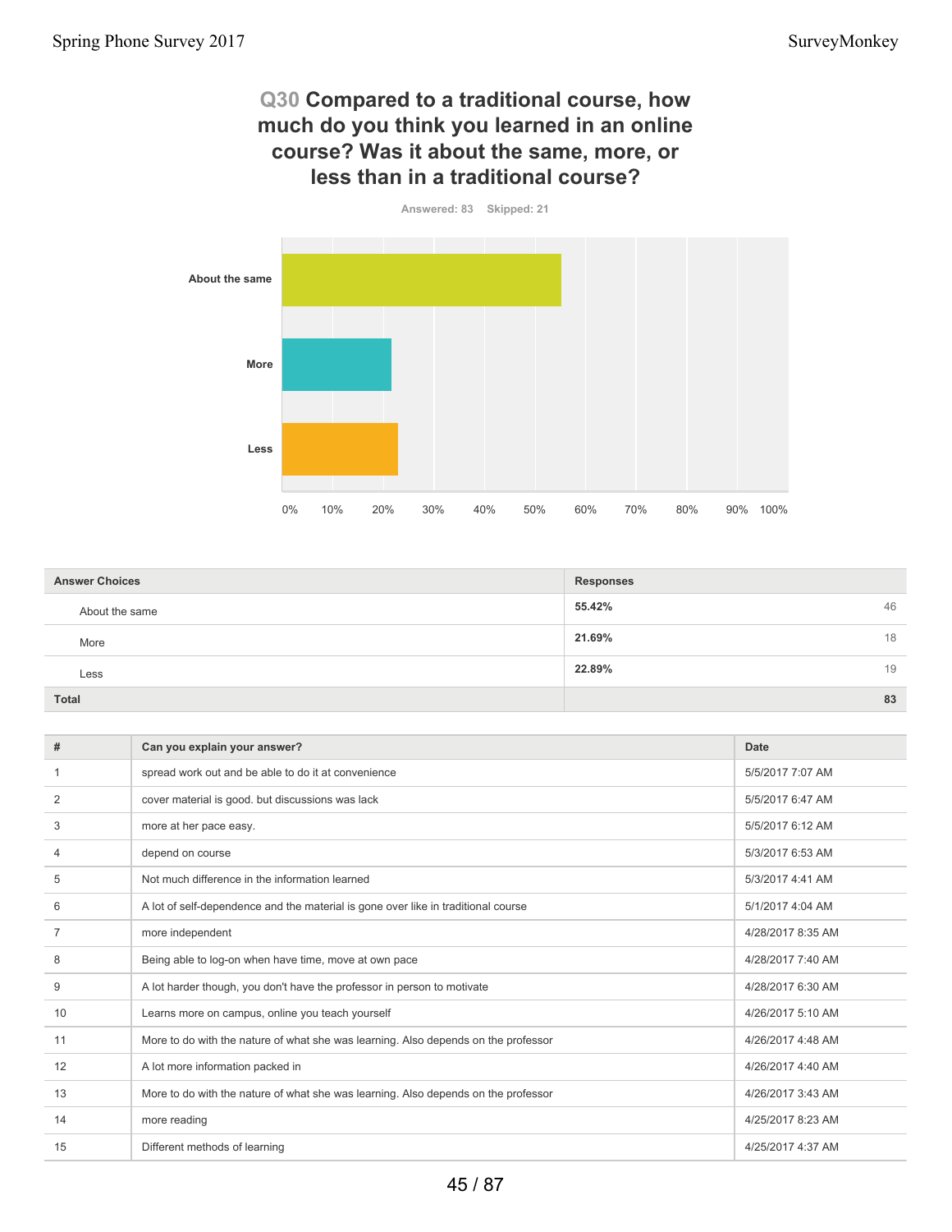## Q30 Compared to a traditional course, how much do you think you learned in an online course? Was it about the same, more, or less than in a traditional course?

Answered: 83 Skipped: 21

| Answer Choices | Responses | |
|---|---|---|
| About the same | 55.42% | 46 |
| More | 21.69% | 18 |
| Less | 22.89% | 19 |
| **Total** | | **83** |

| # | Can you explain your answer? | Date |
|---|---|---|
| 1 | spread work out and be able to do it at convenience | 5/5/2017 7:07 AM |
| 2 | cover material is good. but discussions was lack | 5/5/2017 6:47 AM |
| 3 | more at her pace easy. | 5/5/2017 6:12 AM |
| 4 | depend on course | 5/3/2017 6:53 AM |
| 5 | Not much difference in the information learned | 5/3/2017 4:41 AM |
| 6 | A lot of self-dependence and the material is gone over like in traditional course | 5/1/2017 4:04 AM |
| 7 | more independent | 4/28/2017 8:35 AM |
| 8 | Being able to log-on when have time, move at own pace | 4/28/2017 7:40 AM |
| 9 | A lot harder though, you don't have the professor in person to motivate | 4/28/2017 6:30 AM |
| 10 | Learns more on campus, online you teach yourself | 4/26/2017 5:10 AM |
| 11 | More to do with the nature of what she was learning. Also depends on the professor | 4/26/2017 4:48 AM |
| 12 | A lot more information packed in | 4/26/2017 4:40 AM |
| 13 | More to do with the nature of what she was learning. Also depends on the professor | 4/26/2017 3:43 AM |
| 14 | more reading | 4/25/2017 8:23 AM |
| 15 | Different methods of learning | 4/25/2017 4:37 AM |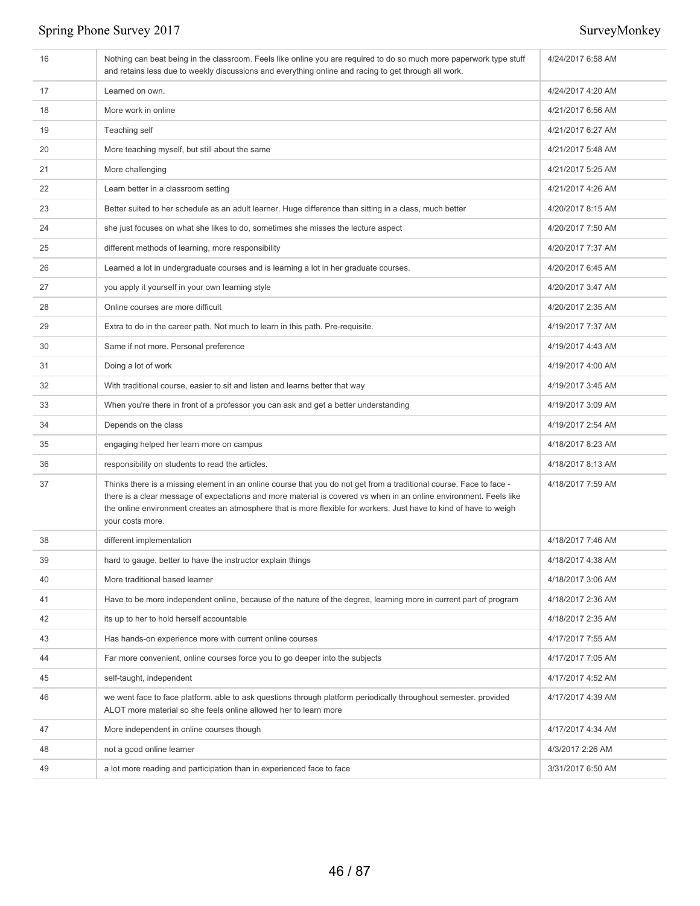| | | |
|---|---|---|
| 16 | Nothing can beat being in the classroom. Feels like online you are required to do so much more paperwork type stuff and retains less due to weekly discussions and everything online and racing to get through all work. | 4/24/2017 6:58 AM |
| 17 | Learned on own. | 4/24/2017 4:20 AM |
| 18 | More work in online | 4/21/2017 6:56 AM |
| 19 | Teaching self | 4/21/2017 6:27 AM |
| 20 | More teaching myself, but still about the same | 4/21/2017 5:48 AM |
| 21 | More challenging | 4/21/2017 5:25 AM |
| 22 | Learn better in a classroom setting | 4/21/2017 4:26 AM |
| 23 | Better suited to her schedule as an adult learner. Huge difference than sitting in a class, much better | 4/20/2017 8:15 AM |
| 24 | she just focuses on what she likes to do, sometimes she misses the lecture aspect | 4/20/2017 7:50 AM |
| 25 | different methods of learning, more responsibility | 4/20/2017 7:37 AM |
| 26 | Learned a lot in undergraduate courses and is learning a lot in her graduate courses. | 4/20/2017 6:45 AM |
| 27 | you apply it yourself in your own learning style | 4/20/2017 3:47 AM |
| 28 | Online courses are more difficult | 4/20/2017 2:35 AM |
| 29 | Extra to do in the career path. Not much to learn in this path. Pre-requisite. | 4/19/2017 7:37 AM |
| 30 | Same if not more. Personal preference | 4/19/2017 4:43 AM |
| 31 | Doing a lot of work | 4/19/2017 4:00 AM |
| 32 | With traditional course, easier to sit and listen and learns better that way | 4/19/2017 3:45 AM |
| 33 | When you're there in front of a professor you can ask and get a better understanding | 4/19/2017 3:09 AM |
| 34 | Depends on the class | 4/19/2017 2:54 AM |
| 35 | engaging helped her learn more on campus | 4/18/2017 8:23 AM |
| 36 | responsibility on students to read the articles. | 4/18/2017 8:13 AM |
| 37 | Thinks there is a missing element in an online course that you do not get from a traditional course. Face to face - there is a clear message of expectations and more material is covered vs when in an online environment. Feels like the online environment creates an atmosphere that is more flexible for workers. Just have to kind of have to weigh your costs more. | 4/18/2017 7:59 AM |
| 38 | different implementation | 4/18/2017 7:46 AM |
| 39 | hard to gauge, better to have the instructor explain things | 4/18/2017 4:38 AM |
| 40 | More traditional based learner | 4/18/2017 3:06 AM |
| 41 | Have to be more independent online, because of the nature of the degree, learning more in current part of program | 4/18/2017 2:36 AM |
| 42 | its up to her to hold herself accountable | 4/18/2017 2:35 AM |
| 43 | Has hands-on experience more with current online courses | 4/17/2017 7:55 AM |
| 44 | Far more convenient, online courses force you to go deeper into the subjects | 4/17/2017 7:05 AM |
| 45 | self-taught, independent | 4/17/2017 4:52 AM |
| 46 | we went face to face platform. able to ask questions through platform periodically throughout semester. provided ALOT more material so she feels online allowed her to learn more | 4/17/2017 4:39 AM |
| 47 | More independent in online courses though | 4/17/2017 4:34 AM |
| 48 | not a good online learner | 4/3/2017 2:26 AM |
| 49 | a lot more reading and participation than in experienced face to face | 3/31/2017 6:50 AM |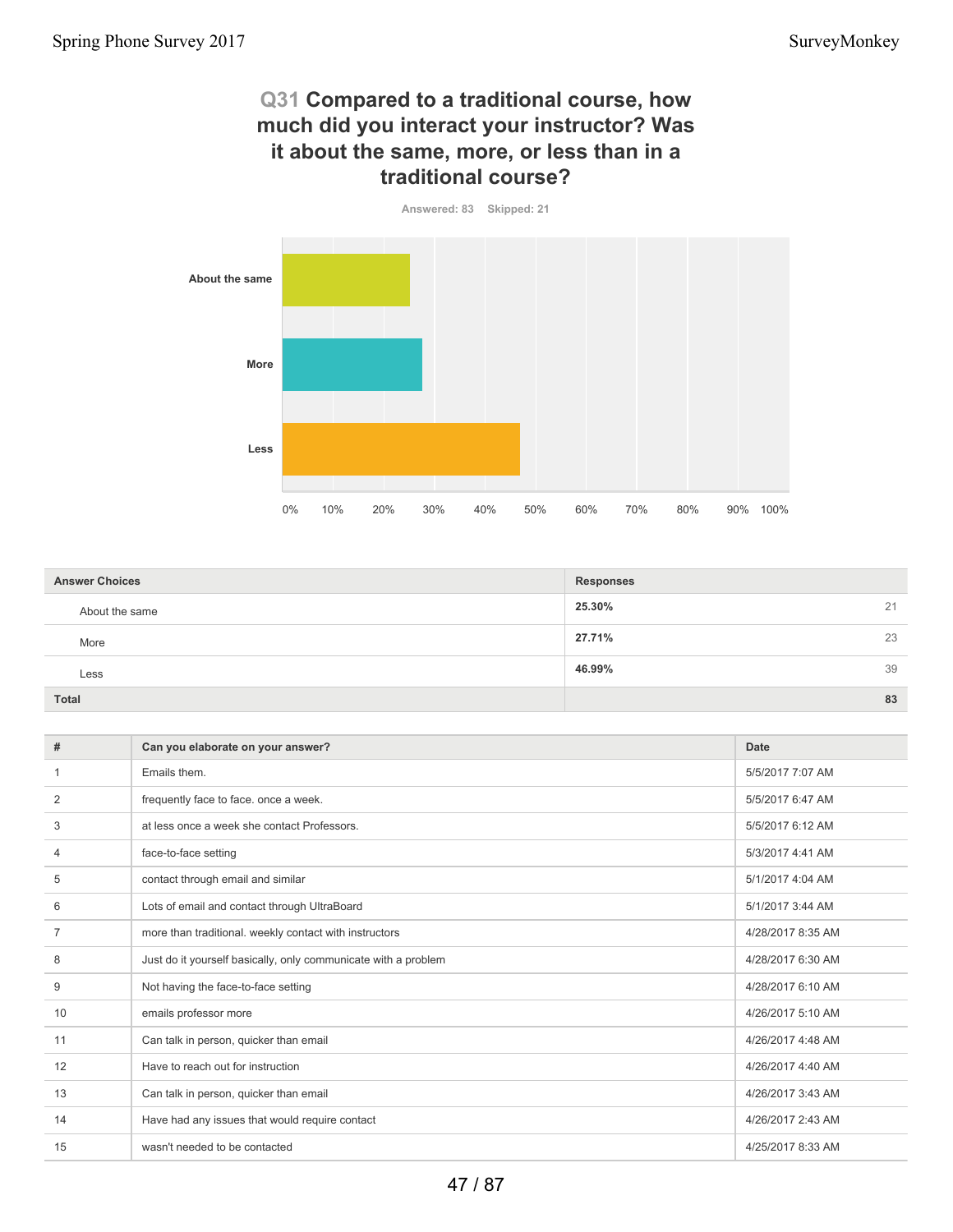## Q31 Compared to a traditional course, how much did you interact your instructor? Was it about the same, more, or less than in a traditional course?

Answered: 83 Skipped: 21

| Answer Choices | Responses | |
|---|---|---|
| About the same | 25.30% | 21 |
| More | 27.71% | 23 |
| Less | 46.99% | 39 |
| **Total** | | **83** |

| # | Can you elaborate on your answer? | Date |
|---|---|---|
| 1 | Emails them. | 5/5/2017 7:07 AM |
| 2 | frequently face to face. once a week. | 5/5/2017 6:47 AM |
| 3 | at less once a week she contact Professors. | 5/5/2017 6:12 AM |
| 4 | face-to-face setting | 5/3/2017 4:41 AM |
| 5 | contact through email and similar | 5/1/2017 4:04 AM |
| 6 | Lots of email and contact through UltraBoard | 5/1/2017 3:44 AM |
| 7 | more than traditional. weekly contact with instructors | 4/28/2017 8:35 AM |
| 8 | Just do it yourself basically, only communicate with a problem | 4/28/2017 6:30 AM |
| 9 | Not having the face-to-face setting | 4/28/2017 6:10 AM |
| 10 | emails professor more | 4/26/2017 5:10 AM |
| 11 | Can talk in person, quicker than email | 4/26/2017 4:48 AM |
| 12 | Have to reach out for instruction | 4/26/2017 4:40 AM |
| 13 | Can talk in person, quicker than email | 4/26/2017 3:43 AM |
| 14 | Have had any issues that would require contact | 4/26/2017 2:43 AM |
| 15 | wasn't needed to be contacted | 4/25/2017 8:33 AM |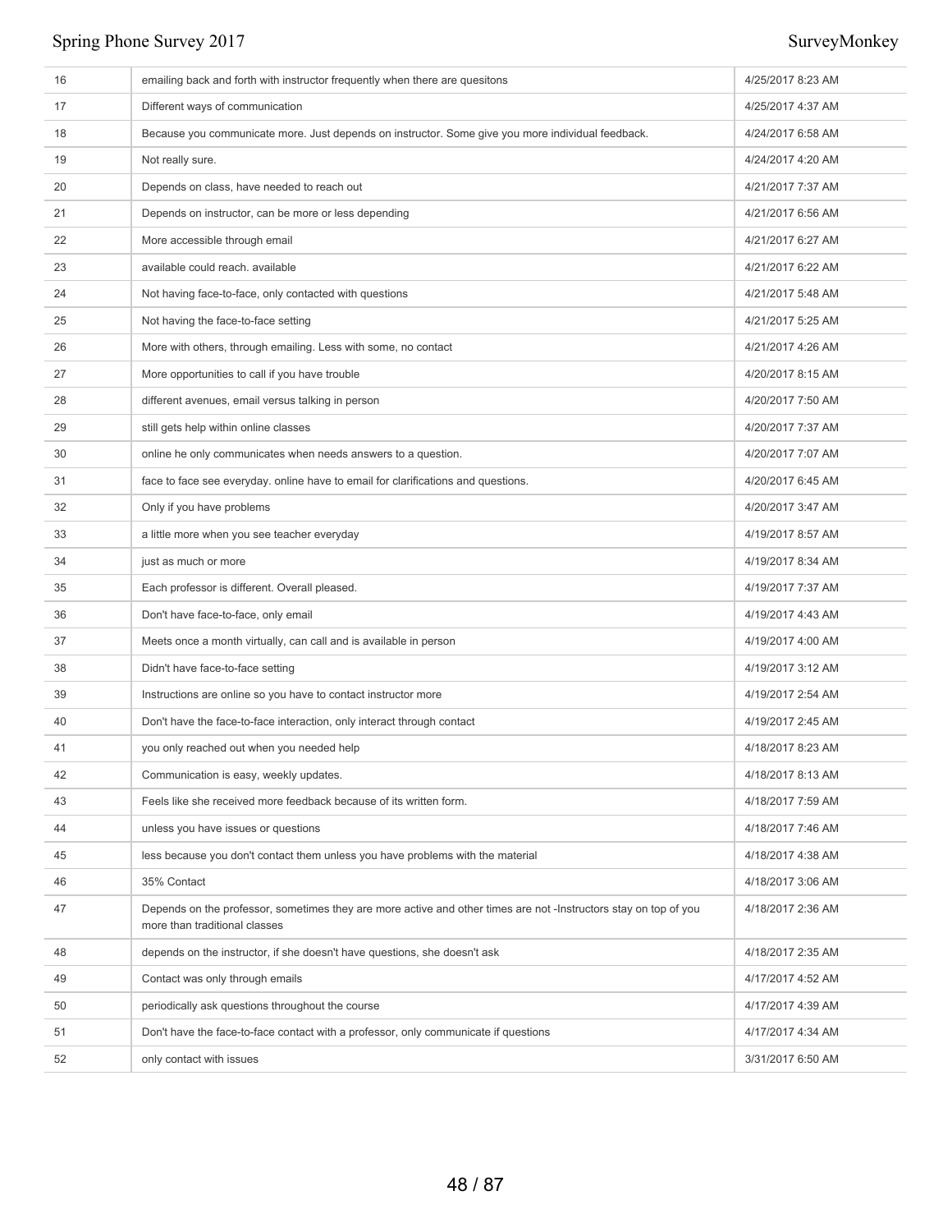| | | |
|---|---|---|
| 16 | emailing back and forth with instructor frequently when there are quesitons | 4/25/2017 8:23 AM |
| 17 | Different ways of communication | 4/25/2017 4:37 AM |
| 18 | Because you communicate more. Just depends on instructor. Some give you more individual feedback. | 4/24/2017 6:58 AM |
| 19 | Not really sure. | 4/24/2017 4:20 AM |
| 20 | Depends on class, have needed to reach out | 4/21/2017 7:37 AM |
| 21 | Depends on instructor, can be more or less depending | 4/21/2017 6:56 AM |
| 22 | More accessible through email | 4/21/2017 6:27 AM |
| 23 | available could reach. available | 4/21/2017 6:22 AM |
| 24 | Not having face-to-face, only contacted with questions | 4/21/2017 5:48 AM |
| 25 | Not having the face-to-face setting | 4/21/2017 5:25 AM |
| 26 | More with others, through emailing. Less with some, no contact | 4/21/2017 4:26 AM |
| 27 | More opportunities to call if you have trouble | 4/20/2017 8:15 AM |
| 28 | different avenues, email versus talking in person | 4/20/2017 7:50 AM |
| 29 | still gets help within online classes | 4/20/2017 7:37 AM |
| 30 | online he only communicates when needs answers to a question. | 4/20/2017 7:07 AM |
| 31 | face to face see everyday. online have to email for clarifications and questions. | 4/20/2017 6:45 AM |
| 32 | Only if you have problems | 4/20/2017 3:47 AM |
| 33 | a little more when you see teacher everyday | 4/19/2017 8:57 AM |
| 34 | just as much or more | 4/19/2017 8:34 AM |
| 35 | Each professor is different. Overall pleased. | 4/19/2017 7:37 AM |
| 36 | Don't have face-to-face, only email | 4/19/2017 4:43 AM |
| 37 | Meets once a month virtually, can call and is available in person | 4/19/2017 4:00 AM |
| 38 | Didn't have face-to-face setting | 4/19/2017 3:12 AM |
| 39 | Instructions are online so you have to contact instructor more | 4/19/2017 2:54 AM |
| 40 | Don't have the face-to-face interaction, only interact through contact | 4/19/2017 2:45 AM |
| 41 | you only reached out when you needed help | 4/18/2017 8:23 AM |
| 42 | Communication is easy, weekly updates. | 4/18/2017 8:13 AM |
| 43 | Feels like she received more feedback because of its written form. | 4/18/2017 7:59 AM |
| 44 | unless you have issues or questions | 4/18/2017 7:46 AM |
| 45 | less because you don't contact them unless you have problems with the material | 4/18/2017 4:38 AM |
| 46 | 35% Contact | 4/18/2017 3:06 AM |
| 47 | Depends on the professor, sometimes they are more active and other times are not -Instructors stay on top of you more than traditional classes | 4/18/2017 2:36 AM |
| 48 | depends on the instructor, if she doesn't have questions, she doesn't ask | 4/18/2017 2:35 AM |
| 49 | Contact was only through emails | 4/17/2017 4:52 AM |
| 50 | periodically ask questions throughout the course | 4/17/2017 4:39 AM |
| 51 | Don't have the face-to-face contact with a professor, only communicate if questions | 4/17/2017 4:34 AM |
| 52 | only contact with issues | 3/31/2017 6:50 AM |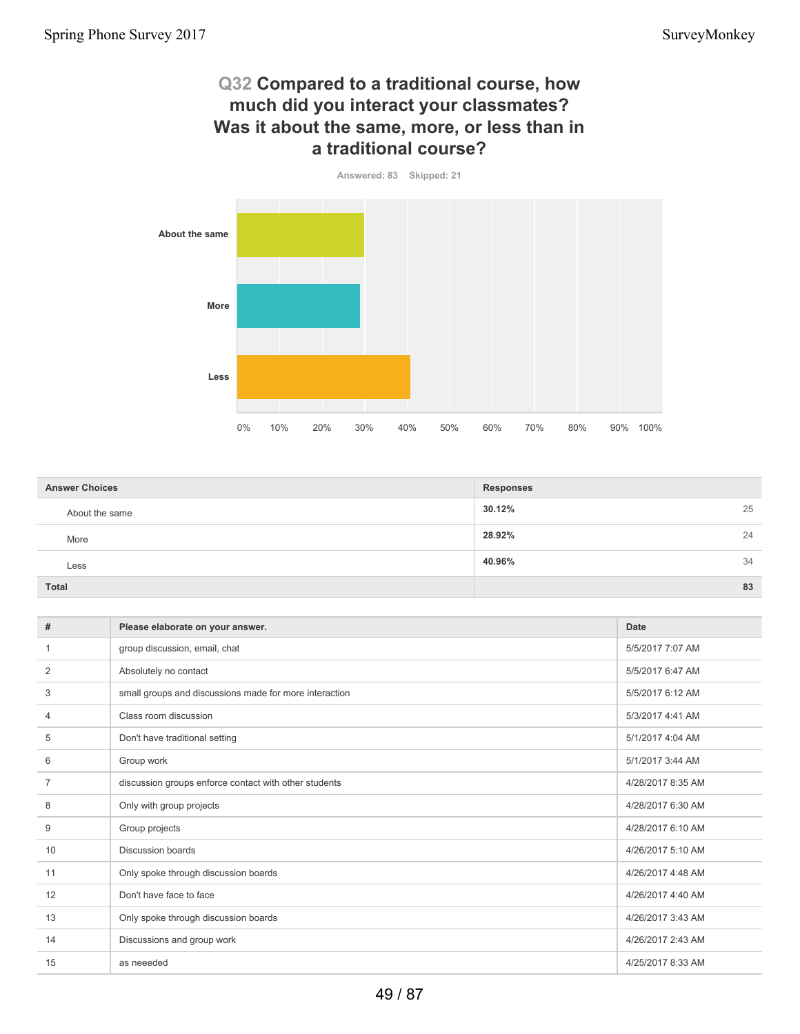## Q32 Compared to a traditional course, how much did you interact your classmates? Was it about the same, more, or less than in a traditional course?

Answered: 83 Skipped: 21

| Answer Choices | Responses | |
|---|---|---|
| About the same | 30.12% | 25 |
| More | 28.92% | 24 |
| Less | 40.96% | 34 |
| **Total** | | **83** |

| # | Please elaborate on your answer. | Date |
|---|---|---|
| 1 | group discussion, email, chat | 5/5/2017 7:07 AM |
| 2 | Absolutely no contact | 5/5/2017 6:47 AM |
| 3 | small groups and discussions made for more interaction | 5/5/2017 6:12 AM |
| 4 | Class room discussion | 5/3/2017 4:41 AM |
| 5 | Don't have traditional setting | 5/1/2017 4:04 AM |
| 6 | Group work | 5/1/2017 3:44 AM |
| 7 | discussion groups enforce contact with other students | 4/28/2017 8:35 AM |
| 8 | Only with group projects | 4/28/2017 6:30 AM |
| 9 | Group projects | 4/28/2017 6:10 AM |
| 10 | Discussion boards | 4/26/2017 5:10 AM |
| 11 | Only spoke through discussion boards | 4/26/2017 4:48 AM |
| 12 | Don't have face to face | 4/26/2017 4:40 AM |
| 13 | Only spoke through discussion boards | 4/26/2017 3:43 AM |
| 14 | Discussions and group work | 4/26/2017 2:43 AM |
| 15 | as neeeded | 4/25/2017 8:33 AM |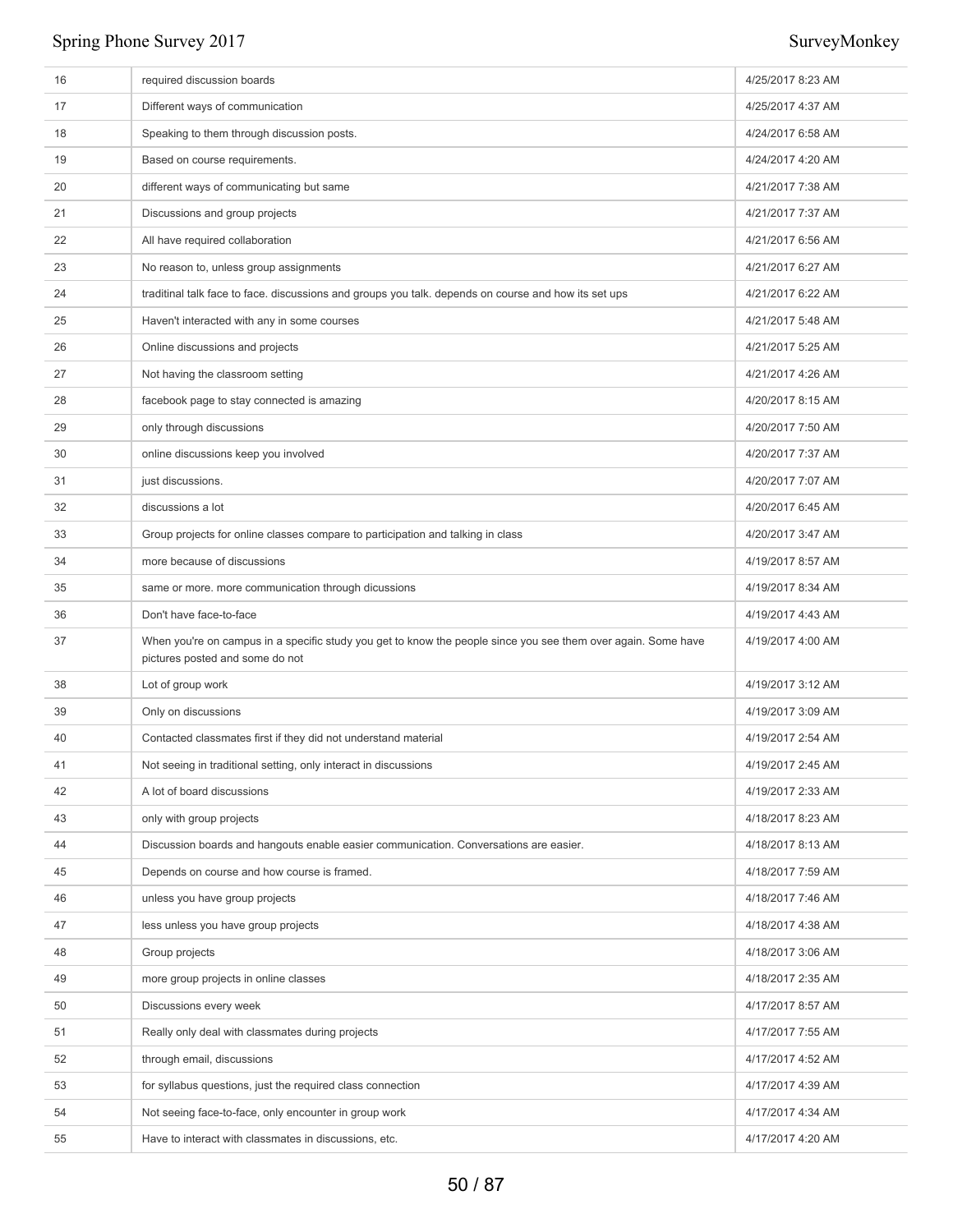| | | |
|---|---|---|
| 16 | required discussion boards | 4/25/2017 8:23 AM |
| 17 | Different ways of communication | 4/25/2017 4:37 AM |
| 18 | Speaking to them through discussion posts. | 4/24/2017 6:58 AM |
| 19 | Based on course requirements. | 4/24/2017 4:20 AM |
| 20 | different ways of communicating but same | 4/21/2017 7:38 AM |
| 21 | Discussions and group projects | 4/21/2017 7:37 AM |
| 22 | All have required collaboration | 4/21/2017 6:56 AM |
| 23 | No reason to, unless group assignments | 4/21/2017 6:27 AM |
| 24 | traditinal talk face to face. discussions and groups you talk. depends on course and how its set ups | 4/21/2017 6:22 AM |
| 25 | Haven't interacted with any in some courses | 4/21/2017 5:48 AM |
| 26 | Online discussions and projects | 4/21/2017 5:25 AM |
| 27 | Not having the classroom setting | 4/21/2017 4:26 AM |
| 28 | facebook page to stay connected is amazing | 4/20/2017 8:15 AM |
| 29 | only through discussions | 4/20/2017 7:50 AM |
| 30 | online discussions keep you involved | 4/20/2017 7:37 AM |
| 31 | just discussions. | 4/20/2017 7:07 AM |
| 32 | discussions a lot | 4/20/2017 6:45 AM |
| 33 | Group projects for online classes compare to participation and talking in class | 4/20/2017 3:47 AM |
| 34 | more because of discussions | 4/19/2017 8:57 AM |
| 35 | same or more. more communication through dicussions | 4/19/2017 8:34 AM |
| 36 | Don't have face-to-face | 4/19/2017 4:43 AM |
| 37 | When you're on campus in a specific study you get to know the people since you see them over again. Some have pictures posted and some do not | 4/19/2017 4:00 AM |
| 38 | Lot of group work | 4/19/2017 3:12 AM |
| 39 | Only on discussions | 4/19/2017 3:09 AM |
| 40 | Contacted classmates first if they did not understand material | 4/19/2017 2:54 AM |
| 41 | Not seeing in traditional setting, only interact in discussions | 4/19/2017 2:45 AM |
| 42 | A lot of board discussions | 4/19/2017 2:33 AM |
| 43 | only with group projects | 4/18/2017 8:23 AM |
| 44 | Discussion boards and hangouts enable easier communication. Conversations are easier. | 4/18/2017 8:13 AM |
| 45 | Depends on course and how course is framed. | 4/18/2017 7:59 AM |
| 46 | unless you have group projects | 4/18/2017 7:46 AM |
| 47 | less unless you have group projects | 4/18/2017 4:38 AM |
| 48 | Group projects | 4/18/2017 3:06 AM |
| 49 | more group projects in online classes | 4/18/2017 2:35 AM |
| 50 | Discussions every week | 4/17/2017 8:57 AM |
| 51 | Really only deal with classmates during projects | 4/17/2017 7:55 AM |
| 52 | through email, discussions | 4/17/2017 4:52 AM |
| 53 | for syllabus questions, just the required class connection | 4/17/2017 4:39 AM |
| 54 | Not seeing face-to-face, only encounter in group work | 4/17/2017 4:34 AM |
| 55 | Have to interact with classmates in discussions, etc. | 4/17/2017 4:20 AM |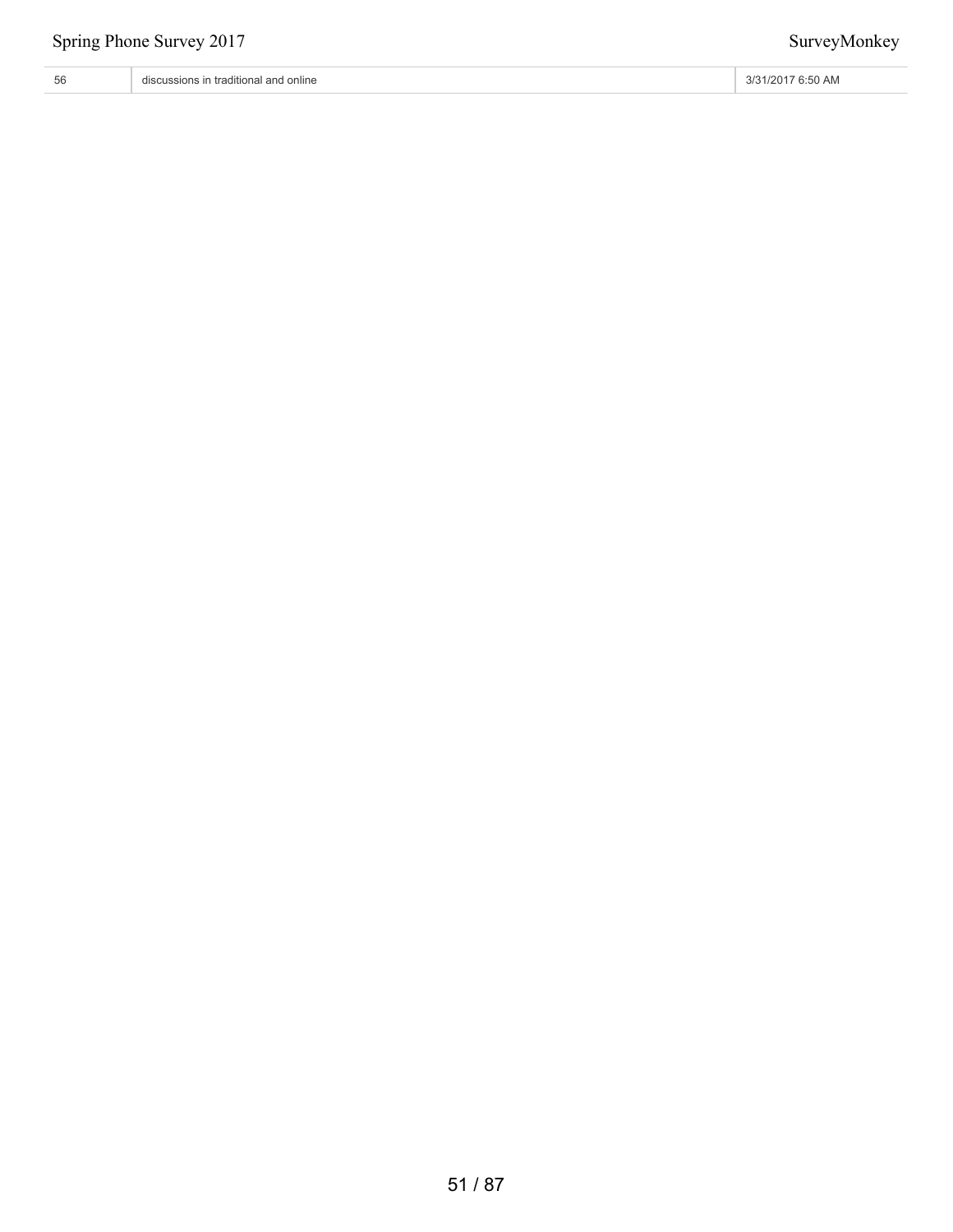| 56 | discussions in traditional and online | 3/31/2017 6:50 AM |
|---|---|---|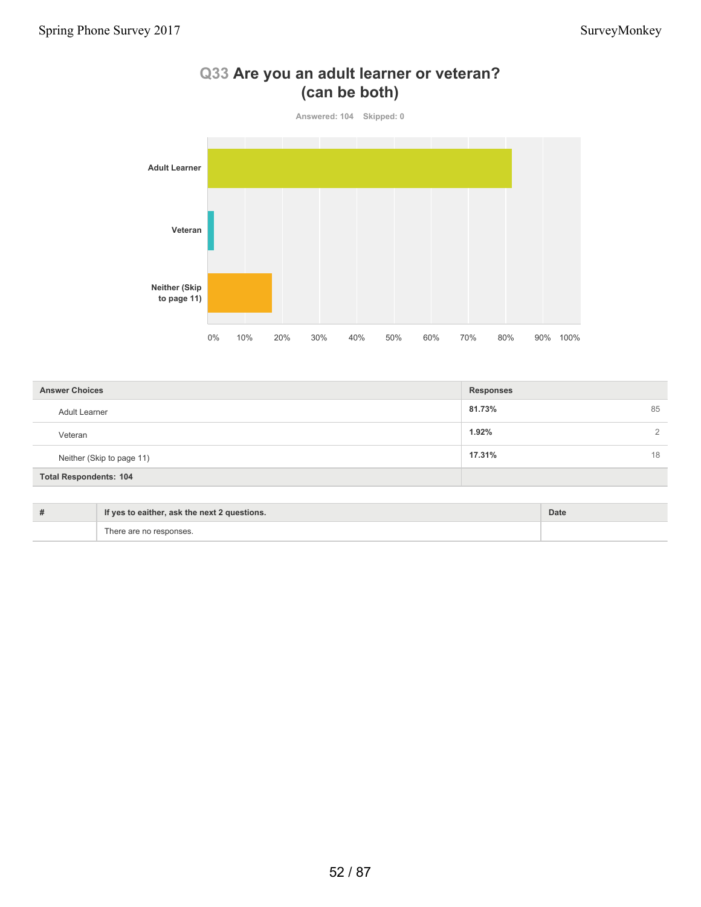## Q33 Are you an adult learner or veteran? (can be both)

Answered: 104    Skipped: 0

| Answer Choices | Responses | |
|---|---|---|
| Adult Learner | 81.73% | 85 |
| Veteran | 1.92% | 2 |
| Neither (Skip to page 11) | 17.31% | 18 |
| Total Respondents: 104 | | |

| # | If yes to eaither, ask the next 2 questions. | Date |
|---|---|---|
| | There are no responses. | |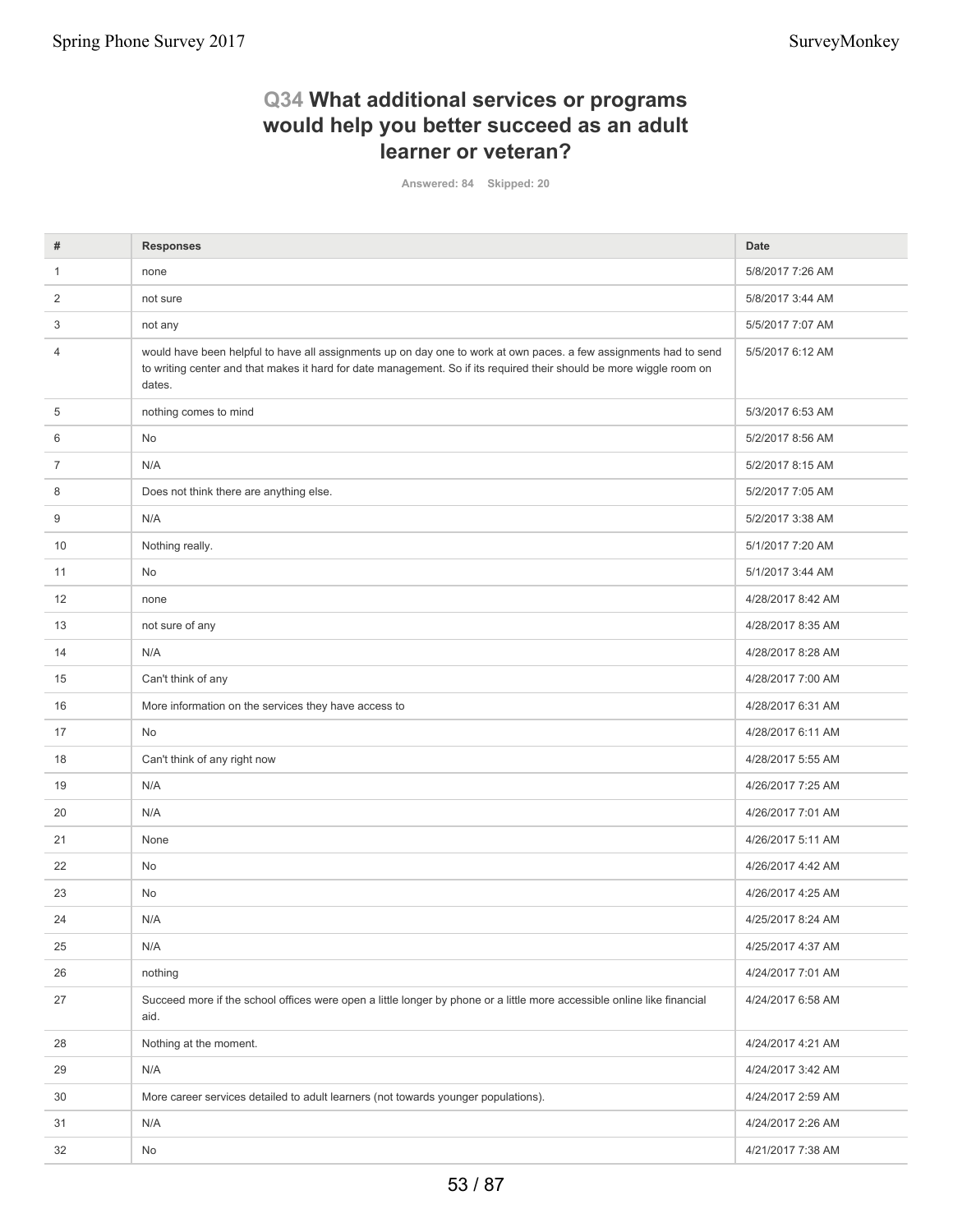## Q34 What additional services or programs would help you better succeed as an adult learner or veteran?

Answered: 84 Skipped: 20

| # | Responses | Date |
|---|---|---|
| 1 | none | 5/8/2017 7:26 AM |
| 2 | not sure | 5/8/2017 3:44 AM |
| 3 | not any | 5/5/2017 7:07 AM |
| 4 | would have been helpful to have all assignments up on day one to work at own paces. a few assignments had to send to writing center and that makes it hard for date management. So if its required their should be more wiggle room on dates. | 5/5/2017 6:12 AM |
| 5 | nothing comes to mind | 5/3/2017 6:53 AM |
| 6 | No | 5/2/2017 8:56 AM |
| 7 | N/A | 5/2/2017 8:15 AM |
| 8 | Does not think there are anything else. | 5/2/2017 7:05 AM |
| 9 | N/A | 5/2/2017 3:38 AM |
| 10 | Nothing really. | 5/1/2017 7:20 AM |
| 11 | No | 5/1/2017 3:44 AM |
| 12 | none | 4/28/2017 8:42 AM |
| 13 | not sure of any | 4/28/2017 8:35 AM |
| 14 | N/A | 4/28/2017 8:28 AM |
| 15 | Can't think of any | 4/28/2017 7:00 AM |
| 16 | More information on the services they have access to | 4/28/2017 6:31 AM |
| 17 | No | 4/28/2017 6:11 AM |
| 18 | Can't think of any right now | 4/28/2017 5:55 AM |
| 19 | N/A | 4/26/2017 7:25 AM |
| 20 | N/A | 4/26/2017 7:01 AM |
| 21 | None | 4/26/2017 5:11 AM |
| 22 | No | 4/26/2017 4:42 AM |
| 23 | No | 4/26/2017 4:25 AM |
| 24 | N/A | 4/25/2017 8:24 AM |
| 25 | N/A | 4/25/2017 4:37 AM |
| 26 | nothing | 4/24/2017 7:01 AM |
| 27 | Succeed more if the school offices were open a little longer by phone or a little more accessible online like financial aid. | 4/24/2017 6:58 AM |
| 28 | Nothing at the moment. | 4/24/2017 4:21 AM |
| 29 | N/A | 4/24/2017 3:42 AM |
| 30 | More career services detailed to adult learners (not towards younger populations). | 4/24/2017 2:59 AM |
| 31 | N/A | 4/24/2017 2:26 AM |
| 32 | No | 4/21/2017 7:38 AM |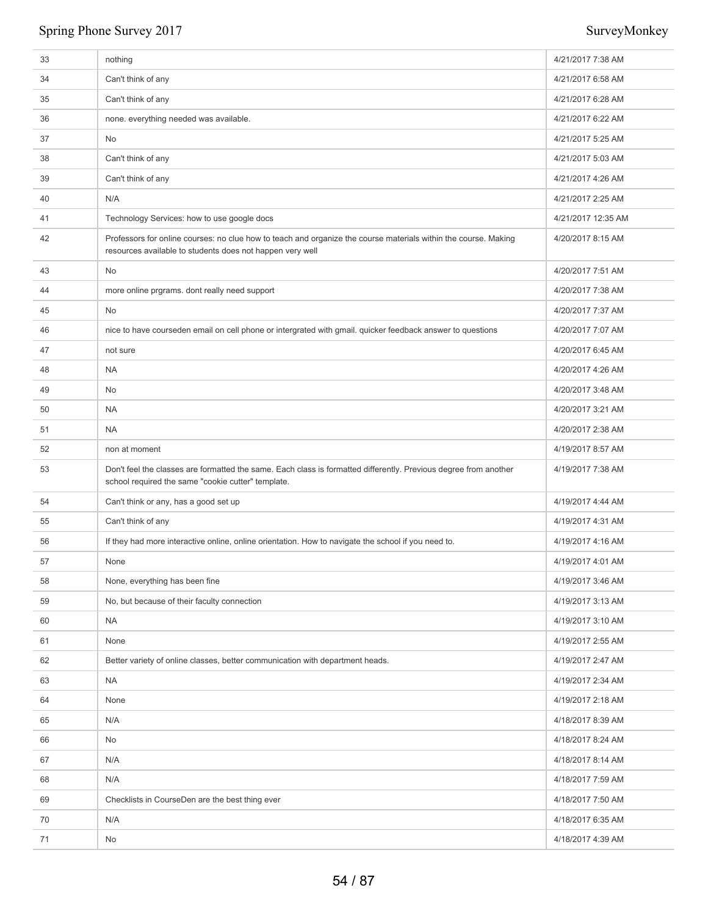| | | |
|---|---|---|
| 33 | nothing | 4/21/2017 7:38 AM |
| 34 | Can't think of any | 4/21/2017 6:58 AM |
| 35 | Can't think of any | 4/21/2017 6:28 AM |
| 36 | none. everything needed was available. | 4/21/2017 6:22 AM |
| 37 | No | 4/21/2017 5:25 AM |
| 38 | Can't think of any | 4/21/2017 5:03 AM |
| 39 | Can't think of any | 4/21/2017 4:26 AM |
| 40 | N/A | 4/21/2017 2:25 AM |
| 41 | Technology Services: how to use google docs | 4/21/2017 12:35 AM |
| 42 | Professors for online courses: no clue how to teach and organize the course materials within the course. Making resources available to students does not happen very well | 4/20/2017 8:15 AM |
| 43 | No | 4/20/2017 7:51 AM |
| 44 | more online prgrams. dont really need support | 4/20/2017 7:38 AM |
| 45 | No | 4/20/2017 7:37 AM |
| 46 | nice to have courseden email on cell phone or intergrated with gmail. quicker feedback answer to questions | 4/20/2017 7:07 AM |
| 47 | not sure | 4/20/2017 6:45 AM |
| 48 | NA | 4/20/2017 4:26 AM |
| 49 | No | 4/20/2017 3:48 AM |
| 50 | NA | 4/20/2017 3:21 AM |
| 51 | NA | 4/20/2017 2:38 AM |
| 52 | non at moment | 4/19/2017 8:57 AM |
| 53 | Don't feel the classes are formatted the same. Each class is formatted differently. Previous degree from another school required the same "cookie cutter" template. | 4/19/2017 7:38 AM |
| 54 | Can't think or any, has a good set up | 4/19/2017 4:44 AM |
| 55 | Can't think of any | 4/19/2017 4:31 AM |
| 56 | If they had more interactive online, online orientation. How to navigate the school if you need to. | 4/19/2017 4:16 AM |
| 57 | None | 4/19/2017 4:01 AM |
| 58 | None, everything has been fine | 4/19/2017 3:46 AM |
| 59 | No, but because of their faculty connection | 4/19/2017 3:13 AM |
| 60 | NA | 4/19/2017 3:10 AM |
| 61 | None | 4/19/2017 2:55 AM |
| 62 | Better variety of online classes, better communication with department heads. | 4/19/2017 2:47 AM |
| 63 | NA | 4/19/2017 2:34 AM |
| 64 | None | 4/19/2017 2:18 AM |
| 65 | N/A | 4/18/2017 8:39 AM |
| 66 | No | 4/18/2017 8:24 AM |
| 67 | N/A | 4/18/2017 8:14 AM |
| 68 | N/A | 4/18/2017 7:59 AM |
| 69 | Checklists in CourseDen are the best thing ever | 4/18/2017 7:50 AM |
| 70 | N/A | 4/18/2017 6:35 AM |
| 71 | No | 4/18/2017 4:39 AM |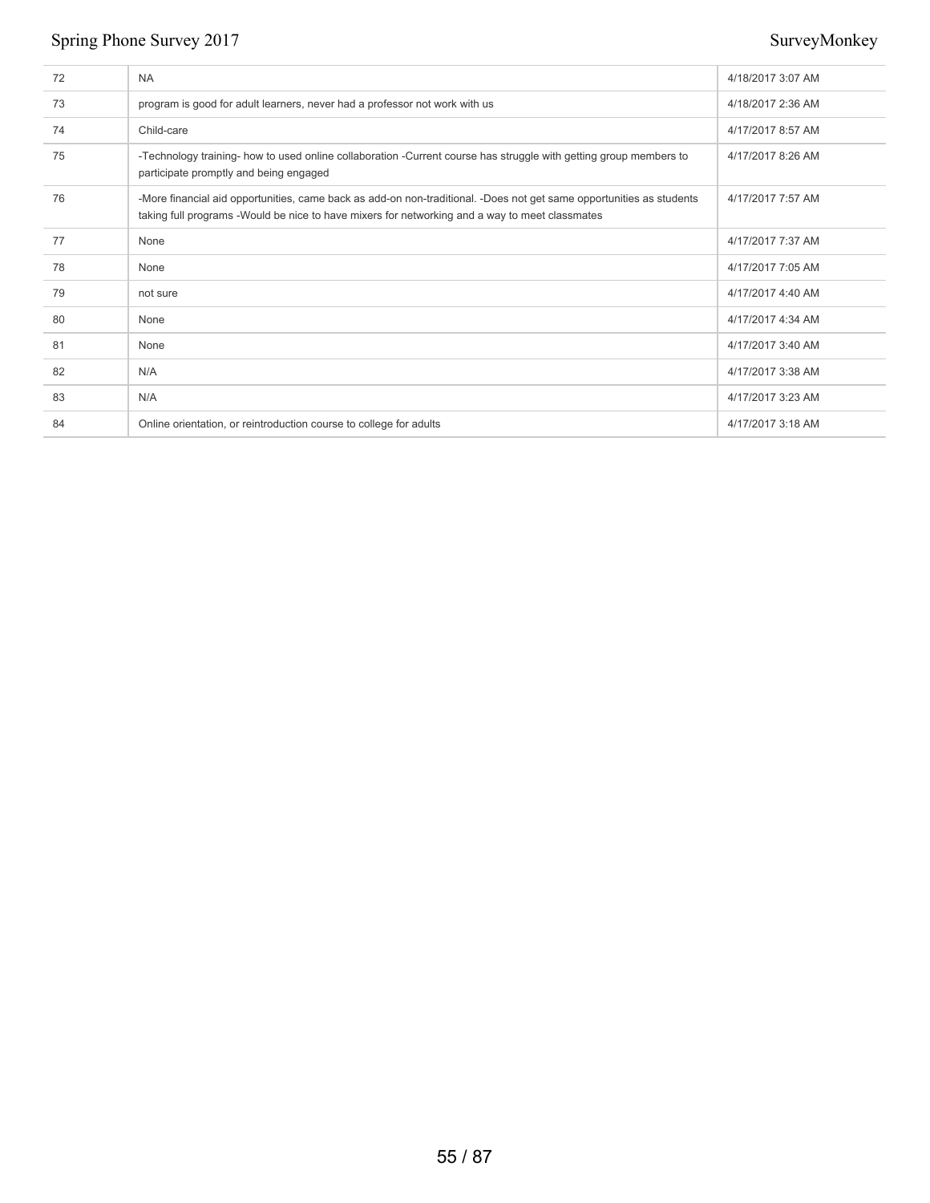| | | |
|---|---|---|
| 72 | NA | 4/18/2017 3:07 AM |
| 73 | program is good for adult learners, never had a professor not work with us | 4/18/2017 2:36 AM |
| 74 | Child-care | 4/17/2017 8:57 AM |
| 75 | -Technology training- how to used online collaboration -Current course has struggle with getting group members to participate promptly and being engaged | 4/17/2017 8:26 AM |
| 76 | -More financial aid opportunities, came back as add-on non-traditional. -Does not get same opportunities as students taking full programs -Would be nice to have mixers for networking and a way to meet classmates | 4/17/2017 7:57 AM |
| 77 | None | 4/17/2017 7:37 AM |
| 78 | None | 4/17/2017 7:05 AM |
| 79 | not sure | 4/17/2017 4:40 AM |
| 80 | None | 4/17/2017 4:34 AM |
| 81 | None | 4/17/2017 3:40 AM |
| 82 | N/A | 4/17/2017 3:38 AM |
| 83 | N/A | 4/17/2017 3:23 AM |
| 84 | Online orientation, or reintroduction course to college for adults | 4/17/2017 3:18 AM |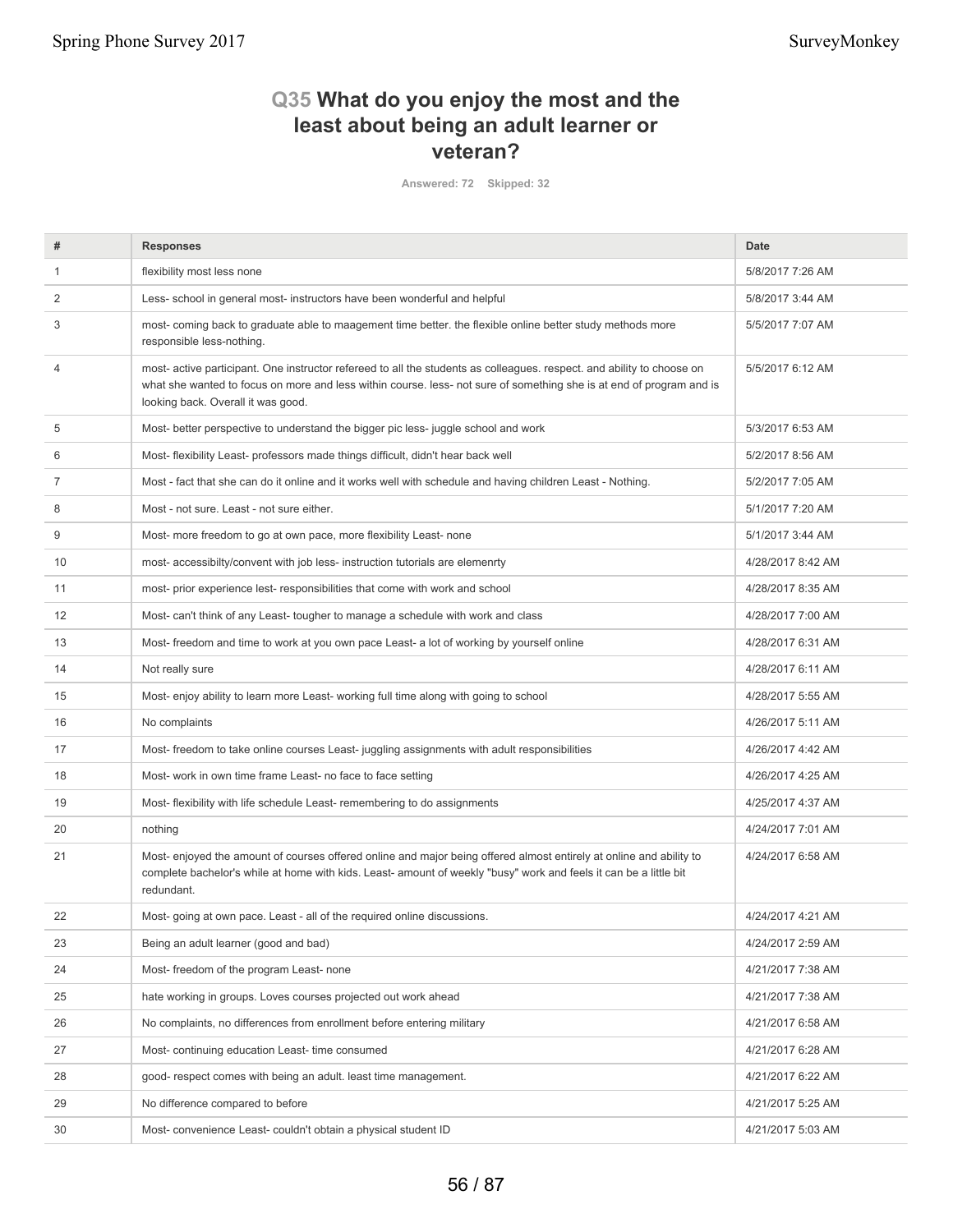## Q35 What do you enjoy the most and the least about being an adult learner or veteran?

Answered: 72 Skipped: 32

| # | Responses | Date |
|---|---|---|
| 1 | flexibility most less none | 5/8/2017 7:26 AM |
| 2 | Less- school in general most- instructors have been wonderful and helpful | 5/8/2017 3:44 AM |
| 3 | most- coming back to graduate able to maagement time better. the flexible online better study methods more responsible less-nothing. | 5/5/2017 7:07 AM |
| 4 | most- active participant. One instructor refereed to all the students as colleagues. respect. and ability to choose on what she wanted to focus on more and less within course. less- not sure of something she is at end of program and is looking back. Overall it was good. | 5/5/2017 6:12 AM |
| 5 | Most- better perspective to understand the bigger pic less- juggle school and work | 5/3/2017 6:53 AM |
| 6 | Most- flexibility Least- professors made things difficult, didn't hear back well | 5/2/2017 8:56 AM |
| 7 | Most - fact that she can do it online and it works well with schedule and having children Least - Nothing. | 5/2/2017 7:05 AM |
| 8 | Most - not sure. Least - not sure either. | 5/1/2017 7:20 AM |
| 9 | Most- more freedom to go at own pace, more flexibility Least- none | 5/1/2017 3:44 AM |
| 10 | most- accessibilty/convent with job less- instruction tutorials are elemenrty | 4/28/2017 8:42 AM |
| 11 | most- prior experience lest- responsibilities that come with work and school | 4/28/2017 8:35 AM |
| 12 | Most- can't think of any Least- tougher to manage a schedule with work and class | 4/28/2017 7:00 AM |
| 13 | Most- freedom and time to work at you own pace Least- a lot of working by yourself online | 4/28/2017 6:31 AM |
| 14 | Not really sure | 4/28/2017 6:11 AM |
| 15 | Most- enjoy ability to learn more Least- working full time along with going to school | 4/28/2017 5:55 AM |
| 16 | No complaints | 4/26/2017 5:11 AM |
| 17 | Most- freedom to take online courses Least- juggling assignments with adult responsibilities | 4/26/2017 4:42 AM |
| 18 | Most- work in own time frame Least- no face to face setting | 4/26/2017 4:25 AM |
| 19 | Most- flexibility with life schedule Least- remembering to do assignments | 4/25/2017 4:37 AM |
| 20 | nothing | 4/24/2017 7:01 AM |
| 21 | Most- enjoyed the amount of courses offered online and major being offered almost entirely at online and ability to complete bachelor's while at home with kids. Least- amount of weekly "busy" work and feels it can be a little bit redundant. | 4/24/2017 6:58 AM |
| 22 | Most- going at own pace. Least - all of the required online discussions. | 4/24/2017 4:21 AM |
| 23 | Being an adult learner (good and bad) | 4/24/2017 2:59 AM |
| 24 | Most- freedom of the program Least- none | 4/21/2017 7:38 AM |
| 25 | hate working in groups. Loves courses projected out work ahead | 4/21/2017 7:38 AM |
| 26 | No complaints, no differences from enrollment before entering military | 4/21/2017 6:58 AM |
| 27 | Most- continuing education Least- time consumed | 4/21/2017 6:28 AM |
| 28 | good- respect comes with being an adult. least time management. | 4/21/2017 6:22 AM |
| 29 | No difference compared to before | 4/21/2017 5:25 AM |
| 30 | Most- convenience Least- couldn't obtain a physical student ID | 4/21/2017 5:03 AM |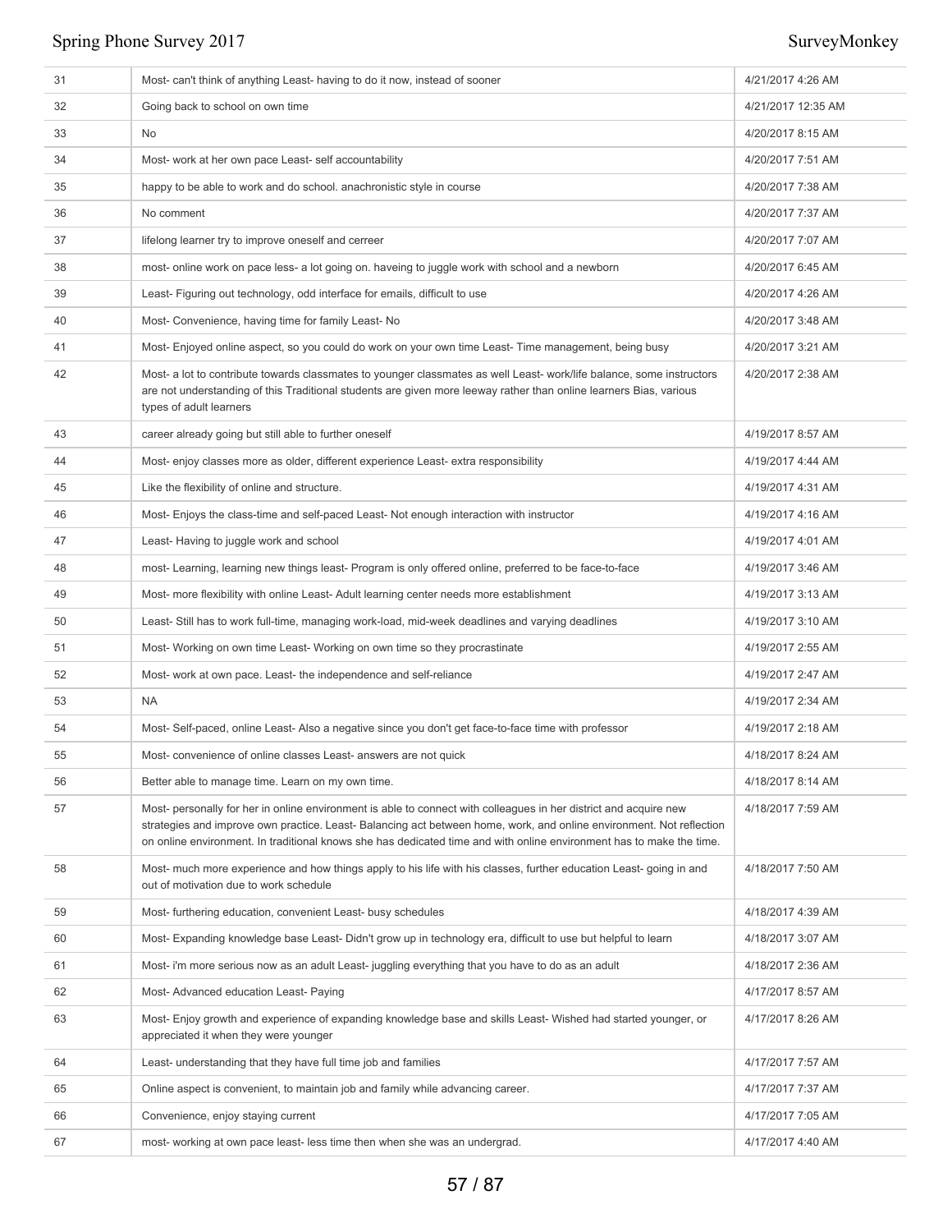| | | |
|---|---|---|
| 31 | Most- can't think of anything Least- having to do it now, instead of sooner | 4/21/2017 4:26 AM |
| 32 | Going back to school on own time | 4/21/2017 12:35 AM |
| 33 | No | 4/20/2017 8:15 AM |
| 34 | Most- work at her own pace Least- self accountability | 4/20/2017 7:51 AM |
| 35 | happy to be able to work and do school. anachronistic style in course | 4/20/2017 7:38 AM |
| 36 | No comment | 4/20/2017 7:37 AM |
| 37 | lifelong learner try to improve oneself and cerreer | 4/20/2017 7:07 AM |
| 38 | most- online work on pace less- a lot going on. haveing to juggle work with school and a newborn | 4/20/2017 6:45 AM |
| 39 | Least- Figuring out technology, odd interface for emails, difficult to use | 4/20/2017 4:26 AM |
| 40 | Most- Convenience, having time for family Least- No | 4/20/2017 3:48 AM |
| 41 | Most- Enjoyed online aspect, so you could do work on your own time Least- Time management, being busy | 4/20/2017 3:21 AM |
| 42 | Most- a lot to contribute towards classmates to younger classmates as well Least- work/life balance, some instructors are not understanding of this Traditional students are given more leeway rather than online learners Bias, various types of adult learners | 4/20/2017 2:38 AM |
| 43 | career already going but still able to further oneself | 4/19/2017 8:57 AM |
| 44 | Most- enjoy classes more as older, different experience Least- extra responsibility | 4/19/2017 4:44 AM |
| 45 | Like the flexibility of online and structure. | 4/19/2017 4:31 AM |
| 46 | Most- Enjoys the class-time and self-paced Least- Not enough interaction with instructor | 4/19/2017 4:16 AM |
| 47 | Least- Having to juggle work and school | 4/19/2017 4:01 AM |
| 48 | most- Learning, learning new things least- Program is only offered online, preferred to be face-to-face | 4/19/2017 3:46 AM |
| 49 | Most- more flexibility with online Least- Adult learning center needs more establishment | 4/19/2017 3:13 AM |
| 50 | Least- Still has to work full-time, managing work-load, mid-week deadlines and varying deadlines | 4/19/2017 3:10 AM |
| 51 | Most- Working on own time Least- Working on own time so they procrastinate | 4/19/2017 2:55 AM |
| 52 | Most- work at own pace. Least- the independence and self-reliance | 4/19/2017 2:47 AM |
| 53 | NA | 4/19/2017 2:34 AM |
| 54 | Most- Self-paced, online Least- Also a negative since you don't get face-to-face time with professor | 4/19/2017 2:18 AM |
| 55 | Most- convenience of online classes Least- answers are not quick | 4/18/2017 8:24 AM |
| 56 | Better able to manage time. Learn on my own time. | 4/18/2017 8:14 AM |
| 57 | Most- personally for her in online environment is able to connect with colleagues in her district and acquire new strategies and improve own practice. Least- Balancing act between home, work, and online environment. Not reflection on online environment. In traditional knows she has dedicated time and with online environment has to make the time. | 4/18/2017 7:59 AM |
| 58 | Most- much more experience and how things apply to his life with his classes, further education Least- going in and out of motivation due to work schedule | 4/18/2017 7:50 AM |
| 59 | Most- furthering education, convenient Least- busy schedules | 4/18/2017 4:39 AM |
| 60 | Most- Expanding knowledge base Least- Didn't grow up in technology era, difficult to use but helpful to learn | 4/18/2017 3:07 AM |
| 61 | Most- i'm more serious now as an adult Least- juggling everything that you have to do as an adult | 4/18/2017 2:36 AM |
| 62 | Most- Advanced education Least- Paying | 4/17/2017 8:57 AM |
| 63 | Most- Enjoy growth and experience of expanding knowledge base and skills Least- Wished had started younger, or appreciated it when they were younger | 4/17/2017 8:26 AM |
| 64 | Least- understanding that they have full time job and families | 4/17/2017 7:57 AM |
| 65 | Online aspect is convenient, to maintain job and family while advancing career. | 4/17/2017 7:37 AM |
| 66 | Convenience, enjoy staying current | 4/17/2017 7:05 AM |
| 67 | most- working at own pace least- less time then when she was an undergrad. | 4/17/2017 4:40 AM |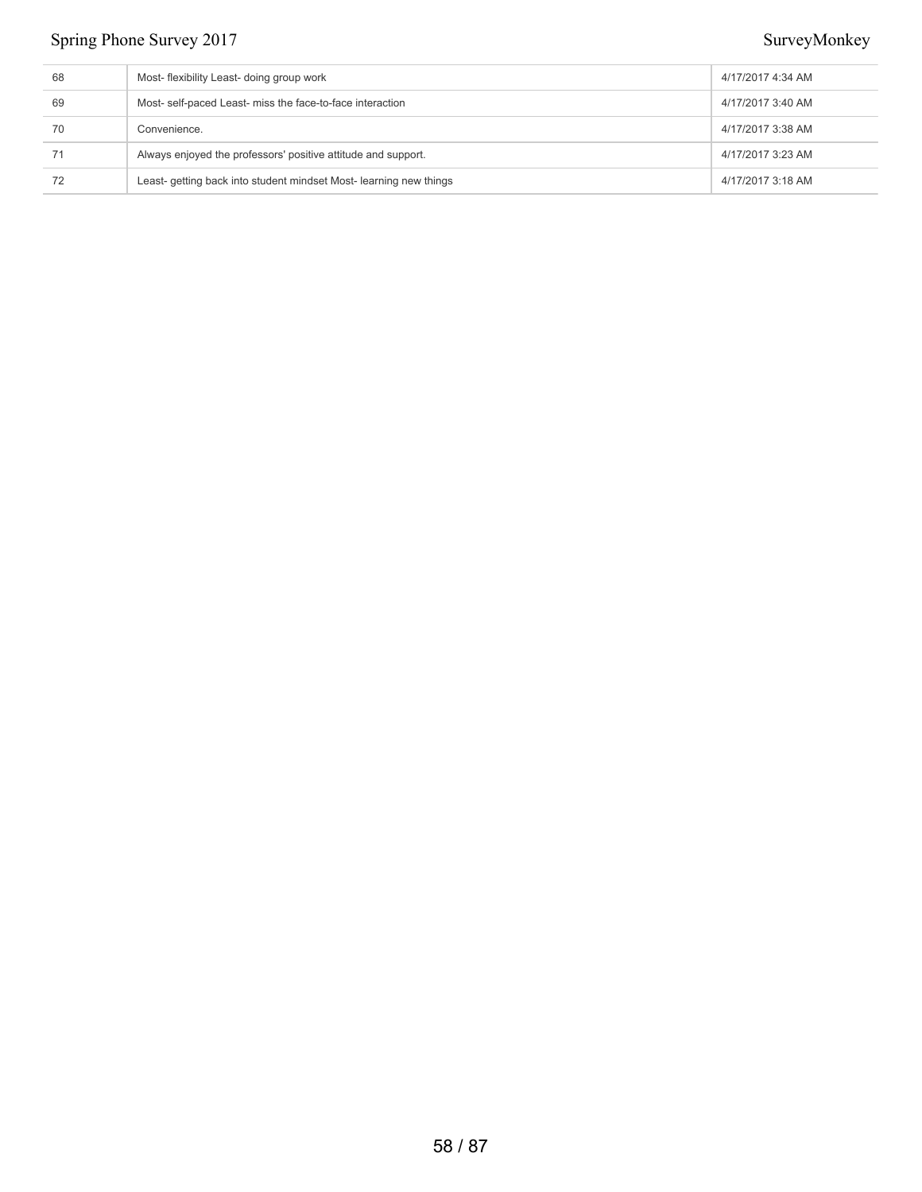| | | |
|---|---|---|
| 68 | Most- flexibility Least- doing group work | 4/17/2017 4:34 AM |
| 69 | Most- self-paced Least- miss the face-to-face interaction | 4/17/2017 3:40 AM |
| 70 | Convenience. | 4/17/2017 3:38 AM |
| 71 | Always enjoyed the professors' positive attitude and support. | 4/17/2017 3:23 AM |
| 72 | Least- getting back into student mindset Most- learning new things | 4/17/2017 3:18 AM |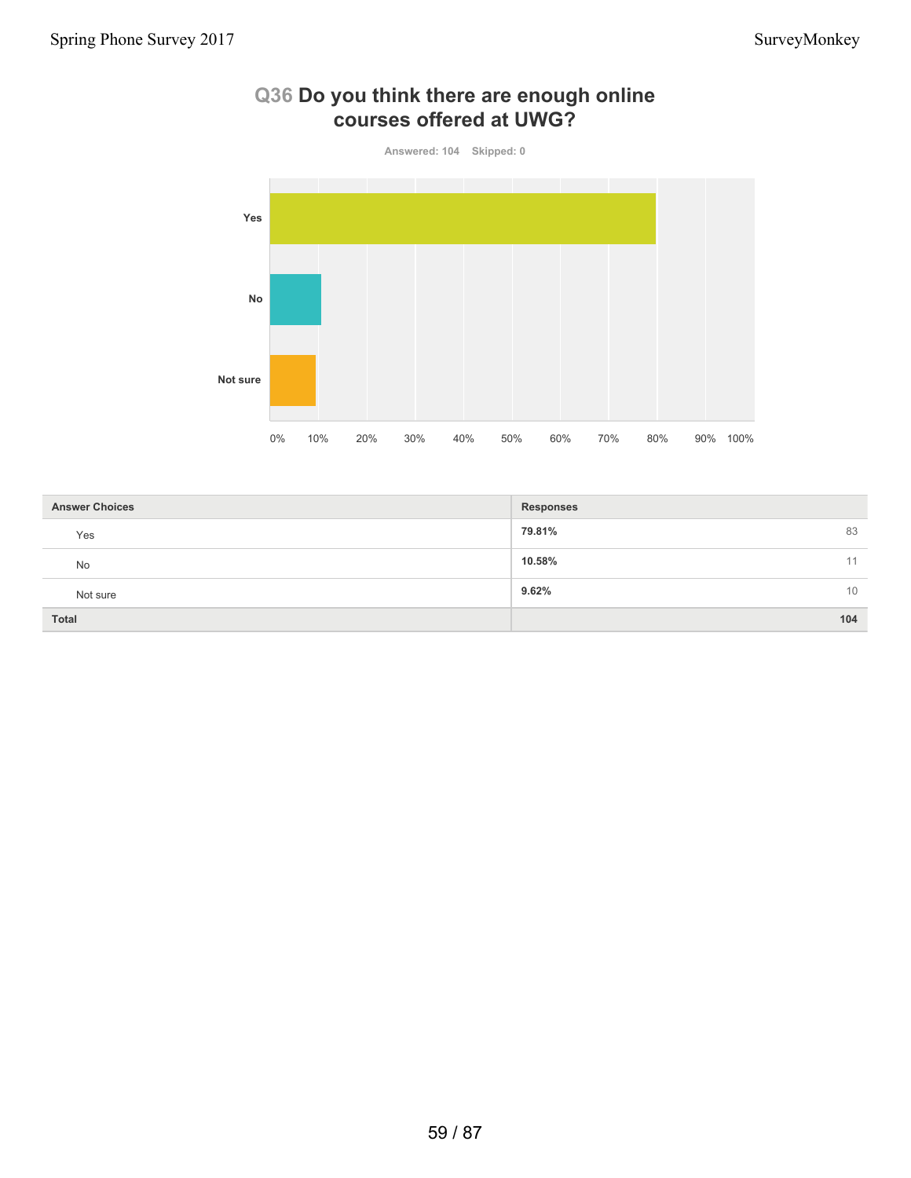## Q36 Do you think there are enough online courses offered at UWG?

Answered: 104 Skipped: 0

| Answer Choices | Responses | |
|---|---|---|
| Yes | 79.81% | 83 |
| No | 10.58% | 11 |
| Not sure | 9.62% | 10 |
| **Total** | | **104** |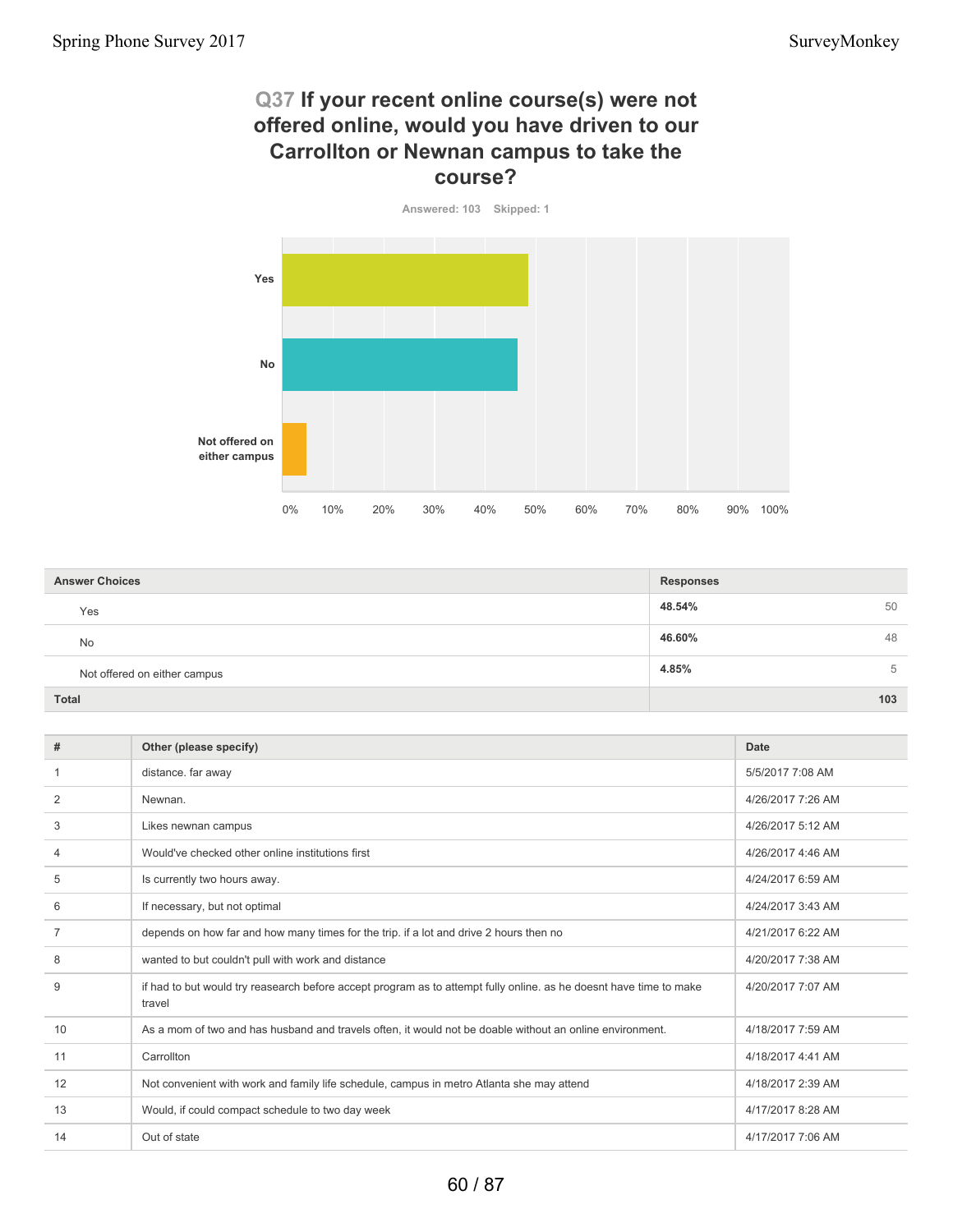## Q37 If your recent online course(s) were not offered online, would you have driven to our Carrollton or Newnan campus to take the course?

Answered: 103 Skipped: 1

| Answer Choices | Responses | |
|---|---|---|
| Yes | 48.54% | 50 |
| No | 46.60% | 48 |
| Not offered on either campus | 4.85% | 5 |
| **Total** | | **103** |

| # | Other (please specify) | Date |
|---|---|---|
| 1 | distance. far away | 5/5/2017 7:08 AM |
| 2 | Newnan. | 4/26/2017 7:26 AM |
| 3 | Likes newnan campus | 4/26/2017 5:12 AM |
| 4 | Would've checked other online institutions first | 4/26/2017 4:46 AM |
| 5 | Is currently two hours away. | 4/24/2017 6:59 AM |
| 6 | If necessary, but not optimal | 4/24/2017 3:43 AM |
| 7 | depends on how far and how many times for the trip. if a lot and drive 2 hours then no | 4/21/2017 6:22 AM |
| 8 | wanted to but couldn't pull with work and distance | 4/20/2017 7:38 AM |
| 9 | if had to but would try reasearch before accept program as to attempt fully online. as he doesnt have time to make travel | 4/20/2017 7:07 AM |
| 10 | As a mom of two and has husband and travels often, it would not be doable without an online environment. | 4/18/2017 7:59 AM |
| 11 | Carrollton | 4/18/2017 4:41 AM |
| 12 | Not convenient with work and family life schedule, campus in metro Atlanta she may attend | 4/18/2017 2:39 AM |
| 13 | Would, if could compact schedule to two day week | 4/17/2017 8:28 AM |
| 14 | Out of state | 4/17/2017 7:06 AM |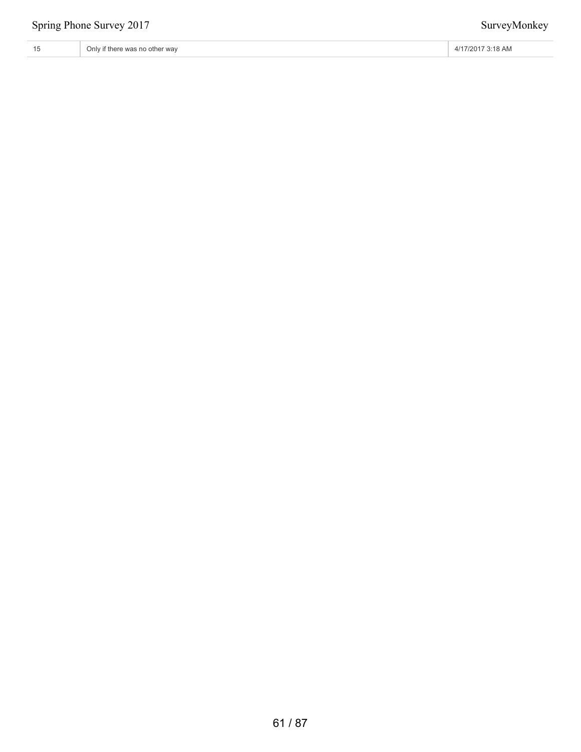| | | |
|---|---|---|
| 15 | Only if there was no other way | 4/17/2017 3:18 AM |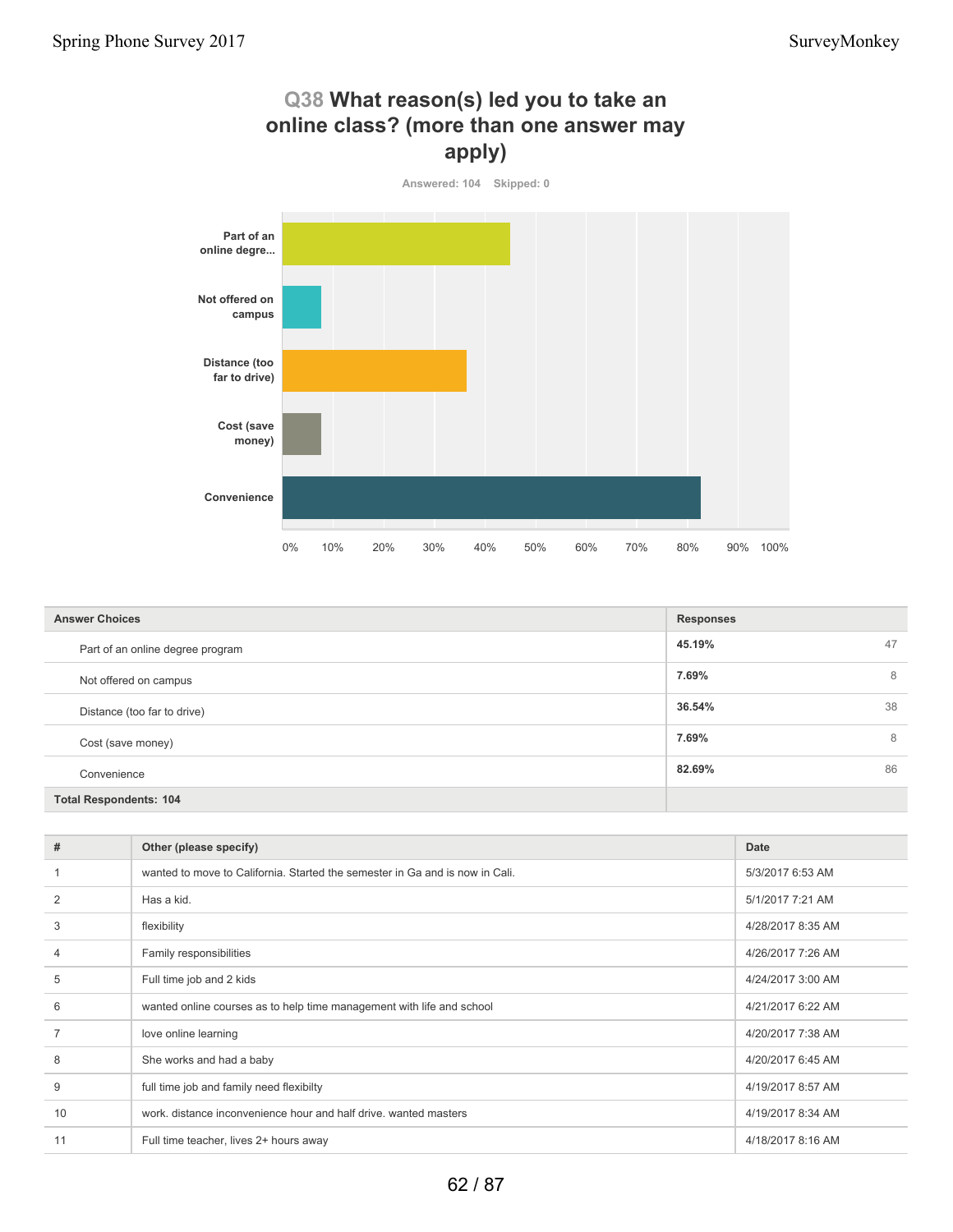## Q38 What reason(s) led you to take an online class? (more than one answer may apply)

Answered: 104 Skipped: 0

| Answer Choices | Responses | |
|---|---|---|
| Part of an online degree program | 45.19% | 47 |
| Not offered on campus | 7.69% | 8 |
| Distance (too far to drive) | 36.54% | 38 |
| Cost (save money) | 7.69% | 8 |
| Convenience | 82.69% | 86 |
| **Total Respondents: 104** | | |

| # | Other (please specify) | Date |
|---|---|---|
| 1 | wanted to move to California. Started the semester in Ga and is now in Cali. | 5/3/2017 6:53 AM |
| 2 | Has a kid. | 5/1/2017 7:21 AM |
| 3 | flexibility | 4/28/2017 8:35 AM |
| 4 | Family responsibilities | 4/26/2017 7:26 AM |
| 5 | Full time job and 2 kids | 4/24/2017 3:00 AM |
| 6 | wanted online courses as to help time management with life and school | 4/21/2017 6:22 AM |
| 7 | love online learning | 4/20/2017 7:38 AM |
| 8 | She works and had a baby | 4/20/2017 6:45 AM |
| 9 | full time job and family need flexibilty | 4/19/2017 8:57 AM |
| 10 | work. distance inconvenience hour and half drive. wanted masters | 4/19/2017 8:34 AM |
| 11 | Full time teacher, lives 2+ hours away | 4/18/2017 8:16 AM |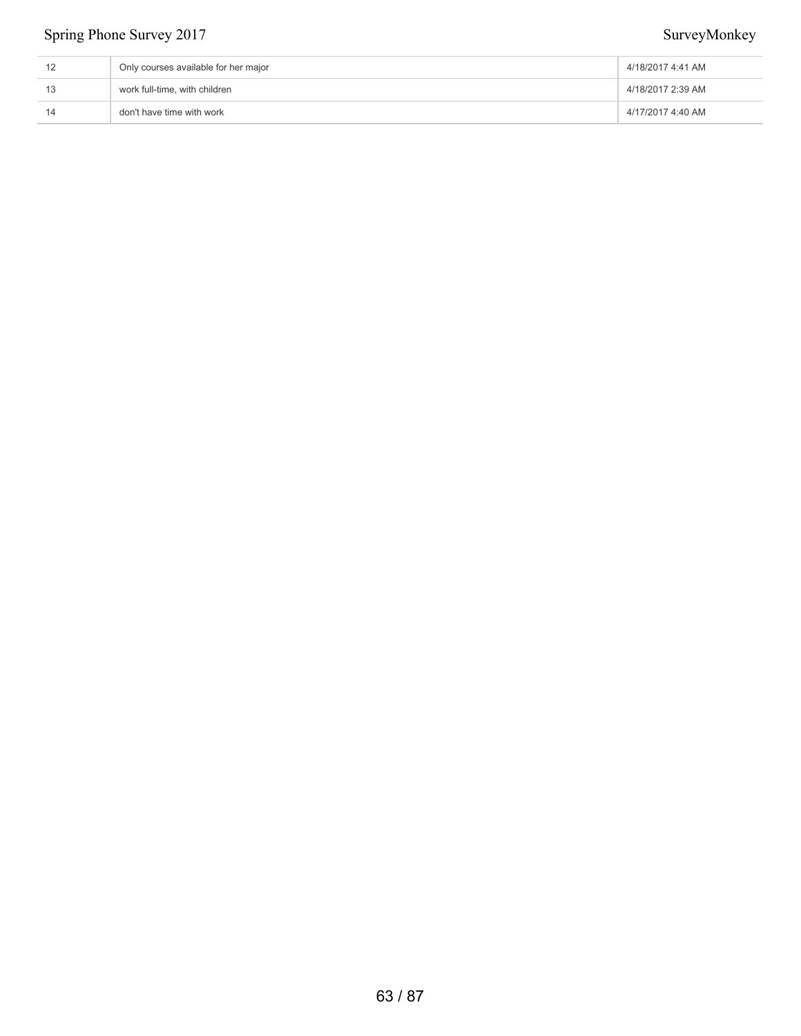| | | |
|---|---|---|
| 12 | Only courses available for her major | 4/18/2017 4:41 AM |
| 13 | work full-time, with children | 4/18/2017 2:39 AM |
| 14 | don't have time with work | 4/17/2017 4:40 AM |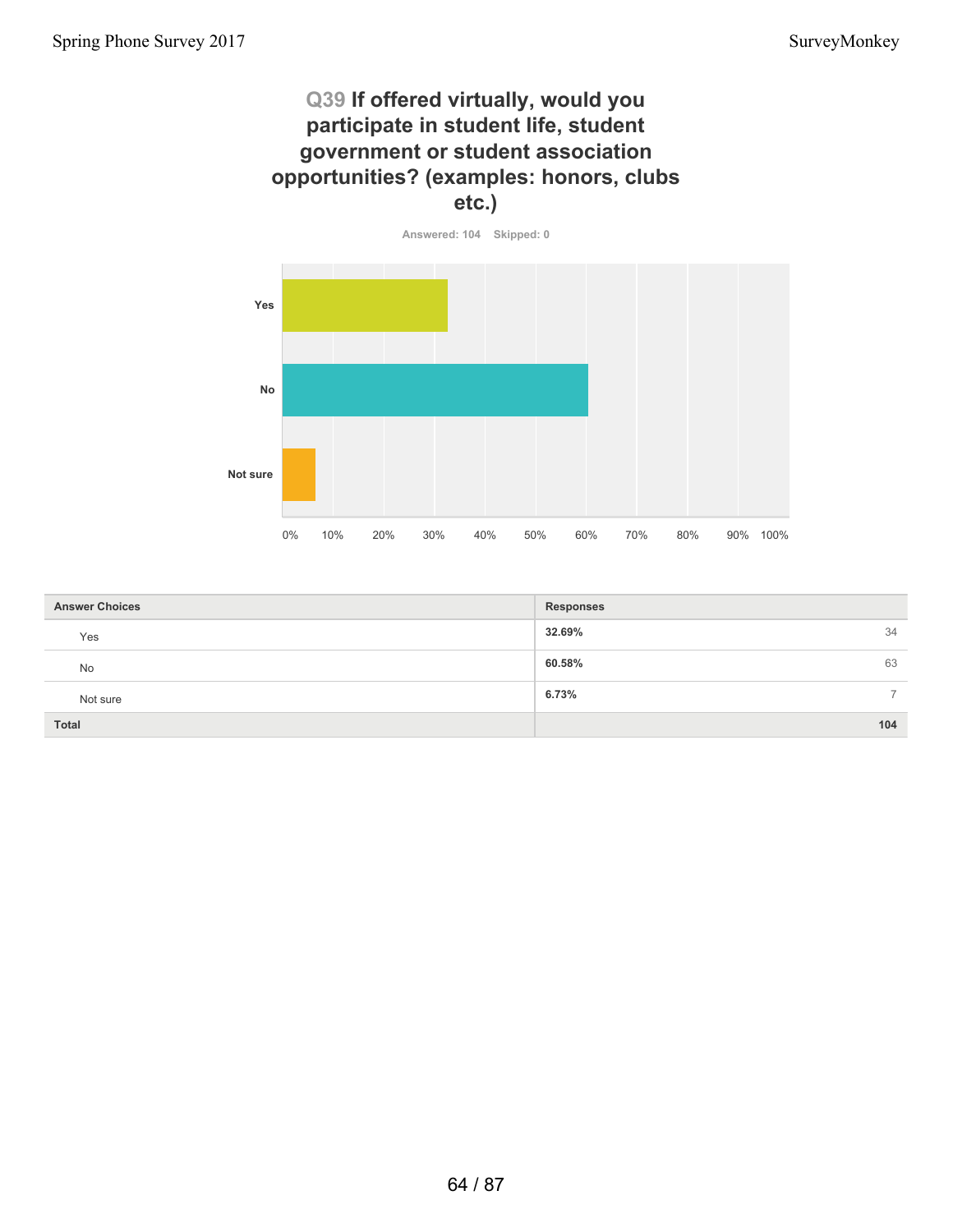## Q39 If offered virtually, would you participate in student life, student government or student association opportunities? (examples: honors, clubs etc.)

Answered: 104 Skipped: 0

| Answer Choices | Responses | |
|---|---|---|
| Yes | 32.69% | 34 |
| No | 60.58% | 63 |
| Not sure | 6.73% | 7 |
| Total | | 104 |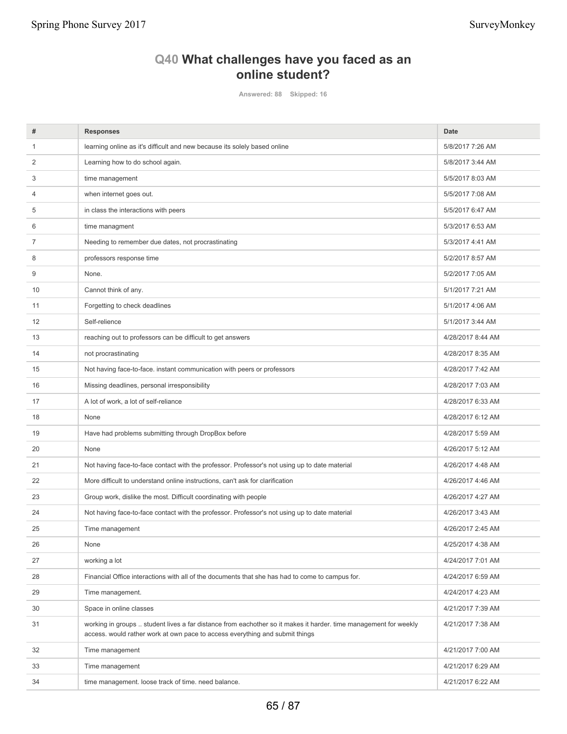## Q40 What challenges have you faced as an online student?

Answered: 88 Skipped: 16

| # | Responses | Date |
|---|---|---|
| 1 | learning online as it's difficult and new because its solely based online | 5/8/2017 7:26 AM |
| 2 | Learning how to do school again. | 5/8/2017 3:44 AM |
| 3 | time management | 5/5/2017 8:03 AM |
| 4 | when internet goes out. | 5/5/2017 7:08 AM |
| 5 | in class the interactions with peers | 5/5/2017 6:47 AM |
| 6 | time managment | 5/3/2017 6:53 AM |
| 7 | Needing to remember due dates, not procrastinating | 5/3/2017 4:41 AM |
| 8 | professors response time | 5/2/2017 8:57 AM |
| 9 | None. | 5/2/2017 7:05 AM |
| 10 | Cannot think of any. | 5/1/2017 7:21 AM |
| 11 | Forgetting to check deadlines | 5/1/2017 4:06 AM |
| 12 | Self-relience | 5/1/2017 3:44 AM |
| 13 | reaching out to professors can be difficult to get answers | 4/28/2017 8:44 AM |
| 14 | not procrastinating | 4/28/2017 8:35 AM |
| 15 | Not having face-to-face. instant communication with peers or professors | 4/28/2017 7:42 AM |
| 16 | Missing deadlines, personal irresponsibility | 4/28/2017 7:03 AM |
| 17 | A lot of work, a lot of self-reliance | 4/28/2017 6:33 AM |
| 18 | None | 4/28/2017 6:12 AM |
| 19 | Have had problems submitting through DropBox before | 4/28/2017 5:59 AM |
| 20 | None | 4/26/2017 5:12 AM |
| 21 | Not having face-to-face contact with the professor. Professor's not using up to date material | 4/26/2017 4:48 AM |
| 22 | More difficult to understand online instructions, can't ask for clarification | 4/26/2017 4:46 AM |
| 23 | Group work, dislike the most. Difficult coordinating with people | 4/26/2017 4:27 AM |
| 24 | Not having face-to-face contact with the professor. Professor's not using up to date material | 4/26/2017 3:43 AM |
| 25 | Time management | 4/26/2017 2:45 AM |
| 26 | None | 4/25/2017 4:38 AM |
| 27 | working a lot | 4/24/2017 7:01 AM |
| 28 | Financial Office interactions with all of the documents that she has had to come to campus for. | 4/24/2017 6:59 AM |
| 29 | Time management. | 4/24/2017 4:23 AM |
| 30 | Space in online classes | 4/21/2017 7:39 AM |
| 31 | working in groups .. student lives a far distance from eachother so it makes it harder. time management for weekly access. would rather work at own pace to access everything and submit things | 4/21/2017 7:38 AM |
| 32 | Time management | 4/21/2017 7:00 AM |
| 33 | Time management | 4/21/2017 6:29 AM |
| 34 | time management. loose track of time. need balance. | 4/21/2017 6:22 AM |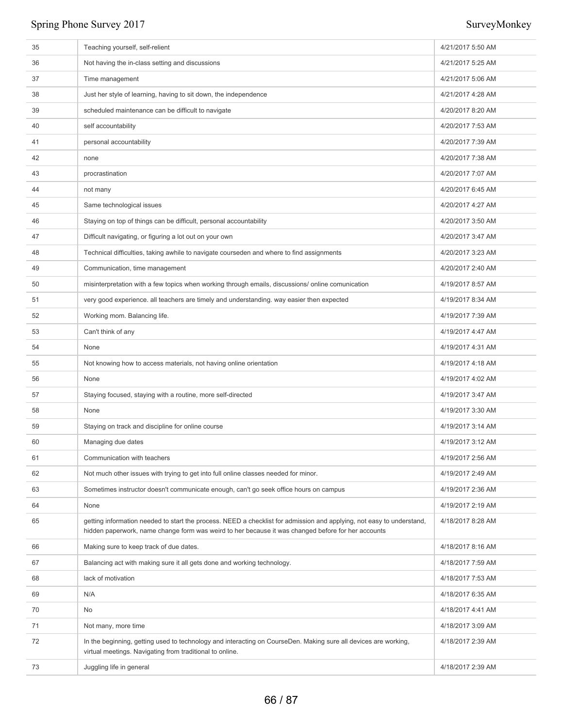| | | |
|---|---|---|
| 35 | Teaching yourself, self-relient | 4/21/2017 5:50 AM |
| 36 | Not having the in-class setting and discussions | 4/21/2017 5:25 AM |
| 37 | Time management | 4/21/2017 5:06 AM |
| 38 | Just her style of learning, having to sit down, the independence | 4/21/2017 4:28 AM |
| 39 | scheduled maintenance can be difficult to navigate | 4/20/2017 8:20 AM |
| 40 | self accountability | 4/20/2017 7:53 AM |
| 41 | personal accountability | 4/20/2017 7:39 AM |
| 42 | none | 4/20/2017 7:38 AM |
| 43 | procrastination | 4/20/2017 7:07 AM |
| 44 | not many | 4/20/2017 6:45 AM |
| 45 | Same technological issues | 4/20/2017 4:27 AM |
| 46 | Staying on top of things can be difficult, personal accountability | 4/20/2017 3:50 AM |
| 47 | Difficult navigating, or figuring a lot out on your own | 4/20/2017 3:47 AM |
| 48 | Technical difficulties, taking awhile to navigate courseden and where to find assignments | 4/20/2017 3:23 AM |
| 49 | Communication, time management | 4/20/2017 2:40 AM |
| 50 | misinterpretation with a few topics when working through emails, discussions/ online comunication | 4/19/2017 8:57 AM |
| 51 | very good experience. all teachers are timely and understanding. way easier then expected | 4/19/2017 8:34 AM |
| 52 | Working mom. Balancing life. | 4/19/2017 7:39 AM |
| 53 | Can't think of any | 4/19/2017 4:47 AM |
| 54 | None | 4/19/2017 4:31 AM |
| 55 | Not knowing how to access materials, not having online orientation | 4/19/2017 4:18 AM |
| 56 | None | 4/19/2017 4:02 AM |
| 57 | Staying focused, staying with a routine, more self-directed | 4/19/2017 3:47 AM |
| 58 | None | 4/19/2017 3:30 AM |
| 59 | Staying on track and discipline for online course | 4/19/2017 3:14 AM |
| 60 | Managing due dates | 4/19/2017 3:12 AM |
| 61 | Communication with teachers | 4/19/2017 2:56 AM |
| 62 | Not much other issues with trying to get into full online classes needed for minor. | 4/19/2017 2:49 AM |
| 63 | Sometimes instructor doesn't communicate enough, can't go seek office hours on campus | 4/19/2017 2:36 AM |
| 64 | None | 4/19/2017 2:19 AM |
| 65 | getting information needed to start the process. NEED a checklist for admission and applying, not easy to understand, hidden paperwork, name change form was weird to her because it was changed before for her accounts | 4/18/2017 8:28 AM |
| 66 | Making sure to keep track of due dates. | 4/18/2017 8:16 AM |
| 67 | Balancing act with making sure it all gets done and working technology. | 4/18/2017 7:59 AM |
| 68 | lack of motivation | 4/18/2017 7:53 AM |
| 69 | N/A | 4/18/2017 6:35 AM |
| 70 | No | 4/18/2017 4:41 AM |
| 71 | Not many, more time | 4/18/2017 3:09 AM |
| 72 | In the beginning, getting used to technology and interacting on CourseDen. Making sure all devices are working, virtual meetings. Navigating from traditional to online. | 4/18/2017 2:39 AM |
| 73 | Juggling life in general | 4/18/2017 2:39 AM |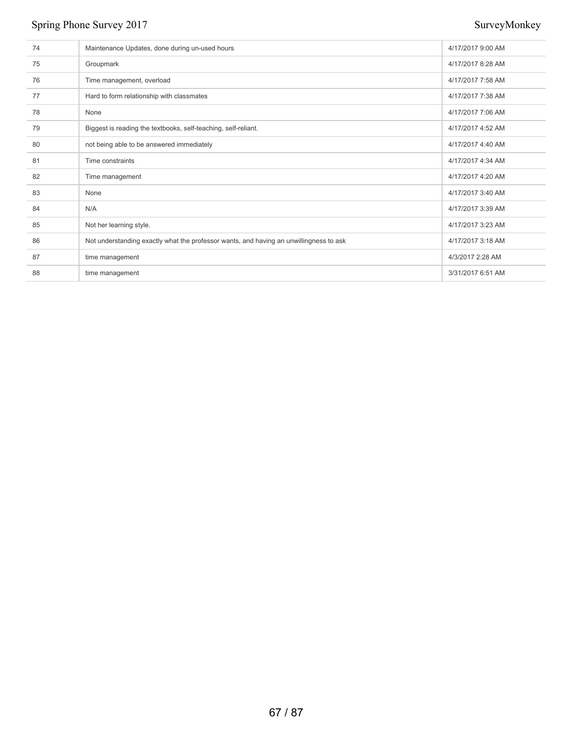| | | |
|---|---|---|
| 74 | Maintenance Updates, done during un-used hours | 4/17/2017 9:00 AM |
| 75 | Groupmark | 4/17/2017 8:28 AM |
| 76 | Time management, overload | 4/17/2017 7:58 AM |
| 77 | Hard to form relationship with classmates | 4/17/2017 7:38 AM |
| 78 | None | 4/17/2017 7:06 AM |
| 79 | Biggest is reading the textbooks, self-teaching, self-reliant. | 4/17/2017 4:52 AM |
| 80 | not being able to be answered immediately | 4/17/2017 4:40 AM |
| 81 | Time constraints | 4/17/2017 4:34 AM |
| 82 | Time management | 4/17/2017 4:20 AM |
| 83 | None | 4/17/2017 3:40 AM |
| 84 | N/A | 4/17/2017 3:39 AM |
| 85 | Not her learning style. | 4/17/2017 3:23 AM |
| 86 | Not understanding exactly what the professor wants, and having an unwillingness to ask | 4/17/2017 3:18 AM |
| 87 | time management | 4/3/2017 2:28 AM |
| 88 | time management | 3/31/2017 6:51 AM |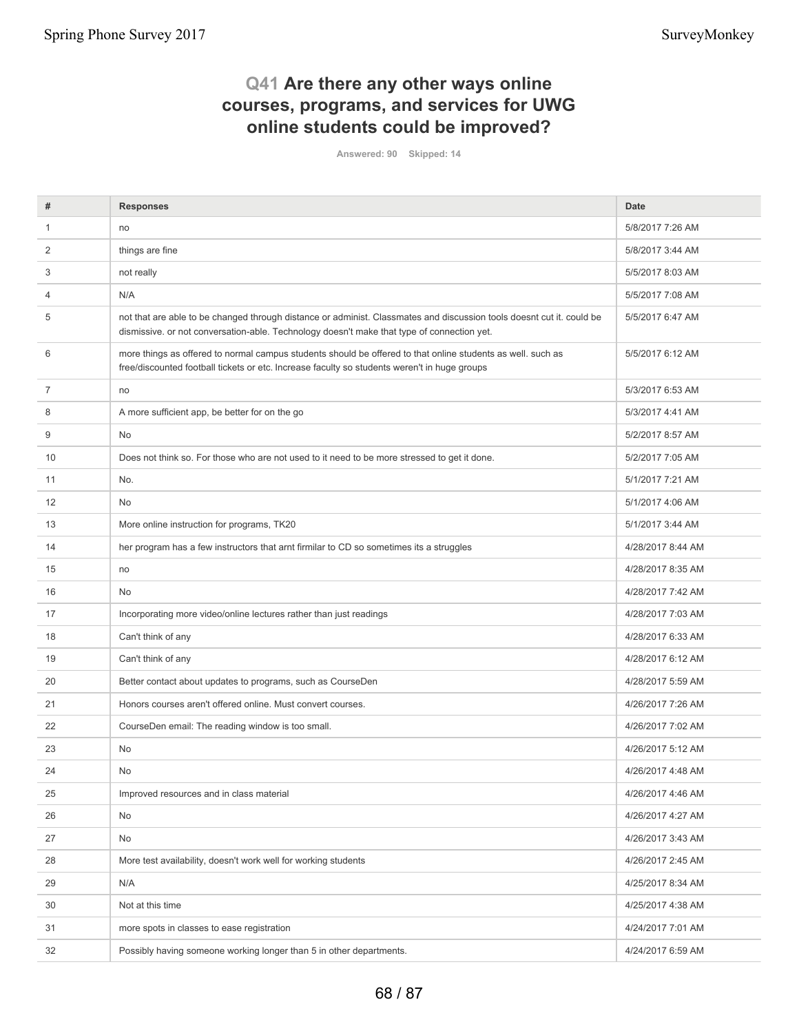## Q41 Are there any other ways online courses, programs, and services for UWG online students could be improved?

Answered: 90 Skipped: 14

| # | Responses | Date |
|---|---|---|
| 1 | no | 5/8/2017 7:26 AM |
| 2 | things are fine | 5/8/2017 3:44 AM |
| 3 | not really | 5/5/2017 8:03 AM |
| 4 | N/A | 5/5/2017 7:08 AM |
| 5 | not that are able to be changed through distance or administ. Classmates and discussion tools doesnt cut it. could be dismissive. or not conversation-able. Technology doesn't make that type of connection yet. | 5/5/2017 6:47 AM |
| 6 | more things as offered to normal campus students should be offered to that online students as well. such as free/discounted football tickets or etc. Increase faculty so students weren't in huge groups | 5/5/2017 6:12 AM |
| 7 | no | 5/3/2017 6:53 AM |
| 8 | A more sufficient app, be better for on the go | 5/3/2017 4:41 AM |
| 9 | No | 5/2/2017 8:57 AM |
| 10 | Does not think so. For those who are not used to it need to be more stressed to get it done. | 5/2/2017 7:05 AM |
| 11 | No. | 5/1/2017 7:21 AM |
| 12 | No | 5/1/2017 4:06 AM |
| 13 | More online instruction for programs, TK20 | 5/1/2017 3:44 AM |
| 14 | her program has a few instructors that arnt firmilar to CD so sometimes its a struggles | 4/28/2017 8:44 AM |
| 15 | no | 4/28/2017 8:35 AM |
| 16 | No | 4/28/2017 7:42 AM |
| 17 | Incorporating more video/online lectures rather than just readings | 4/28/2017 7:03 AM |
| 18 | Can't think of any | 4/28/2017 6:33 AM |
| 19 | Can't think of any | 4/28/2017 6:12 AM |
| 20 | Better contact about updates to programs, such as CourseDen | 4/28/2017 5:59 AM |
| 21 | Honors courses aren't offered online. Must convert courses. | 4/26/2017 7:26 AM |
| 22 | CourseDen email: The reading window is too small. | 4/26/2017 7:02 AM |
| 23 | No | 4/26/2017 5:12 AM |
| 24 | No | 4/26/2017 4:48 AM |
| 25 | Improved resources and in class material | 4/26/2017 4:46 AM |
| 26 | No | 4/26/2017 4:27 AM |
| 27 | No | 4/26/2017 3:43 AM |
| 28 | More test availability, doesn't work well for working students | 4/26/2017 2:45 AM |
| 29 | N/A | 4/25/2017 8:34 AM |
| 30 | Not at this time | 4/25/2017 4:38 AM |
| 31 | more spots in classes to ease registration | 4/24/2017 7:01 AM |
| 32 | Possibly having someone working longer than 5 in other departments. | 4/24/2017 6:59 AM |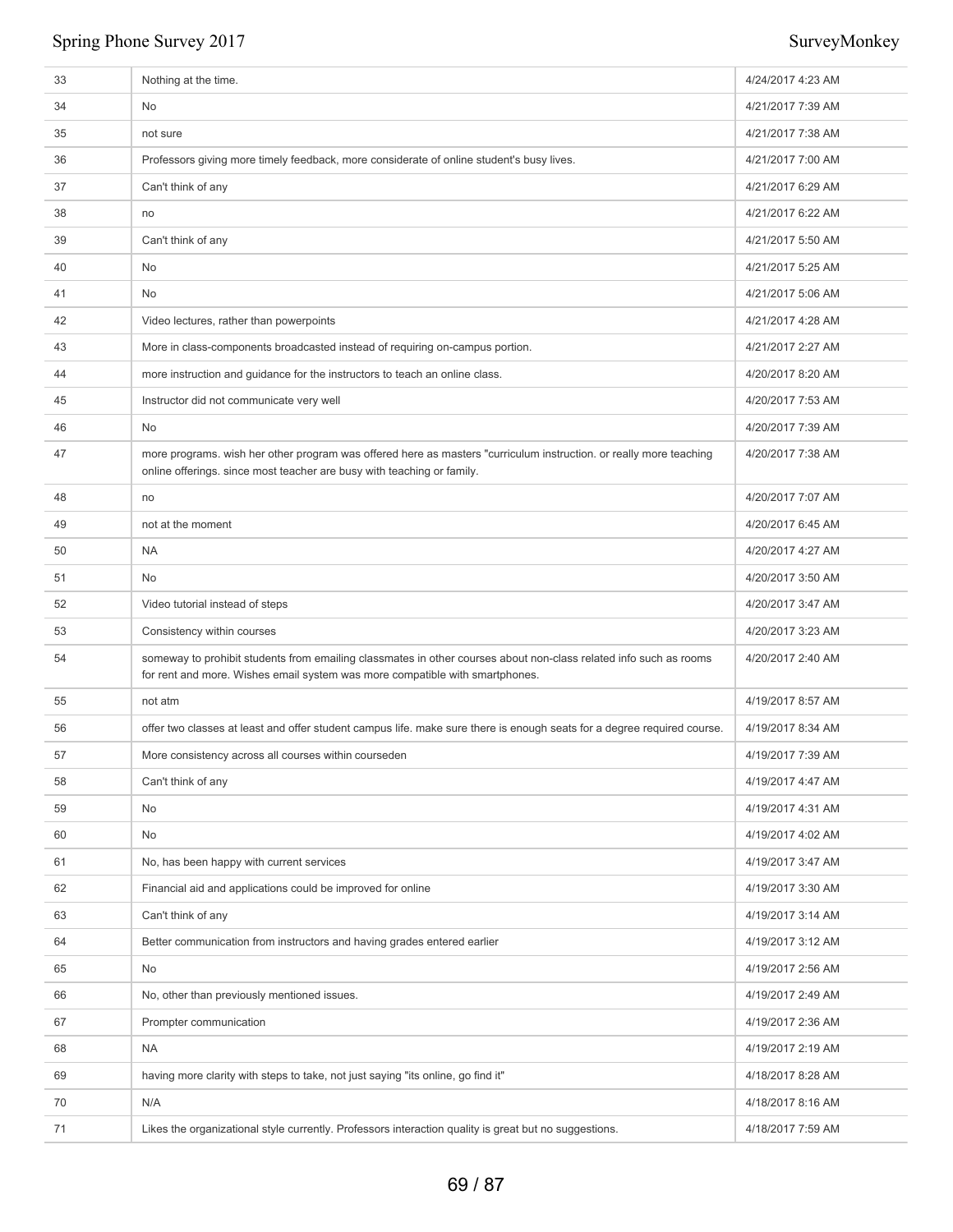| | | |
|---|---|---|
| 33 | Nothing at the time. | 4/24/2017 4:23 AM |
| 34 | No | 4/21/2017 7:39 AM |
| 35 | not sure | 4/21/2017 7:38 AM |
| 36 | Professors giving more timely feedback, more considerate of online student's busy lives. | 4/21/2017 7:00 AM |
| 37 | Can't think of any | 4/21/2017 6:29 AM |
| 38 | no | 4/21/2017 6:22 AM |
| 39 | Can't think of any | 4/21/2017 5:50 AM |
| 40 | No | 4/21/2017 5:25 AM |
| 41 | No | 4/21/2017 5:06 AM |
| 42 | Video lectures, rather than powerpoints | 4/21/2017 4:28 AM |
| 43 | More in class-components broadcasted instead of requiring on-campus portion. | 4/21/2017 2:27 AM |
| 44 | more instruction and guidance for the instructors to teach an online class. | 4/20/2017 8:20 AM |
| 45 | Instructor did not communicate very well | 4/20/2017 7:53 AM |
| 46 | No | 4/20/2017 7:39 AM |
| 47 | more programs. wish her other program was offered here as masters "curriculum instruction. or really more teaching online offerings. since most teacher are busy with teaching or family. | 4/20/2017 7:38 AM |
| 48 | no | 4/20/2017 7:07 AM |
| 49 | not at the moment | 4/20/2017 6:45 AM |
| 50 | NA | 4/20/2017 4:27 AM |
| 51 | No | 4/20/2017 3:50 AM |
| 52 | Video tutorial instead of steps | 4/20/2017 3:47 AM |
| 53 | Consistency within courses | 4/20/2017 3:23 AM |
| 54 | someway to prohibit students from emailing classmates in other courses about non-class related info such as rooms for rent and more. Wishes email system was more compatible with smartphones. | 4/20/2017 2:40 AM |
| 55 | not atm | 4/19/2017 8:57 AM |
| 56 | offer two classes at least and offer student campus life. make sure there is enough seats for a degree required course. | 4/19/2017 8:34 AM |
| 57 | More consistency across all courses within courseden | 4/19/2017 7:39 AM |
| 58 | Can't think of any | 4/19/2017 4:47 AM |
| 59 | No | 4/19/2017 4:31 AM |
| 60 | No | 4/19/2017 4:02 AM |
| 61 | No, has been happy with current services | 4/19/2017 3:47 AM |
| 62 | Financial aid and applications could be improved for online | 4/19/2017 3:30 AM |
| 63 | Can't think of any | 4/19/2017 3:14 AM |
| 64 | Better communication from instructors and having grades entered earlier | 4/19/2017 3:12 AM |
| 65 | No | 4/19/2017 2:56 AM |
| 66 | No, other than previously mentioned issues. | 4/19/2017 2:49 AM |
| 67 | Prompter communication | 4/19/2017 2:36 AM |
| 68 | NA | 4/19/2017 2:19 AM |
| 69 | having more clarity with steps to take, not just saying "its online, go find it" | 4/18/2017 8:28 AM |
| 70 | N/A | 4/18/2017 8:16 AM |
| 71 | Likes the organizational style currently. Professors interaction quality is great but no suggestions. | 4/18/2017 7:59 AM |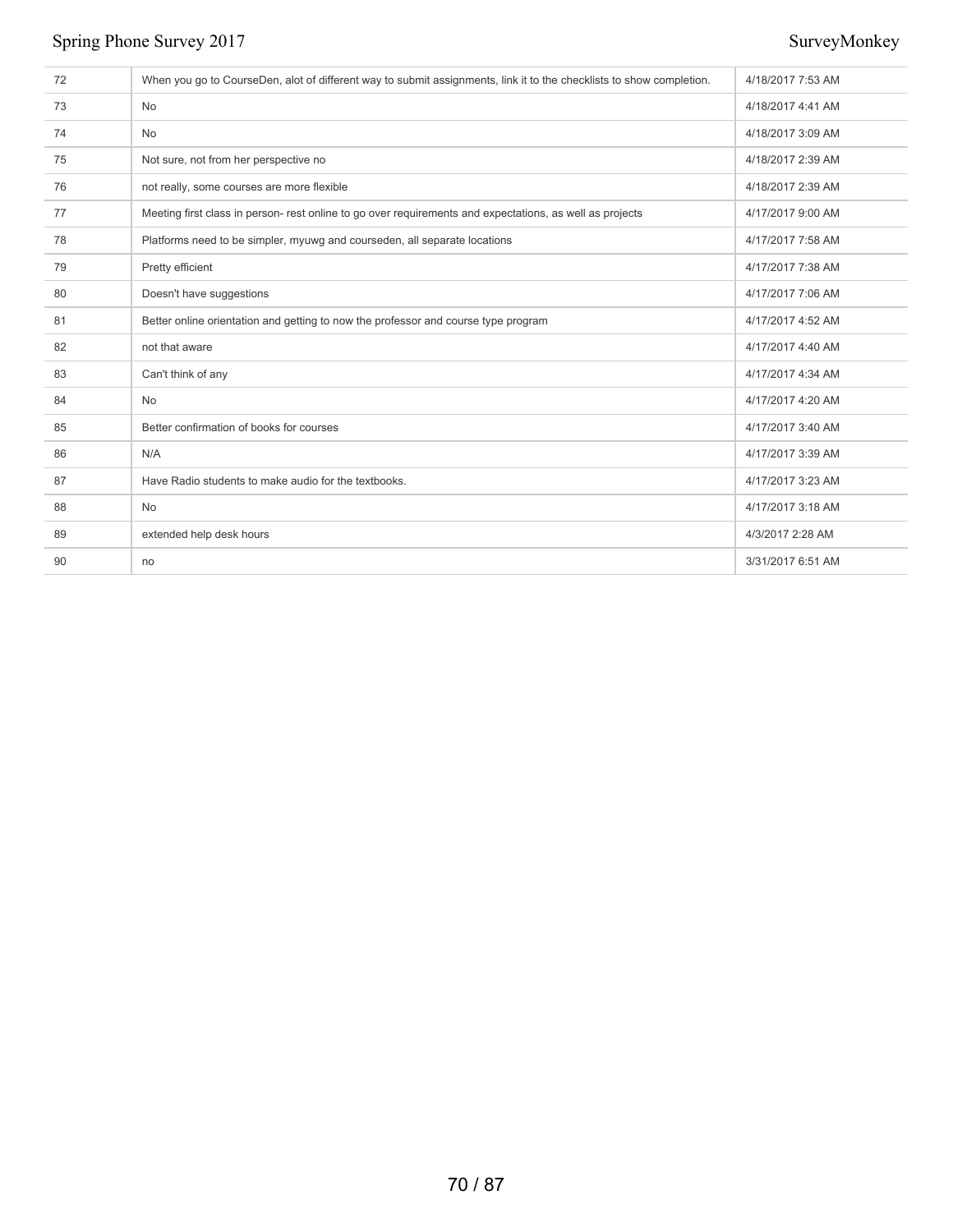| | | |
|---|---|---|
| 72 | When you go to CourseDen, alot of different way to submit assignments, link it to the checklists to show completion. | 4/18/2017 7:53 AM |
| 73 | No | 4/18/2017 4:41 AM |
| 74 | No | 4/18/2017 3:09 AM |
| 75 | Not sure, not from her perspective no | 4/18/2017 2:39 AM |
| 76 | not really, some courses are more flexible | 4/18/2017 2:39 AM |
| 77 | Meeting first class in person- rest online to go over requirements and expectations, as well as projects | 4/17/2017 9:00 AM |
| 78 | Platforms need to be simpler, myuwg and courseden, all separate locations | 4/17/2017 7:58 AM |
| 79 | Pretty efficient | 4/17/2017 7:38 AM |
| 80 | Doesn't have suggestions | 4/17/2017 7:06 AM |
| 81 | Better online orientation and getting to now the professor and course type program | 4/17/2017 4:52 AM |
| 82 | not that aware | 4/17/2017 4:40 AM |
| 83 | Can't think of any | 4/17/2017 4:34 AM |
| 84 | No | 4/17/2017 4:20 AM |
| 85 | Better confirmation of books for courses | 4/17/2017 3:40 AM |
| 86 | N/A | 4/17/2017 3:39 AM |
| 87 | Have Radio students to make audio for the textbooks. | 4/17/2017 3:23 AM |
| 88 | No | 4/17/2017 3:18 AM |
| 89 | extended help desk hours | 4/3/2017 2:28 AM |
| 90 | no | 3/31/2017 6:51 AM |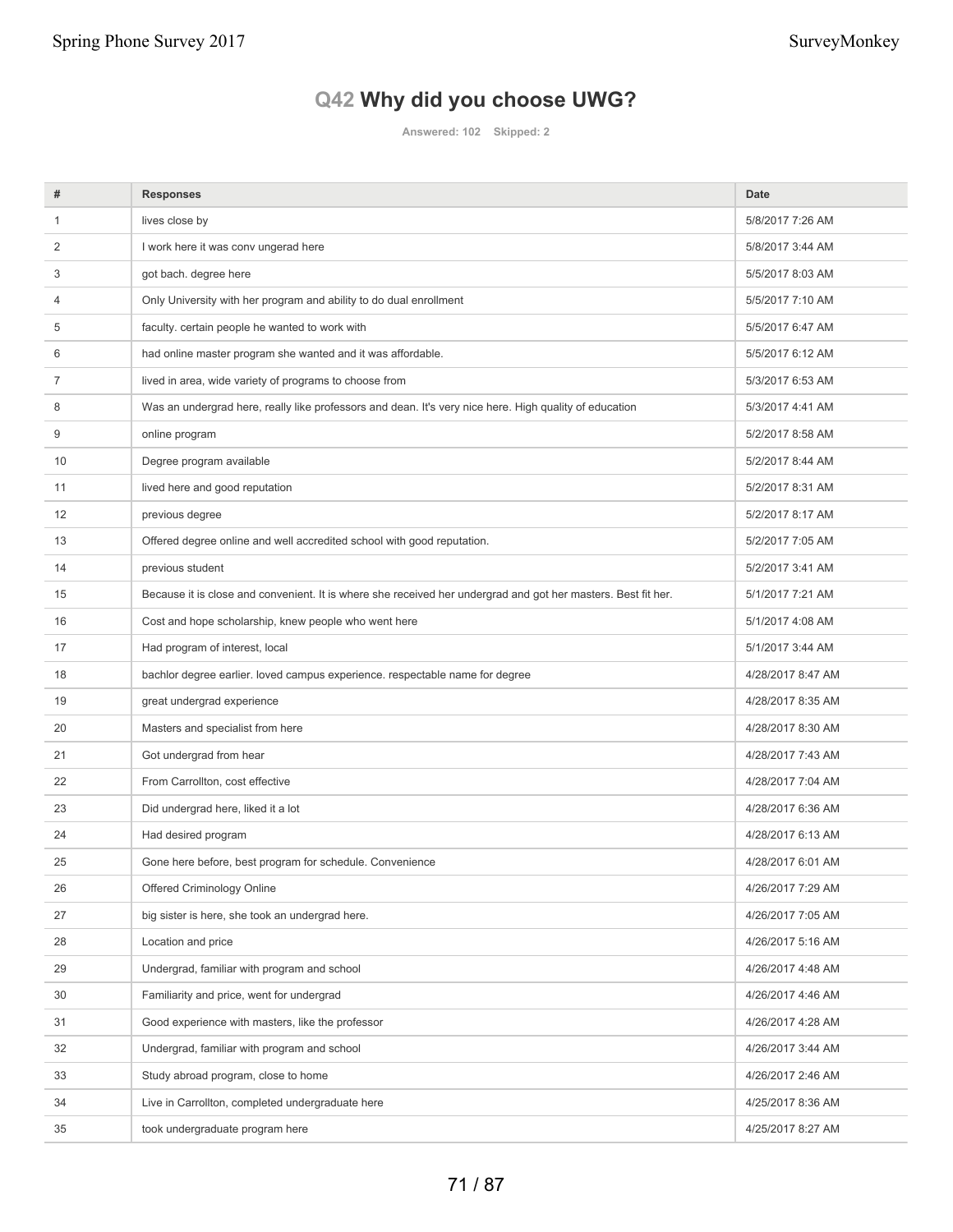## Q42 Why did you choose UWG?

Answered: 102 Skipped: 2

| # | Responses | Date |
|---|---|---|
| 1 | lives close by | 5/8/2017 7:26 AM |
| 2 | I work here it was conv ungerad here | 5/8/2017 3:44 AM |
| 3 | got bach. degree here | 5/5/2017 8:03 AM |
| 4 | Only University with her program and ability to do dual enrollment | 5/5/2017 7:10 AM |
| 5 | faculty. certain people he wanted to work with | 5/5/2017 6:47 AM |
| 6 | had online master program she wanted and it was affordable. | 5/5/2017 6:12 AM |
| 7 | lived in area, wide variety of programs to choose from | 5/3/2017 6:53 AM |
| 8 | Was an undergrad here, really like professors and dean. It's very nice here. High quality of education | 5/3/2017 4:41 AM |
| 9 | online program | 5/2/2017 8:58 AM |
| 10 | Degree program available | 5/2/2017 8:44 AM |
| 11 | lived here and good reputation | 5/2/2017 8:31 AM |
| 12 | previous degree | 5/2/2017 8:17 AM |
| 13 | Offered degree online and well accredited school with good reputation. | 5/2/2017 7:05 AM |
| 14 | previous student | 5/2/2017 3:41 AM |
| 15 | Because it is close and convenient. It is where she received her undergrad and got her masters. Best fit her. | 5/1/2017 7:21 AM |
| 16 | Cost and hope scholarship, knew people who went here | 5/1/2017 4:08 AM |
| 17 | Had program of interest, local | 5/1/2017 3:44 AM |
| 18 | bachlor degree earlier. loved campus experience. respectable name for degree | 4/28/2017 8:47 AM |
| 19 | great undergrad experience | 4/28/2017 8:35 AM |
| 20 | Masters and specialist from here | 4/28/2017 8:30 AM |
| 21 | Got undergrad from hear | 4/28/2017 7:43 AM |
| 22 | From Carrollton, cost effective | 4/28/2017 7:04 AM |
| 23 | Did undergrad here, liked it a lot | 4/28/2017 6:36 AM |
| 24 | Had desired program | 4/28/2017 6:13 AM |
| 25 | Gone here before, best program for schedule. Convenience | 4/28/2017 6:01 AM |
| 26 | Offered Criminology Online | 4/26/2017 7:29 AM |
| 27 | big sister is here, she took an undergrad here. | 4/26/2017 7:05 AM |
| 28 | Location and price | 4/26/2017 5:16 AM |
| 29 | Undergrad, familiar with program and school | 4/26/2017 4:48 AM |
| 30 | Familiarity and price, went for undergrad | 4/26/2017 4:46 AM |
| 31 | Good experience with masters, like the professor | 4/26/2017 4:28 AM |
| 32 | Undergrad, familiar with program and school | 4/26/2017 3:44 AM |
| 33 | Study abroad program, close to home | 4/26/2017 2:46 AM |
| 34 | Live in Carrollton, completed undergraduate here | 4/25/2017 8:36 AM |
| 35 | took undergraduate program here | 4/25/2017 8:27 AM |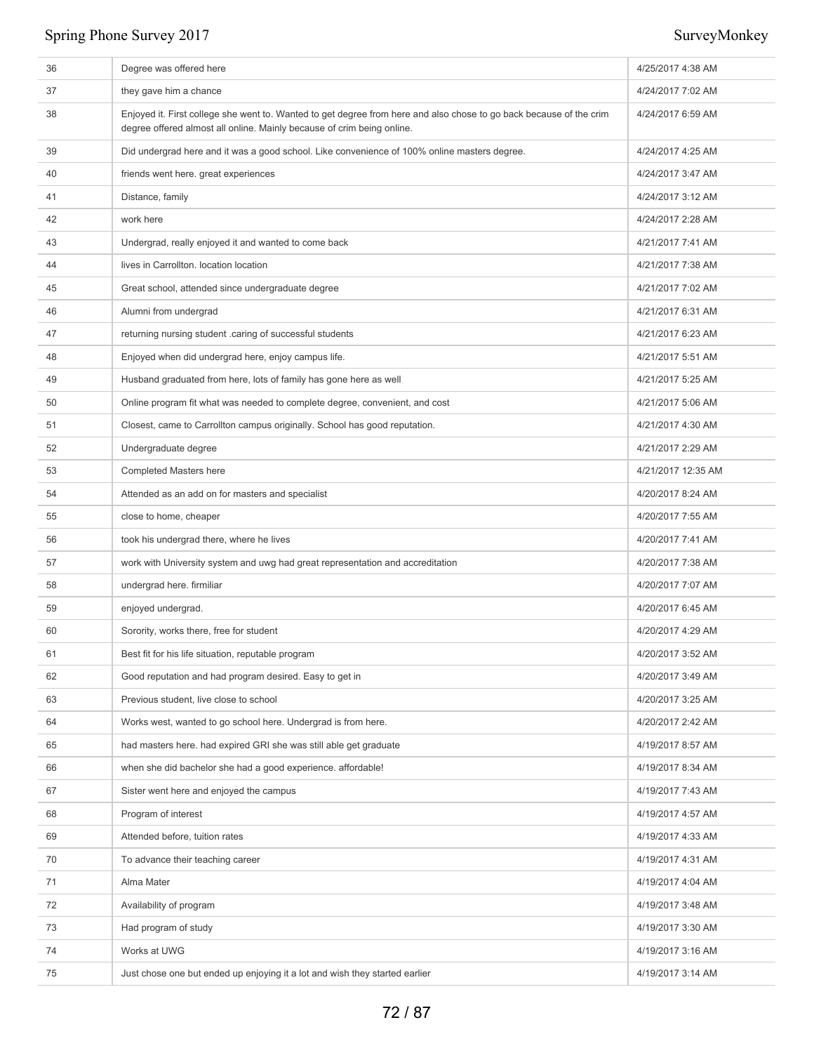| | | |
|---|---|---|
| 36 | Degree was offered here | 4/25/2017 4:38 AM |
| 37 | they gave him a chance | 4/24/2017 7:02 AM |
| 38 | Enjoyed it. First college she went to. Wanted to get degree from here and also chose to go back because of the crim degree offered almost all online. Mainly because of crim being online. | 4/24/2017 6:59 AM |
| 39 | Did undergrad here and it was a good school. Like convenience of 100% online masters degree. | 4/24/2017 4:25 AM |
| 40 | friends went here. great experiences | 4/24/2017 3:47 AM |
| 41 | Distance, family | 4/24/2017 3:12 AM |
| 42 | work here | 4/24/2017 2:28 AM |
| 43 | Undergrad, really enjoyed it and wanted to come back | 4/21/2017 7:41 AM |
| 44 | lives in Carrollton. location location | 4/21/2017 7:38 AM |
| 45 | Great school, attended since undergraduate degree | 4/21/2017 7:02 AM |
| 46 | Alumni from undergrad | 4/21/2017 6:31 AM |
| 47 | returning nursing student .caring of successful students | 4/21/2017 6:23 AM |
| 48 | Enjoyed when did undergrad here, enjoy campus life. | 4/21/2017 5:51 AM |
| 49 | Husband graduated from here, lots of family has gone here as well | 4/21/2017 5:25 AM |
| 50 | Online program fit what was needed to complete degree, convenient, and cost | 4/21/2017 5:06 AM |
| 51 | Closest, came to Carrollton campus originally. School has good reputation. | 4/21/2017 4:30 AM |
| 52 | Undergraduate degree | 4/21/2017 2:29 AM |
| 53 | Completed Masters here | 4/21/2017 12:35 AM |
| 54 | Attended as an add on for masters and specialist | 4/20/2017 8:24 AM |
| 55 | close to home, cheaper | 4/20/2017 7:55 AM |
| 56 | took his undergrad there, where he lives | 4/20/2017 7:41 AM |
| 57 | work with University system and uwg had great representation and accreditation | 4/20/2017 7:38 AM |
| 58 | undergrad here. firmiliar | 4/20/2017 7:07 AM |
| 59 | enjoyed undergrad. | 4/20/2017 6:45 AM |
| 60 | Sorority, works there, free for student | 4/20/2017 4:29 AM |
| 61 | Best fit for his life situation, reputable program | 4/20/2017 3:52 AM |
| 62 | Good reputation and had program desired. Easy to get in | 4/20/2017 3:49 AM |
| 63 | Previous student, live close to school | 4/20/2017 3:25 AM |
| 64 | Works west, wanted to go school here. Undergrad is from here. | 4/20/2017 2:42 AM |
| 65 | had masters here. had expired GRI she was still able get graduate | 4/19/2017 8:57 AM |
| 66 | when she did bachelor she had a good experience. affordable! | 4/19/2017 8:34 AM |
| 67 | Sister went here and enjoyed the campus | 4/19/2017 7:43 AM |
| 68 | Program of interest | 4/19/2017 4:57 AM |
| 69 | Attended before, tuition rates | 4/19/2017 4:33 AM |
| 70 | To advance their teaching career | 4/19/2017 4:31 AM |
| 71 | Alma Mater | 4/19/2017 4:04 AM |
| 72 | Availability of program | 4/19/2017 3:48 AM |
| 73 | Had program of study | 4/19/2017 3:30 AM |
| 74 | Works at UWG | 4/19/2017 3:16 AM |
| 75 | Just chose one but ended up enjoying it a lot and wish they started earlier | 4/19/2017 3:14 AM |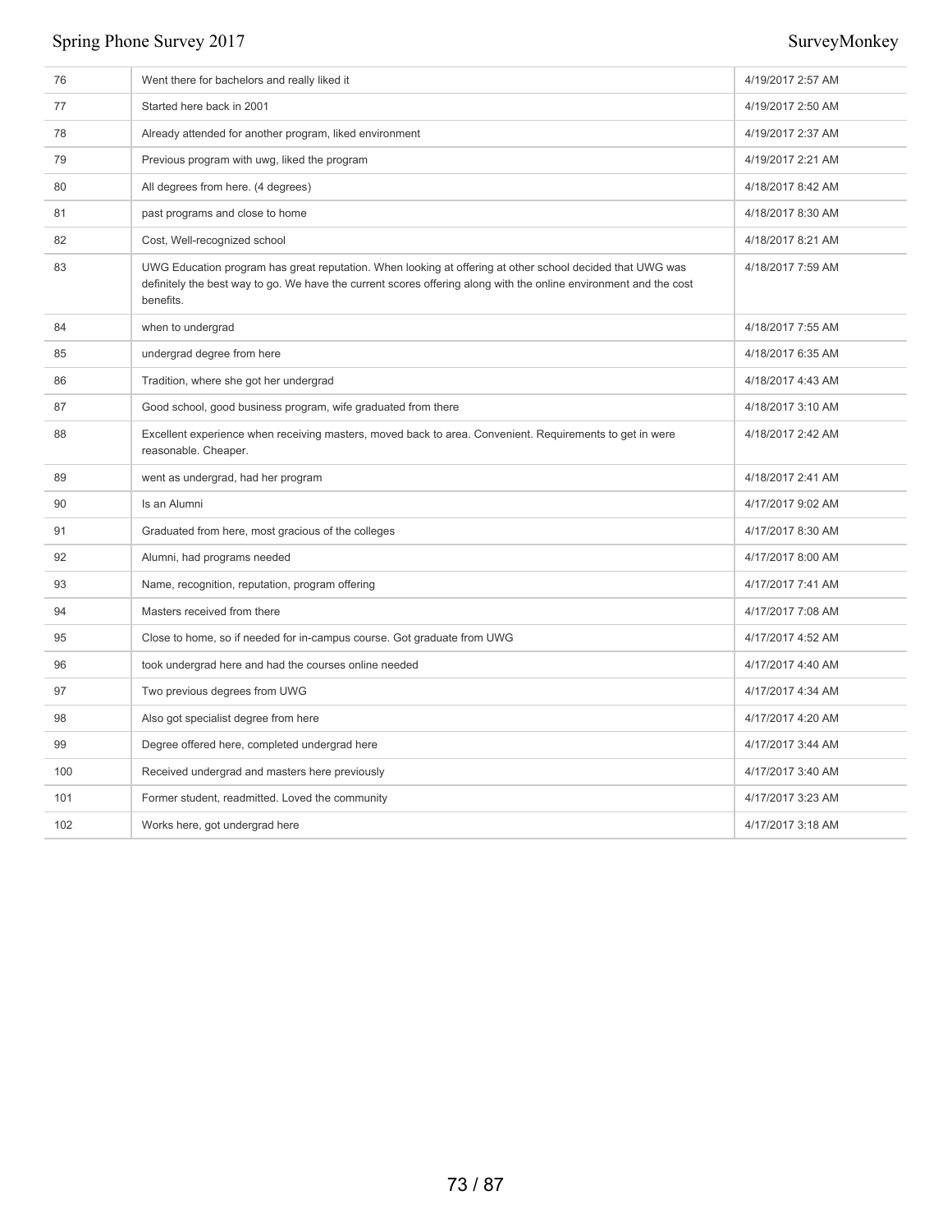| | | |
|---|---|---|
| 76 | Went there for bachelors and really liked it | 4/19/2017 2:57 AM |
| 77 | Started here back in 2001 | 4/19/2017 2:50 AM |
| 78 | Already attended for another program, liked environment | 4/19/2017 2:37 AM |
| 79 | Previous program with uwg, liked the program | 4/19/2017 2:21 AM |
| 80 | All degrees from here. (4 degrees) | 4/18/2017 8:42 AM |
| 81 | past programs and close to home | 4/18/2017 8:30 AM |
| 82 | Cost, Well-recognized school | 4/18/2017 8:21 AM |
| 83 | UWG Education program has great reputation. When looking at offering at other school decided that UWG was definitely the best way to go. We have the current scores offering along with the online environment and the cost benefits. | 4/18/2017 7:59 AM |
| 84 | when to undergrad | 4/18/2017 7:55 AM |
| 85 | undergrad degree from here | 4/18/2017 6:35 AM |
| 86 | Tradition, where she got her undergrad | 4/18/2017 4:43 AM |
| 87 | Good school, good business program, wife graduated from there | 4/18/2017 3:10 AM |
| 88 | Excellent experience when receiving masters, moved back to area. Convenient. Requirements to get in were reasonable. Cheaper. | 4/18/2017 2:42 AM |
| 89 | went as undergrad, had her program | 4/18/2017 2:41 AM |
| 90 | Is an Alumni | 4/17/2017 9:02 AM |
| 91 | Graduated from here, most gracious of the colleges | 4/17/2017 8:30 AM |
| 92 | Alumni, had programs needed | 4/17/2017 8:00 AM |
| 93 | Name, recognition, reputation, program offering | 4/17/2017 7:41 AM |
| 94 | Masters received from there | 4/17/2017 7:08 AM |
| 95 | Close to home, so if needed for in-campus course. Got graduate from UWG | 4/17/2017 4:52 AM |
| 96 | took undergrad here and had the courses online needed | 4/17/2017 4:40 AM |
| 97 | Two previous degrees from UWG | 4/17/2017 4:34 AM |
| 98 | Also got specialist degree from here | 4/17/2017 4:20 AM |
| 99 | Degree offered here, completed undergrad here | 4/17/2017 3:44 AM |
| 100 | Received undergrad and masters here previously | 4/17/2017 3:40 AM |
| 101 | Former student, readmitted. Loved the community | 4/17/2017 3:23 AM |
| 102 | Works here, got undergrad here | 4/17/2017 3:18 AM |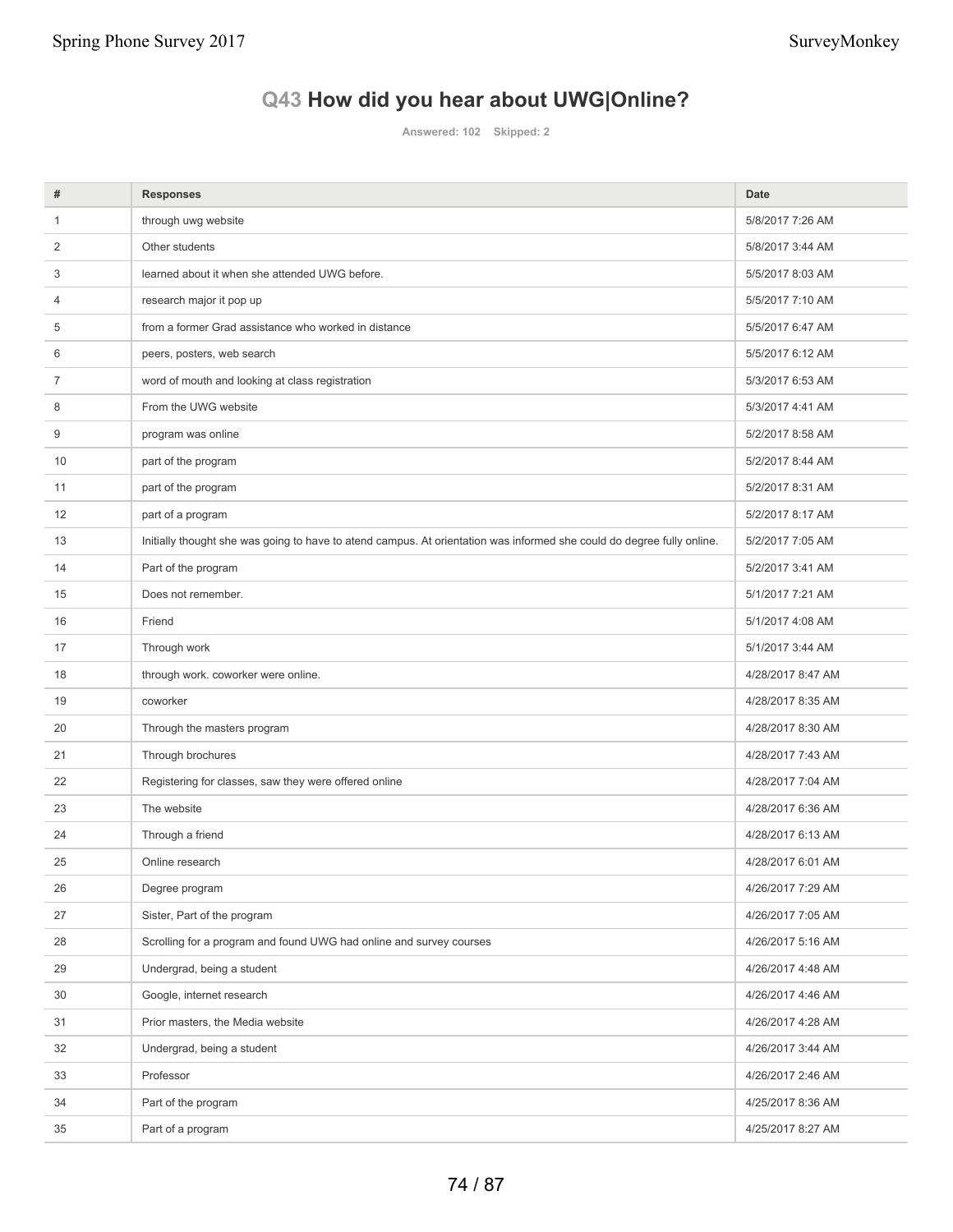## Q43 How did you hear about UWG|Online?

Answered: 102 Skipped: 2

| # | Responses | Date |
|---|---|---|
| 1 | through uwg website | 5/8/2017 7:26 AM |
| 2 | Other students | 5/8/2017 3:44 AM |
| 3 | learned about it when she attended UWG before. | 5/5/2017 8:03 AM |
| 4 | research major it pop up | 5/5/2017 7:10 AM |
| 5 | from a former Grad assistance who worked in distance | 5/5/2017 6:47 AM |
| 6 | peers, posters, web search | 5/5/2017 6:12 AM |
| 7 | word of mouth and looking at class registration | 5/3/2017 6:53 AM |
| 8 | From the UWG website | 5/3/2017 4:41 AM |
| 9 | program was online | 5/2/2017 8:58 AM |
| 10 | part of the program | 5/2/2017 8:44 AM |
| 11 | part of the program | 5/2/2017 8:31 AM |
| 12 | part of a program | 5/2/2017 8:17 AM |
| 13 | Initially thought she was going to have to atend campus. At orientation was informed she could do degree fully online. | 5/2/2017 7:05 AM |
| 14 | Part of the program | 5/2/2017 3:41 AM |
| 15 | Does not remember. | 5/1/2017 7:21 AM |
| 16 | Friend | 5/1/2017 4:08 AM |
| 17 | Through work | 5/1/2017 3:44 AM |
| 18 | through work. coworker were online. | 4/28/2017 8:47 AM |
| 19 | coworker | 4/28/2017 8:35 AM |
| 20 | Through the masters program | 4/28/2017 8:30 AM |
| 21 | Through brochures | 4/28/2017 7:43 AM |
| 22 | Registering for classes, saw they were offered online | 4/28/2017 7:04 AM |
| 23 | The website | 4/28/2017 6:36 AM |
| 24 | Through a friend | 4/28/2017 6:13 AM |
| 25 | Online research | 4/28/2017 6:01 AM |
| 26 | Degree program | 4/26/2017 7:29 AM |
| 27 | Sister, Part of the program | 4/26/2017 7:05 AM |
| 28 | Scrolling for a program and found UWG had online and survey courses | 4/26/2017 5:16 AM |
| 29 | Undergrad, being a student | 4/26/2017 4:48 AM |
| 30 | Google, internet research | 4/26/2017 4:46 AM |
| 31 | Prior masters, the Media website | 4/26/2017 4:28 AM |
| 32 | Undergrad, being a student | 4/26/2017 3:44 AM |
| 33 | Professor | 4/26/2017 2:46 AM |
| 34 | Part of the program | 4/25/2017 8:36 AM |
| 35 | Part of a program | 4/25/2017 8:27 AM |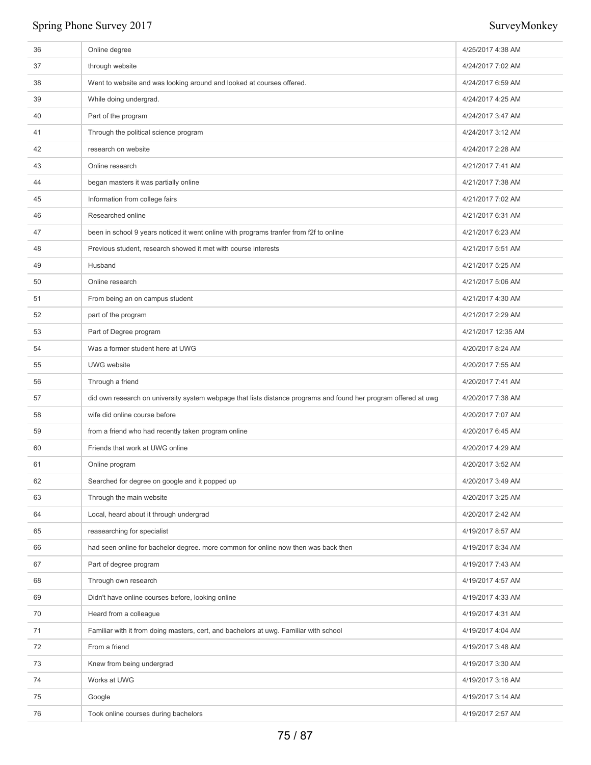| | | |
|---|---|---|
| 36 | Online degree | 4/25/2017 4:38 AM |
| 37 | through website | 4/24/2017 7:02 AM |
| 38 | Went to website and was looking around and looked at courses offered. | 4/24/2017 6:59 AM |
| 39 | While doing undergrad. | 4/24/2017 4:25 AM |
| 40 | Part of the program | 4/24/2017 3:47 AM |
| 41 | Through the political science program | 4/24/2017 3:12 AM |
| 42 | research on website | 4/24/2017 2:28 AM |
| 43 | Online research | 4/21/2017 7:41 AM |
| 44 | began masters it was partially online | 4/21/2017 7:38 AM |
| 45 | Information from college fairs | 4/21/2017 7:02 AM |
| 46 | Researched online | 4/21/2017 6:31 AM |
| 47 | been in school 9 years noticed it went online with programs tranfer from f2f to online | 4/21/2017 6:23 AM |
| 48 | Previous student, research showed it met with course interests | 4/21/2017 5:51 AM |
| 49 | Husband | 4/21/2017 5:25 AM |
| 50 | Online research | 4/21/2017 5:06 AM |
| 51 | From being an on campus student | 4/21/2017 4:30 AM |
| 52 | part of the program | 4/21/2017 2:29 AM |
| 53 | Part of Degree program | 4/21/2017 12:35 AM |
| 54 | Was a former student here at UWG | 4/20/2017 8:24 AM |
| 55 | UWG website | 4/20/2017 7:55 AM |
| 56 | Through a friend | 4/20/2017 7:41 AM |
| 57 | did own research on university system webpage that lists distance programs and found her program offered at uwg | 4/20/2017 7:38 AM |
| 58 | wife did online course before | 4/20/2017 7:07 AM |
| 59 | from a friend who had recently taken program online | 4/20/2017 6:45 AM |
| 60 | Friends that work at UWG online | 4/20/2017 4:29 AM |
| 61 | Online program | 4/20/2017 3:52 AM |
| 62 | Searched for degree on google and it popped up | 4/20/2017 3:49 AM |
| 63 | Through the main website | 4/20/2017 3:25 AM |
| 64 | Local, heard about it through undergrad | 4/20/2017 2:42 AM |
| 65 | reasearching for specialist | 4/19/2017 8:57 AM |
| 66 | had seen online for bachelor degree. more common for online now then was back then | 4/19/2017 8:34 AM |
| 67 | Part of degree program | 4/19/2017 7:43 AM |
| 68 | Through own research | 4/19/2017 4:57 AM |
| 69 | Didn't have online courses before, looking online | 4/19/2017 4:33 AM |
| 70 | Heard from a colleague | 4/19/2017 4:31 AM |
| 71 | Familiar with it from doing masters, cert, and bachelors at uwg. Familiar with school | 4/19/2017 4:04 AM |
| 72 | From a friend | 4/19/2017 3:48 AM |
| 73 | Knew from being undergrad | 4/19/2017 3:30 AM |
| 74 | Works at UWG | 4/19/2017 3:16 AM |
| 75 | Google | 4/19/2017 3:14 AM |
| 76 | Took online courses during bachelors | 4/19/2017 2:57 AM |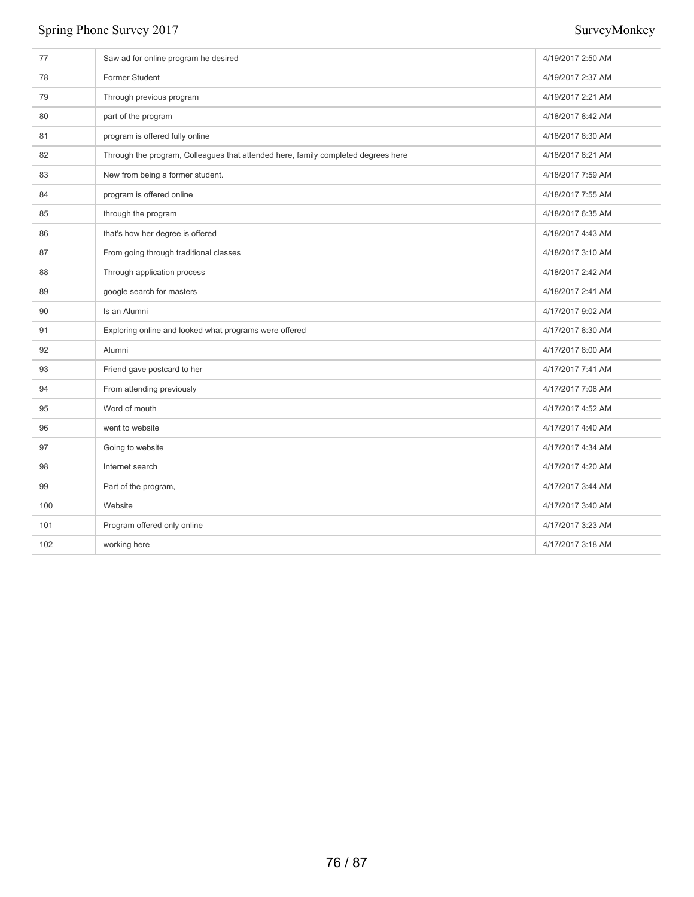| | | |
|---|---|---|
| 77 | Saw ad for online program he desired | 4/19/2017 2:50 AM |
| 78 | Former Student | 4/19/2017 2:37 AM |
| 79 | Through previous program | 4/19/2017 2:21 AM |
| 80 | part of the program | 4/18/2017 8:42 AM |
| 81 | program is offered fully online | 4/18/2017 8:30 AM |
| 82 | Through the program, Colleagues that attended here, family completed degrees here | 4/18/2017 8:21 AM |
| 83 | New from being a former student. | 4/18/2017 7:59 AM |
| 84 | program is offered online | 4/18/2017 7:55 AM |
| 85 | through the program | 4/18/2017 6:35 AM |
| 86 | that's how her degree is offered | 4/18/2017 4:43 AM |
| 87 | From going through traditional classes | 4/18/2017 3:10 AM |
| 88 | Through application process | 4/18/2017 2:42 AM |
| 89 | google search for masters | 4/18/2017 2:41 AM |
| 90 | Is an Alumni | 4/17/2017 9:02 AM |
| 91 | Exploring online and looked what programs were offered | 4/17/2017 8:30 AM |
| 92 | Alumni | 4/17/2017 8:00 AM |
| 93 | Friend gave postcard to her | 4/17/2017 7:41 AM |
| 94 | From attending previously | 4/17/2017 7:08 AM |
| 95 | Word of mouth | 4/17/2017 4:52 AM |
| 96 | went to website | 4/17/2017 4:40 AM |
| 97 | Going to website | 4/17/2017 4:34 AM |
| 98 | Internet search | 4/17/2017 4:20 AM |
| 99 | Part of the program, | 4/17/2017 3:44 AM |
| 100 | Website | 4/17/2017 3:40 AM |
| 101 | Program offered only online | 4/17/2017 3:23 AM |
| 102 | working here | 4/17/2017 3:18 AM |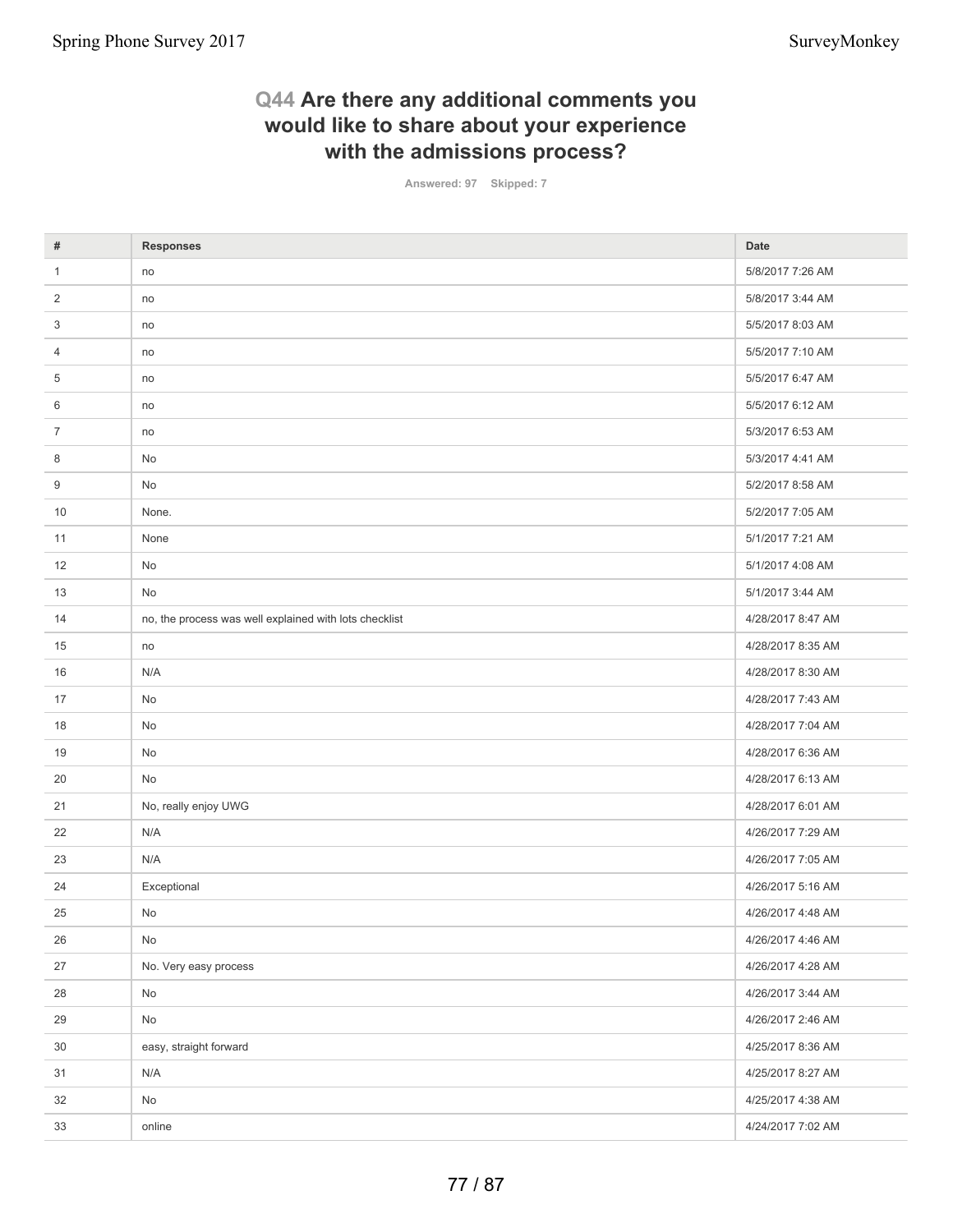## Q44 Are there any additional comments you would like to share about your experience with the admissions process?

Answered: 97 Skipped: 7

| # | Responses | Date |
|---|---|---|
| 1 | no | 5/8/2017 7:26 AM |
| 2 | no | 5/8/2017 3:44 AM |
| 3 | no | 5/5/2017 8:03 AM |
| 4 | no | 5/5/2017 7:10 AM |
| 5 | no | 5/5/2017 6:47 AM |
| 6 | no | 5/5/2017 6:12 AM |
| 7 | no | 5/3/2017 6:53 AM |
| 8 | No | 5/3/2017 4:41 AM |
| 9 | No | 5/2/2017 8:58 AM |
| 10 | None. | 5/2/2017 7:05 AM |
| 11 | None | 5/1/2017 7:21 AM |
| 12 | No | 5/1/2017 4:08 AM |
| 13 | No | 5/1/2017 3:44 AM |
| 14 | no, the process was well explained with lots checklist | 4/28/2017 8:47 AM |
| 15 | no | 4/28/2017 8:35 AM |
| 16 | N/A | 4/28/2017 8:30 AM |
| 17 | No | 4/28/2017 7:43 AM |
| 18 | No | 4/28/2017 7:04 AM |
| 19 | No | 4/28/2017 6:36 AM |
| 20 | No | 4/28/2017 6:13 AM |
| 21 | No, really enjoy UWG | 4/28/2017 6:01 AM |
| 22 | N/A | 4/26/2017 7:29 AM |
| 23 | N/A | 4/26/2017 7:05 AM |
| 24 | Exceptional | 4/26/2017 5:16 AM |
| 25 | No | 4/26/2017 4:48 AM |
| 26 | No | 4/26/2017 4:46 AM |
| 27 | No. Very easy process | 4/26/2017 4:28 AM |
| 28 | No | 4/26/2017 3:44 AM |
| 29 | No | 4/26/2017 2:46 AM |
| 30 | easy, straight forward | 4/25/2017 8:36 AM |
| 31 | N/A | 4/25/2017 8:27 AM |
| 32 | No | 4/25/2017 4:38 AM |
| 33 | online | 4/24/2017 7:02 AM |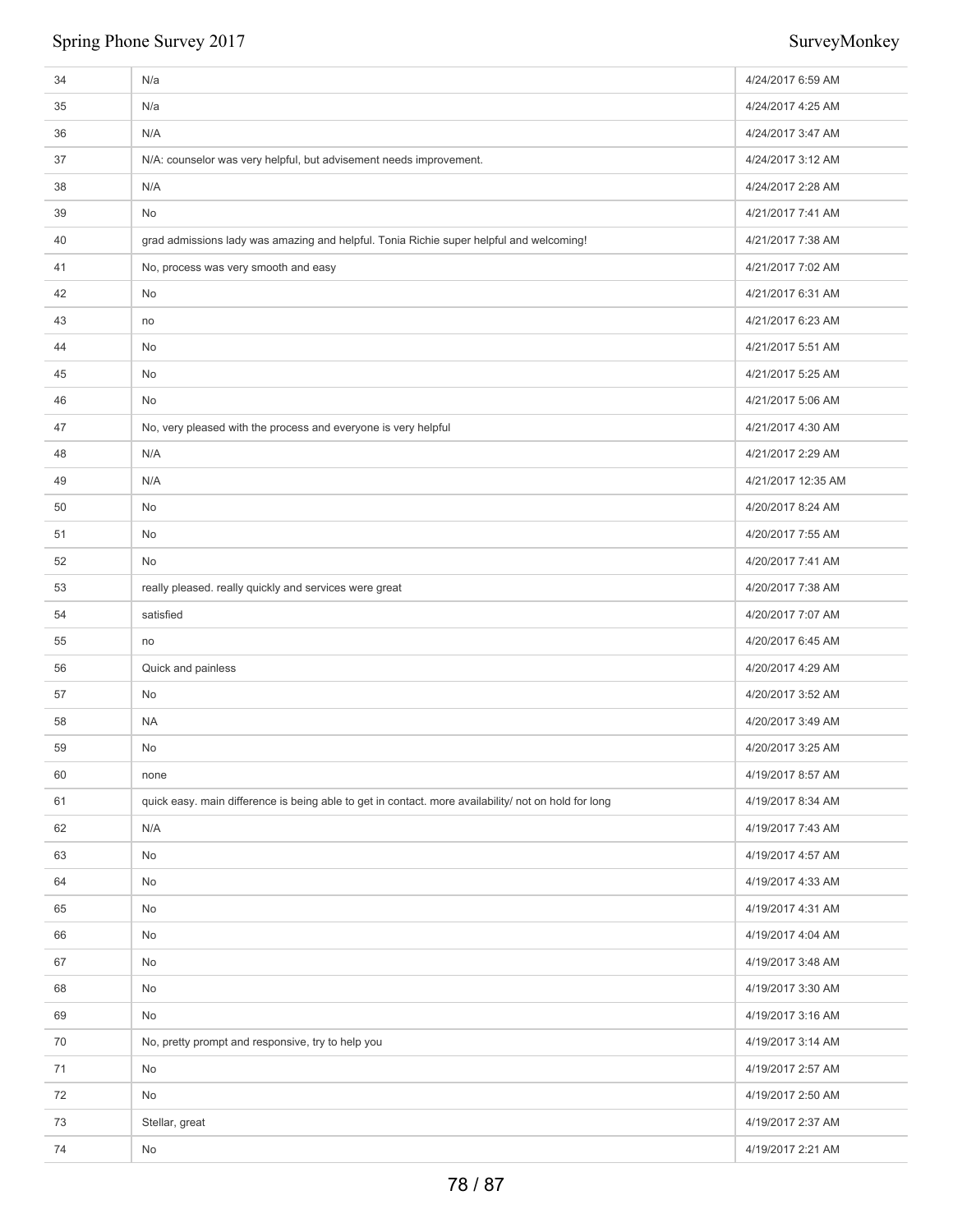| | | |
|---|---|---|
| 34 | N/a | 4/24/2017 6:59 AM |
| 35 | N/a | 4/24/2017 4:25 AM |
| 36 | N/A | 4/24/2017 3:47 AM |
| 37 | N/A: counselor was very helpful, but advisement needs improvement. | 4/24/2017 3:12 AM |
| 38 | N/A | 4/24/2017 2:28 AM |
| 39 | No | 4/21/2017 7:41 AM |
| 40 | grad admissions lady was amazing and helpful. Tonia Richie super helpful and welcoming! | 4/21/2017 7:38 AM |
| 41 | No, process was very smooth and easy | 4/21/2017 7:02 AM |
| 42 | No | 4/21/2017 6:31 AM |
| 43 | no | 4/21/2017 6:23 AM |
| 44 | No | 4/21/2017 5:51 AM |
| 45 | No | 4/21/2017 5:25 AM |
| 46 | No | 4/21/2017 5:06 AM |
| 47 | No, very pleased with the process and everyone is very helpful | 4/21/2017 4:30 AM |
| 48 | N/A | 4/21/2017 2:29 AM |
| 49 | N/A | 4/21/2017 12:35 AM |
| 50 | No | 4/20/2017 8:24 AM |
| 51 | No | 4/20/2017 7:55 AM |
| 52 | No | 4/20/2017 7:41 AM |
| 53 | really pleased. really quickly and services were great | 4/20/2017 7:38 AM |
| 54 | satisfied | 4/20/2017 7:07 AM |
| 55 | no | 4/20/2017 6:45 AM |
| 56 | Quick and painless | 4/20/2017 4:29 AM |
| 57 | No | 4/20/2017 3:52 AM |
| 58 | NA | 4/20/2017 3:49 AM |
| 59 | No | 4/20/2017 3:25 AM |
| 60 | none | 4/19/2017 8:57 AM |
| 61 | quick easy. main difference is being able to get in contact. more availability/ not on hold for long | 4/19/2017 8:34 AM |
| 62 | N/A | 4/19/2017 7:43 AM |
| 63 | No | 4/19/2017 4:57 AM |
| 64 | No | 4/19/2017 4:33 AM |
| 65 | No | 4/19/2017 4:31 AM |
| 66 | No | 4/19/2017 4:04 AM |
| 67 | No | 4/19/2017 3:48 AM |
| 68 | No | 4/19/2017 3:30 AM |
| 69 | No | 4/19/2017 3:16 AM |
| 70 | No, pretty prompt and responsive, try to help you | 4/19/2017 3:14 AM |
| 71 | No | 4/19/2017 2:57 AM |
| 72 | No | 4/19/2017 2:50 AM |
| 73 | Stellar, great | 4/19/2017 2:37 AM |
| 74 | No | 4/19/2017 2:21 AM |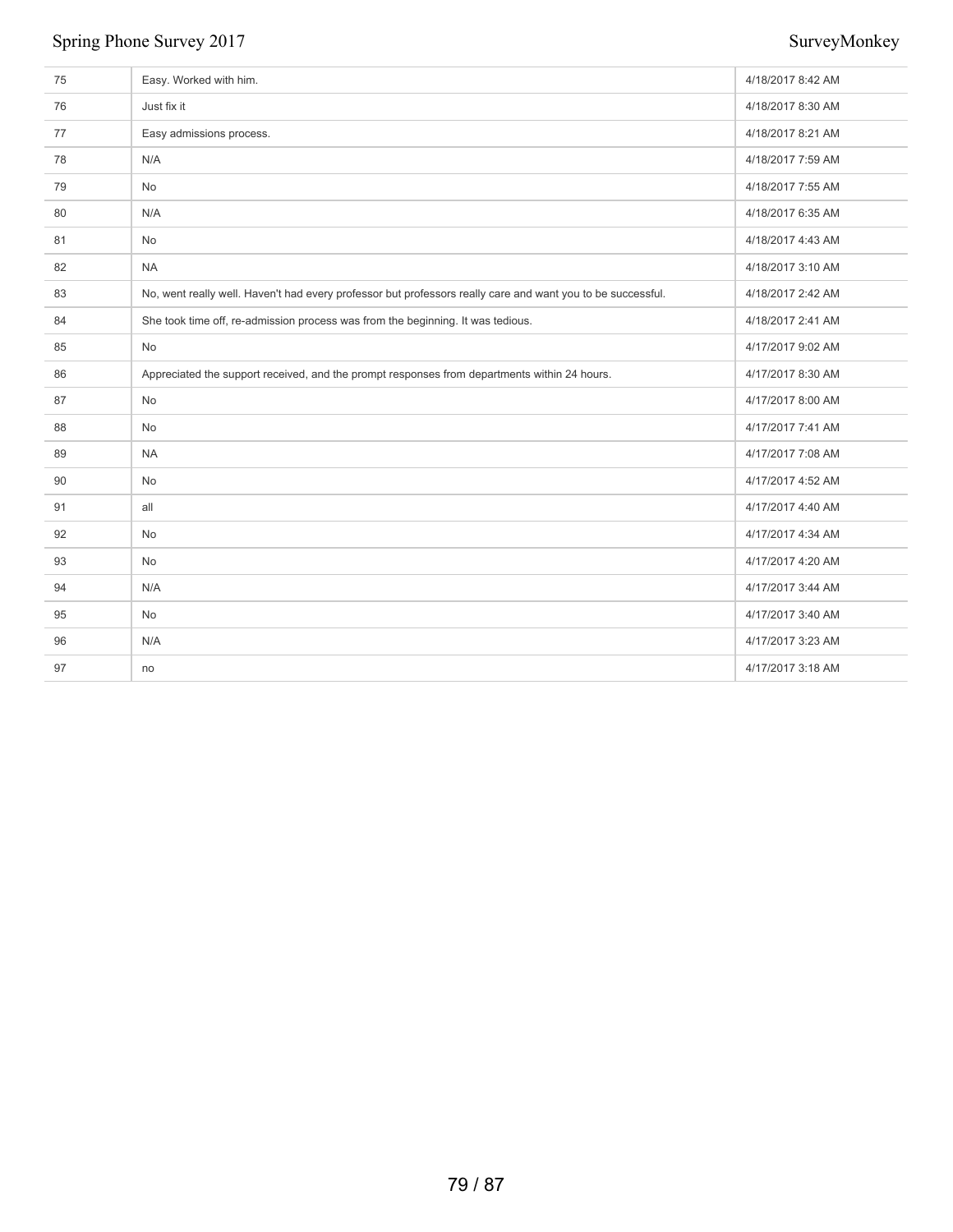| | | |
|---|---|---|
| 75 | Easy. Worked with him. | 4/18/2017 8:42 AM |
| 76 | Just fix it | 4/18/2017 8:30 AM |
| 77 | Easy admissions process. | 4/18/2017 8:21 AM |
| 78 | N/A | 4/18/2017 7:59 AM |
| 79 | No | 4/18/2017 7:55 AM |
| 80 | N/A | 4/18/2017 6:35 AM |
| 81 | No | 4/18/2017 4:43 AM |
| 82 | NA | 4/18/2017 3:10 AM |
| 83 | No, went really well. Haven't had every professor but professors really care and want you to be successful. | 4/18/2017 2:42 AM |
| 84 | She took time off, re-admission process was from the beginning. It was tedious. | 4/18/2017 2:41 AM |
| 85 | No | 4/17/2017 9:02 AM |
| 86 | Appreciated the support received, and the prompt responses from departments within 24 hours. | 4/17/2017 8:30 AM |
| 87 | No | 4/17/2017 8:00 AM |
| 88 | No | 4/17/2017 7:41 AM |
| 89 | NA | 4/17/2017 7:08 AM |
| 90 | No | 4/17/2017 4:52 AM |
| 91 | all | 4/17/2017 4:40 AM |
| 92 | No | 4/17/2017 4:34 AM |
| 93 | No | 4/17/2017 4:20 AM |
| 94 | N/A | 4/17/2017 3:44 AM |
| 95 | No | 4/17/2017 3:40 AM |
| 96 | N/A | 4/17/2017 3:23 AM |
| 97 | no | 4/17/2017 3:18 AM |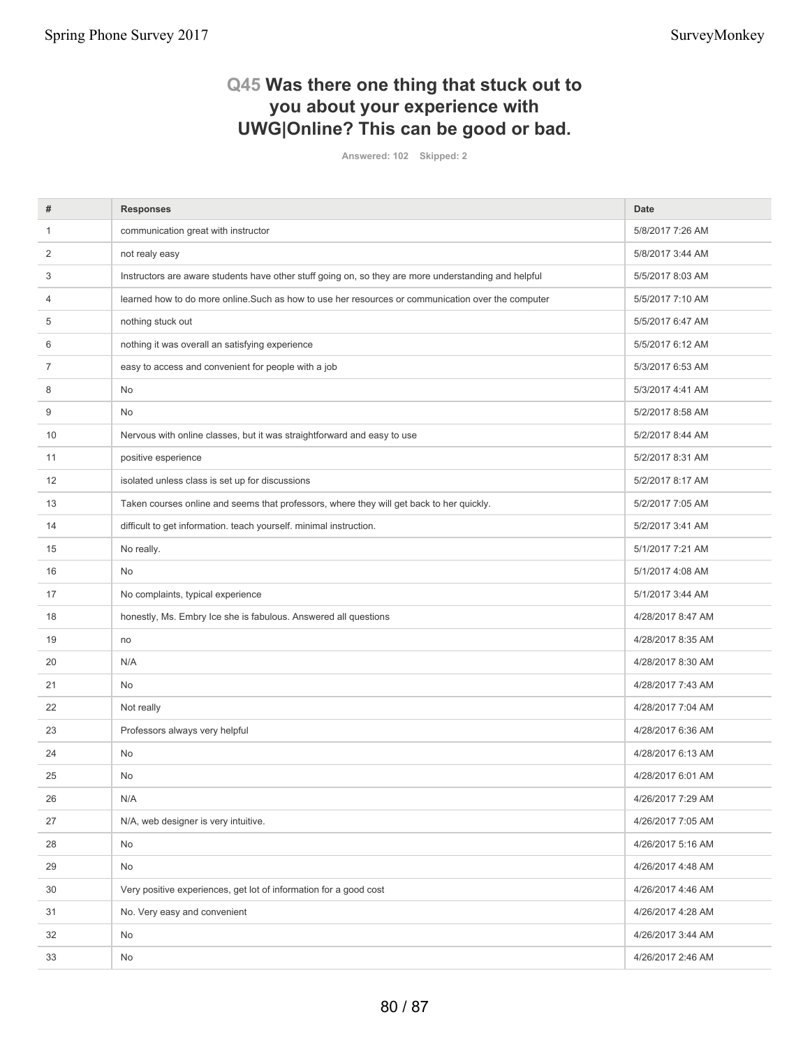## Q45 Was there one thing that stuck out to you about your experience with UWG|Online? This can be good or bad.

Answered: 102 Skipped: 2

| # | Responses | Date |
|---|---|---|
| 1 | communication great with instructor | 5/8/2017 7:26 AM |
| 2 | not realy easy | 5/8/2017 3:44 AM |
| 3 | Instructors are aware students have other stuff going on, so they are more understanding and helpful | 5/5/2017 8:03 AM |
| 4 | learned how to do more online.Such as how to use her resources or communication over the computer | 5/5/2017 7:10 AM |
| 5 | nothing stuck out | 5/5/2017 6:47 AM |
| 6 | nothing it was overall an satisfying experience | 5/5/2017 6:12 AM |
| 7 | easy to access and convenient for people with a job | 5/3/2017 6:53 AM |
| 8 | No | 5/3/2017 4:41 AM |
| 9 | No | 5/2/2017 8:58 AM |
| 10 | Nervous with online classes, but it was straightforward and easy to use | 5/2/2017 8:44 AM |
| 11 | positive esperience | 5/2/2017 8:31 AM |
| 12 | isolated unless class is set up for discussions | 5/2/2017 8:17 AM |
| 13 | Taken courses online and seems that professors, where they will get back to her quickly. | 5/2/2017 7:05 AM |
| 14 | difficult to get information. teach yourself. minimal instruction. | 5/2/2017 3:41 AM |
| 15 | No really. | 5/1/2017 7:21 AM |
| 16 | No | 5/1/2017 4:08 AM |
| 17 | No complaints, typical experience | 5/1/2017 3:44 AM |
| 18 | honestly, Ms. Embry Ice she is fabulous. Answered all questions | 4/28/2017 8:47 AM |
| 19 | no | 4/28/2017 8:35 AM |
| 20 | N/A | 4/28/2017 8:30 AM |
| 21 | No | 4/28/2017 7:43 AM |
| 22 | Not really | 4/28/2017 7:04 AM |
| 23 | Professors always very helpful | 4/28/2017 6:36 AM |
| 24 | No | 4/28/2017 6:13 AM |
| 25 | No | 4/28/2017 6:01 AM |
| 26 | N/A | 4/26/2017 7:29 AM |
| 27 | N/A, web designer is very intuitive. | 4/26/2017 7:05 AM |
| 28 | No | 4/26/2017 5:16 AM |
| 29 | No | 4/26/2017 4:48 AM |
| 30 | Very positive experiences, get lot of information for a good cost | 4/26/2017 4:46 AM |
| 31 | No. Very easy and convenient | 4/26/2017 4:28 AM |
| 32 | No | 4/26/2017 3:44 AM |
| 33 | No | 4/26/2017 2:46 AM |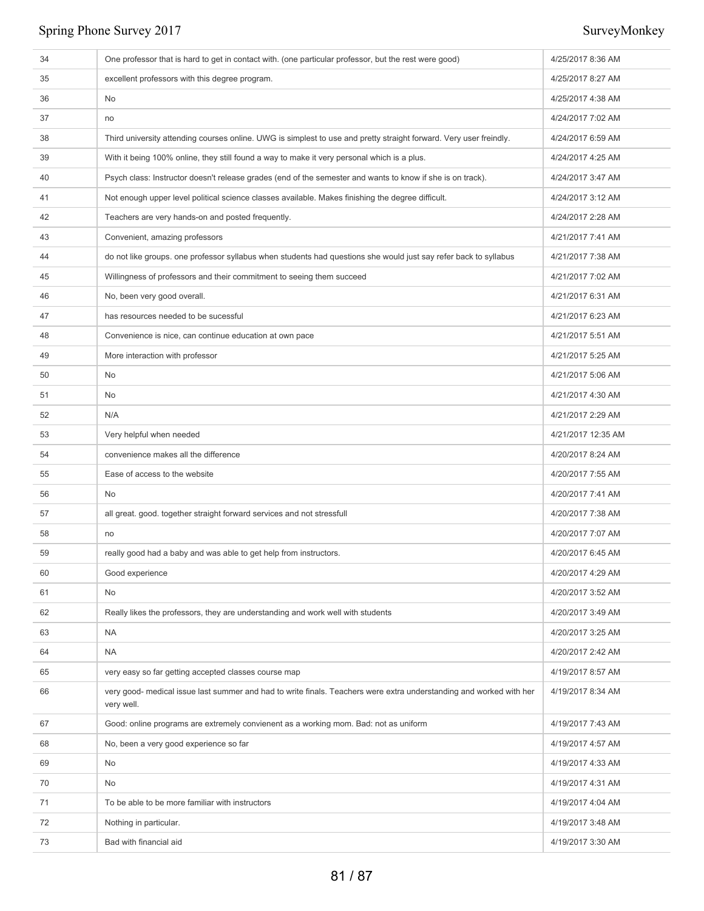| | | |
|---|---|---|
| 34 | One professor that is hard to get in contact with. (one particular professor, but the rest were good) | 4/25/2017 8:36 AM |
| 35 | excellent professors with this degree program. | 4/25/2017 8:27 AM |
| 36 | No | 4/25/2017 4:38 AM |
| 37 | no | 4/24/2017 7:02 AM |
| 38 | Third university attending courses online. UWG is simplest to use and pretty straight forward. Very user freindly. | 4/24/2017 6:59 AM |
| 39 | With it being 100% online, they still found a way to make it very personal which is a plus. | 4/24/2017 4:25 AM |
| 40 | Psych class: Instructor doesn't release grades (end of the semester and wants to know if she is on track). | 4/24/2017 3:47 AM |
| 41 | Not enough upper level political science classes available. Makes finishing the degree difficult. | 4/24/2017 3:12 AM |
| 42 | Teachers are very hands-on and posted frequently. | 4/24/2017 2:28 AM |
| 43 | Convenient, amazing professors | 4/21/2017 7:41 AM |
| 44 | do not like groups. one professor syllabus when students had questions she would just say refer back to syllabus | 4/21/2017 7:38 AM |
| 45 | Willingness of professors and their commitment to seeing them succeed | 4/21/2017 7:02 AM |
| 46 | No, been very good overall. | 4/21/2017 6:31 AM |
| 47 | has resources needed to be sucessful | 4/21/2017 6:23 AM |
| 48 | Convenience is nice, can continue education at own pace | 4/21/2017 5:51 AM |
| 49 | More interaction with professor | 4/21/2017 5:25 AM |
| 50 | No | 4/21/2017 5:06 AM |
| 51 | No | 4/21/2017 4:30 AM |
| 52 | N/A | 4/21/2017 2:29 AM |
| 53 | Very helpful when needed | 4/21/2017 12:35 AM |
| 54 | convenience makes all the difference | 4/20/2017 8:24 AM |
| 55 | Ease of access to the website | 4/20/2017 7:55 AM |
| 56 | No | 4/20/2017 7:41 AM |
| 57 | all great. good. together straight forward services and not stressfull | 4/20/2017 7:38 AM |
| 58 | no | 4/20/2017 7:07 AM |
| 59 | really good had a baby and was able to get help from instructors. | 4/20/2017 6:45 AM |
| 60 | Good experience | 4/20/2017 4:29 AM |
| 61 | No | 4/20/2017 3:52 AM |
| 62 | Really likes the professors, they are understanding and work well with students | 4/20/2017 3:49 AM |
| 63 | NA | 4/20/2017 3:25 AM |
| 64 | NA | 4/20/2017 2:42 AM |
| 65 | very easy so far getting accepted classes course map | 4/19/2017 8:57 AM |
| 66 | very good- medical issue last summer and had to write finals. Teachers were extra understanding and worked with her very well. | 4/19/2017 8:34 AM |
| 67 | Good: online programs are extremely convienent as a working mom. Bad: not as uniform | 4/19/2017 7:43 AM |
| 68 | No, been a very good experience so far | 4/19/2017 4:57 AM |
| 69 | No | 4/19/2017 4:33 AM |
| 70 | No | 4/19/2017 4:31 AM |
| 71 | To be able to be more familiar with instructors | 4/19/2017 4:04 AM |
| 72 | Nothing in particular. | 4/19/2017 3:48 AM |
| 73 | Bad with financial aid | 4/19/2017 3:30 AM |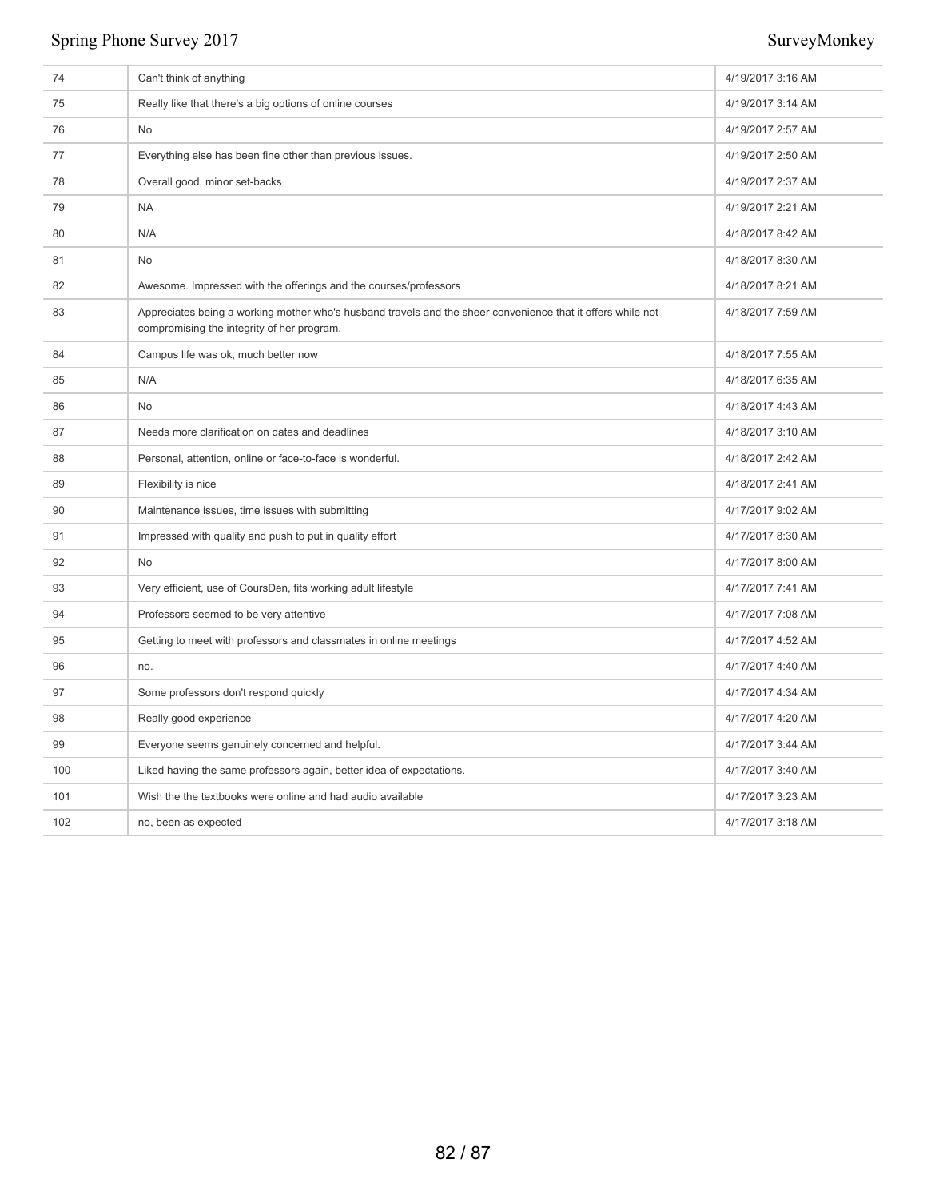| | | |
|---|---|---|
| 74 | Can't think of anything | 4/19/2017 3:16 AM |
| 75 | Really like that there's a big options of online courses | 4/19/2017 3:14 AM |
| 76 | No | 4/19/2017 2:57 AM |
| 77 | Everything else has been fine other than previous issues. | 4/19/2017 2:50 AM |
| 78 | Overall good, minor set-backs | 4/19/2017 2:37 AM |
| 79 | NA | 4/19/2017 2:21 AM |
| 80 | N/A | 4/18/2017 8:42 AM |
| 81 | No | 4/18/2017 8:30 AM |
| 82 | Awesome. Impressed with the offerings and the courses/professors | 4/18/2017 8:21 AM |
| 83 | Appreciates being a working mother who's husband travels and the sheer convenience that it offers while not compromising the integrity of her program. | 4/18/2017 7:59 AM |
| 84 | Campus life was ok, much better now | 4/18/2017 7:55 AM |
| 85 | N/A | 4/18/2017 6:35 AM |
| 86 | No | 4/18/2017 4:43 AM |
| 87 | Needs more clarification on dates and deadlines | 4/18/2017 3:10 AM |
| 88 | Personal, attention, online or face-to-face is wonderful. | 4/18/2017 2:42 AM |
| 89 | Flexibility is nice | 4/18/2017 2:41 AM |
| 90 | Maintenance issues, time issues with submitting | 4/17/2017 9:02 AM |
| 91 | Impressed with quality and push to put in quality effort | 4/17/2017 8:30 AM |
| 92 | No | 4/17/2017 8:00 AM |
| 93 | Very efficient, use of CoursDen, fits working adult lifestyle | 4/17/2017 7:41 AM |
| 94 | Professors seemed to be very attentive | 4/17/2017 7:08 AM |
| 95 | Getting to meet with professors and classmates in online meetings | 4/17/2017 4:52 AM |
| 96 | no. | 4/17/2017 4:40 AM |
| 97 | Some professors don't respond quickly | 4/17/2017 4:34 AM |
| 98 | Really good experience | 4/17/2017 4:20 AM |
| 99 | Everyone seems genuinely concerned and helpful. | 4/17/2017 3:44 AM |
| 100 | Liked having the same professors again, better idea of expectations. | 4/17/2017 3:40 AM |
| 101 | Wish the the textbooks were online and had audio available | 4/17/2017 3:23 AM |
| 102 | no, been as expected | 4/17/2017 3:18 AM |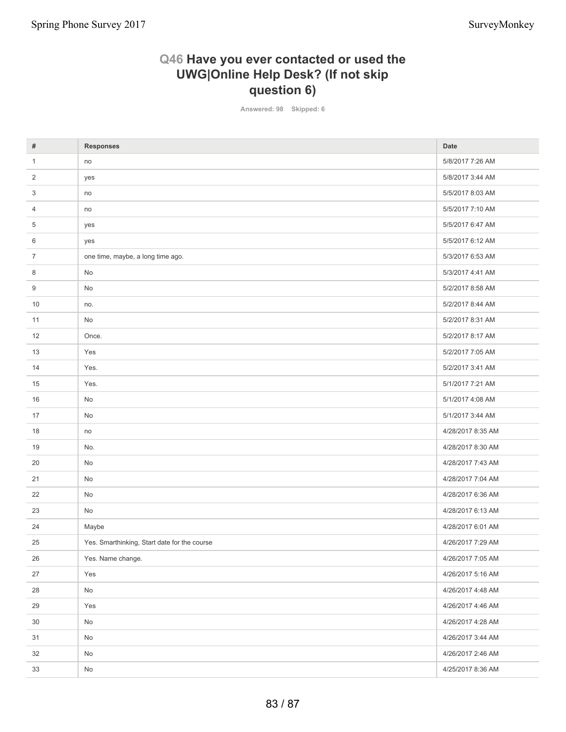## Q46 Have you ever contacted or used the UWG|Online Help Desk? (If not skip question 6)

Answered: 98 Skipped: 6

| # | Responses | Date |
|---|---|---|
| 1 | no | 5/8/2017 7:26 AM |
| 2 | yes | 5/8/2017 3:44 AM |
| 3 | no | 5/5/2017 8:03 AM |
| 4 | no | 5/5/2017 7:10 AM |
| 5 | yes | 5/5/2017 6:47 AM |
| 6 | yes | 5/5/2017 6:12 AM |
| 7 | one time, maybe, a long time ago. | 5/3/2017 6:53 AM |
| 8 | No | 5/3/2017 4:41 AM |
| 9 | No | 5/2/2017 8:58 AM |
| 10 | no. | 5/2/2017 8:44 AM |
| 11 | No | 5/2/2017 8:31 AM |
| 12 | Once. | 5/2/2017 8:17 AM |
| 13 | Yes | 5/2/2017 7:05 AM |
| 14 | Yes. | 5/2/2017 3:41 AM |
| 15 | Yes. | 5/1/2017 7:21 AM |
| 16 | No | 5/1/2017 4:08 AM |
| 17 | No | 5/1/2017 3:44 AM |
| 18 | no | 4/28/2017 8:35 AM |
| 19 | No. | 4/28/2017 8:30 AM |
| 20 | No | 4/28/2017 7:43 AM |
| 21 | No | 4/28/2017 7:04 AM |
| 22 | No | 4/28/2017 6:36 AM |
| 23 | No | 4/28/2017 6:13 AM |
| 24 | Maybe | 4/28/2017 6:01 AM |
| 25 | Yes. Smarthinking, Start date for the course | 4/26/2017 7:29 AM |
| 26 | Yes. Name change. | 4/26/2017 7:05 AM |
| 27 | Yes | 4/26/2017 5:16 AM |
| 28 | No | 4/26/2017 4:48 AM |
| 29 | Yes | 4/26/2017 4:46 AM |
| 30 | No | 4/26/2017 4:28 AM |
| 31 | No | 4/26/2017 3:44 AM |
| 32 | No | 4/26/2017 2:46 AM |
| 33 | No | 4/25/2017 8:36 AM |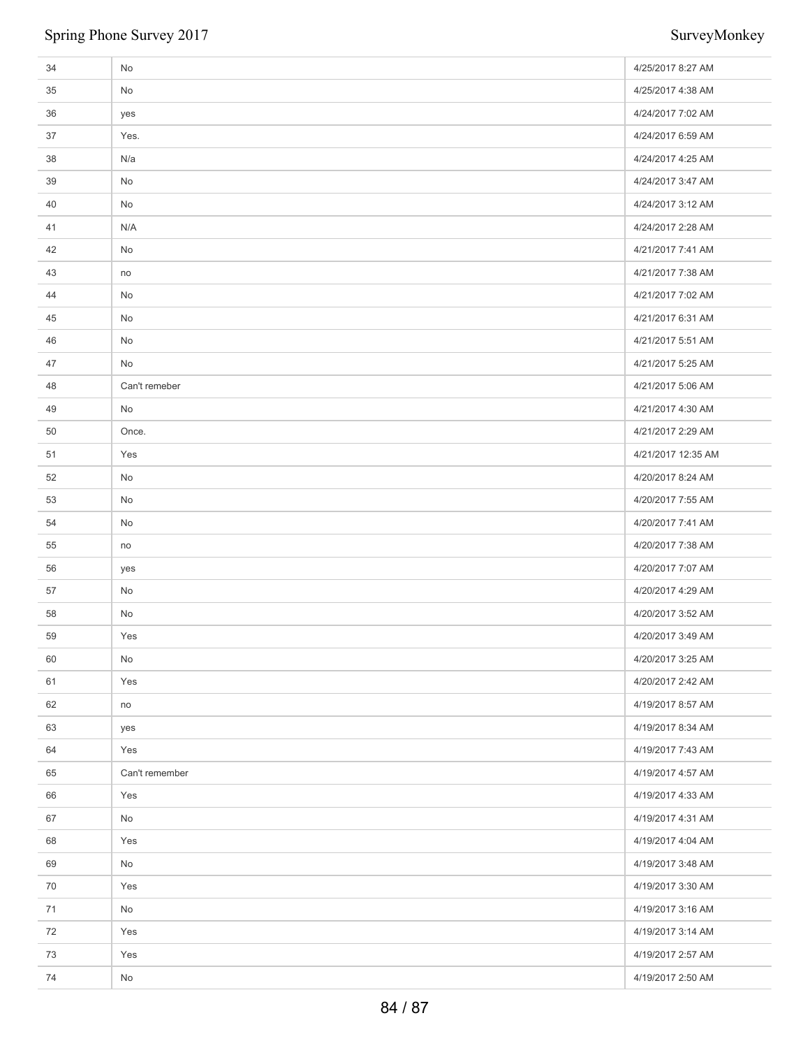| | | |
|---|---|---|
| 34 | No | 4/25/2017 8:27 AM |
| 35 | No | 4/25/2017 4:38 AM |
| 36 | yes | 4/24/2017 7:02 AM |
| 37 | Yes. | 4/24/2017 6:59 AM |
| 38 | N/a | 4/24/2017 4:25 AM |
| 39 | No | 4/24/2017 3:47 AM |
| 40 | No | 4/24/2017 3:12 AM |
| 41 | N/A | 4/24/2017 2:28 AM |
| 42 | No | 4/21/2017 7:41 AM |
| 43 | no | 4/21/2017 7:38 AM |
| 44 | No | 4/21/2017 7:02 AM |
| 45 | No | 4/21/2017 6:31 AM |
| 46 | No | 4/21/2017 5:51 AM |
| 47 | No | 4/21/2017 5:25 AM |
| 48 | Can't remeber | 4/21/2017 5:06 AM |
| 49 | No | 4/21/2017 4:30 AM |
| 50 | Once. | 4/21/2017 2:29 AM |
| 51 | Yes | 4/21/2017 12:35 AM |
| 52 | No | 4/20/2017 8:24 AM |
| 53 | No | 4/20/2017 7:55 AM |
| 54 | No | 4/20/2017 7:41 AM |
| 55 | no | 4/20/2017 7:38 AM |
| 56 | yes | 4/20/2017 7:07 AM |
| 57 | No | 4/20/2017 4:29 AM |
| 58 | No | 4/20/2017 3:52 AM |
| 59 | Yes | 4/20/2017 3:49 AM |
| 60 | No | 4/20/2017 3:25 AM |
| 61 | Yes | 4/20/2017 2:42 AM |
| 62 | no | 4/19/2017 8:57 AM |
| 63 | yes | 4/19/2017 8:34 AM |
| 64 | Yes | 4/19/2017 7:43 AM |
| 65 | Can't remember | 4/19/2017 4:57 AM |
| 66 | Yes | 4/19/2017 4:33 AM |
| 67 | No | 4/19/2017 4:31 AM |
| 68 | Yes | 4/19/2017 4:04 AM |
| 69 | No | 4/19/2017 3:48 AM |
| 70 | Yes | 4/19/2017 3:30 AM |
| 71 | No | 4/19/2017 3:16 AM |
| 72 | Yes | 4/19/2017 3:14 AM |
| 73 | Yes | 4/19/2017 2:57 AM |
| 74 | No | 4/19/2017 2:50 AM |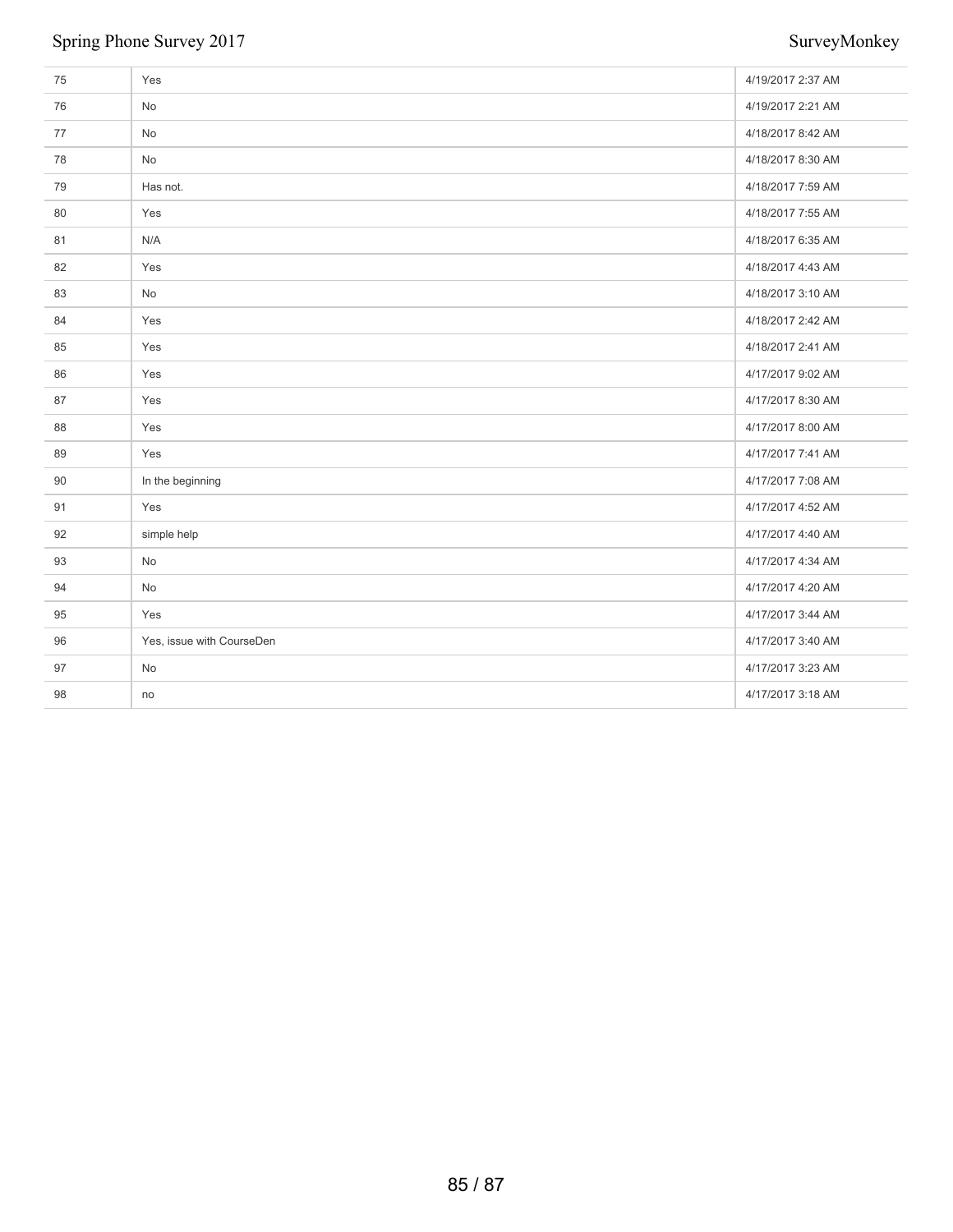| | | |
|---|---|---|
| 75 | Yes | 4/19/2017 2:37 AM |
| 76 | No | 4/19/2017 2:21 AM |
| 77 | No | 4/18/2017 8:42 AM |
| 78 | No | 4/18/2017 8:30 AM |
| 79 | Has not. | 4/18/2017 7:59 AM |
| 80 | Yes | 4/18/2017 7:55 AM |
| 81 | N/A | 4/18/2017 6:35 AM |
| 82 | Yes | 4/18/2017 4:43 AM |
| 83 | No | 4/18/2017 3:10 AM |
| 84 | Yes | 4/18/2017 2:42 AM |
| 85 | Yes | 4/18/2017 2:41 AM |
| 86 | Yes | 4/17/2017 9:02 AM |
| 87 | Yes | 4/17/2017 8:30 AM |
| 88 | Yes | 4/17/2017 8:00 AM |
| 89 | Yes | 4/17/2017 7:41 AM |
| 90 | In the beginning | 4/17/2017 7:08 AM |
| 91 | Yes | 4/17/2017 4:52 AM |
| 92 | simple help | 4/17/2017 4:40 AM |
| 93 | No | 4/17/2017 4:34 AM |
| 94 | No | 4/17/2017 4:20 AM |
| 95 | Yes | 4/17/2017 3:44 AM |
| 96 | Yes, issue with CourseDen | 4/17/2017 3:40 AM |
| 97 | No | 4/17/2017 3:23 AM |
| 98 | no | 4/17/2017 3:18 AM |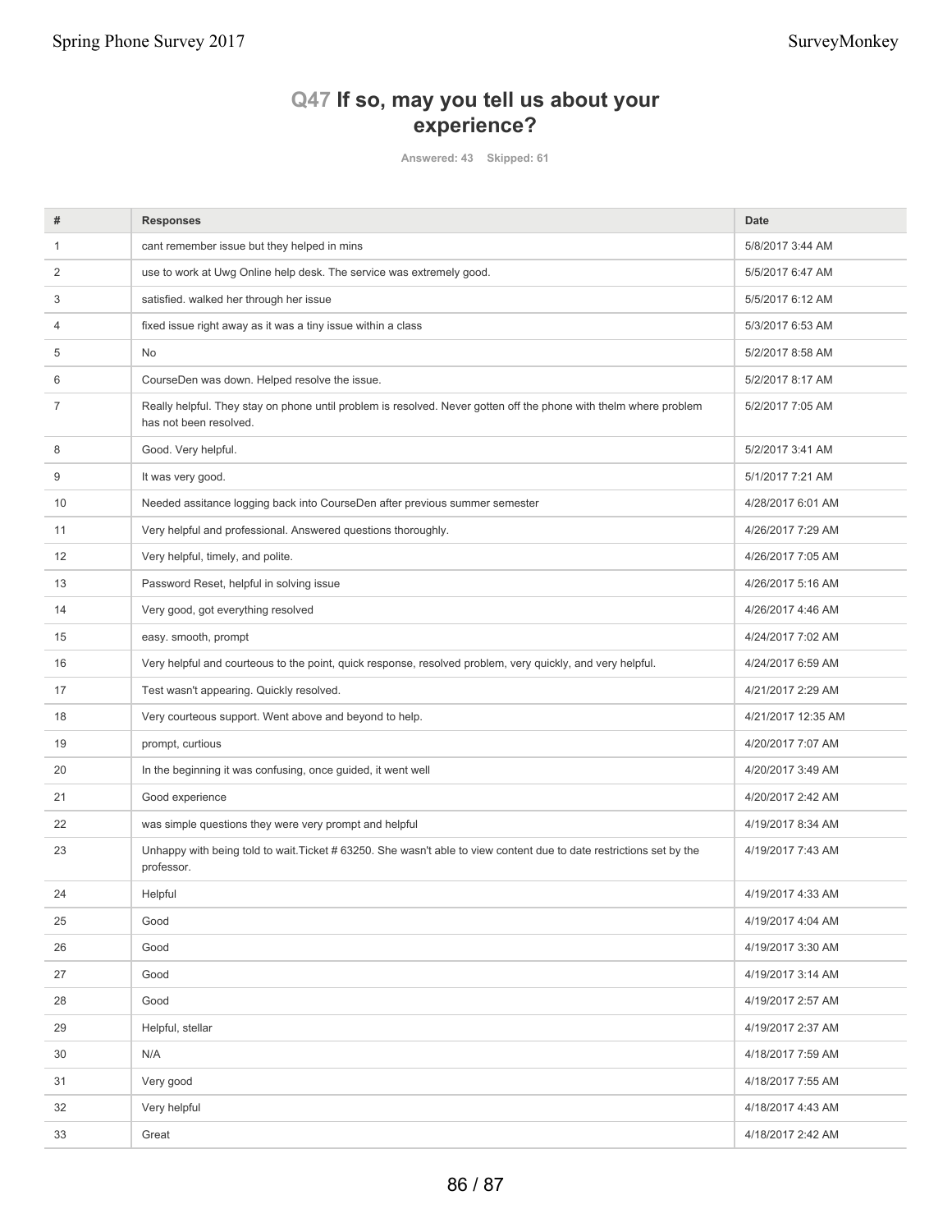## Q47 If so, may you tell us about your experience?

Answered: 43 Skipped: 61

| # | Responses | Date |
|---|---|---|
| 1 | cant remember issue but they helped in mins | 5/8/2017 3:44 AM |
| 2 | use to work at Uwg Online help desk. The service was extremely good. | 5/5/2017 6:47 AM |
| 3 | satisfied. walked her through her issue | 5/5/2017 6:12 AM |
| 4 | fixed issue right away as it was a tiny issue within a class | 5/3/2017 6:53 AM |
| 5 | No | 5/2/2017 8:58 AM |
| 6 | CourseDen was down. Helped resolve the issue. | 5/2/2017 8:17 AM |
| 7 | Really helpful. They stay on phone until problem is resolved. Never gotten off the phone with thelm where problem has not been resolved. | 5/2/2017 7:05 AM |
| 8 | Good. Very helpful. | 5/2/2017 3:41 AM |
| 9 | It was very good. | 5/1/2017 7:21 AM |
| 10 | Needed assitance logging back into CourseDen after previous summer semester | 4/28/2017 6:01 AM |
| 11 | Very helpful and professional. Answered questions thoroughly. | 4/26/2017 7:29 AM |
| 12 | Very helpful, timely, and polite. | 4/26/2017 7:05 AM |
| 13 | Password Reset, helpful in solving issue | 4/26/2017 5:16 AM |
| 14 | Very good, got everything resolved | 4/26/2017 4:46 AM |
| 15 | easy. smooth, prompt | 4/24/2017 7:02 AM |
| 16 | Very helpful and courteous to the point, quick response, resolved problem, very quickly, and very helpful. | 4/24/2017 6:59 AM |
| 17 | Test wasn't appearing. Quickly resolved. | 4/21/2017 2:29 AM |
| 18 | Very courteous support. Went above and beyond to help. | 4/21/2017 12:35 AM |
| 19 | prompt, curtious | 4/20/2017 7:07 AM |
| 20 | In the beginning it was confusing, once guided, it went well | 4/20/2017 3:49 AM |
| 21 | Good experience | 4/20/2017 2:42 AM |
| 22 | was simple questions they were very prompt and helpful | 4/19/2017 8:34 AM |
| 23 | Unhappy with being told to wait.Ticket # 63250. She wasn't able to view content due to date restrictions set by the professor. | 4/19/2017 7:43 AM |
| 24 | Helpful | 4/19/2017 4:33 AM |
| 25 | Good | 4/19/2017 4:04 AM |
| 26 | Good | 4/19/2017 3:30 AM |
| 27 | Good | 4/19/2017 3:14 AM |
| 28 | Good | 4/19/2017 2:57 AM |
| 29 | Helpful, stellar | 4/19/2017 2:37 AM |
| 30 | N/A | 4/18/2017 7:59 AM |
| 31 | Very good | 4/18/2017 7:55 AM |
| 32 | Very helpful | 4/18/2017 4:43 AM |
| 33 | Great | 4/18/2017 2:42 AM |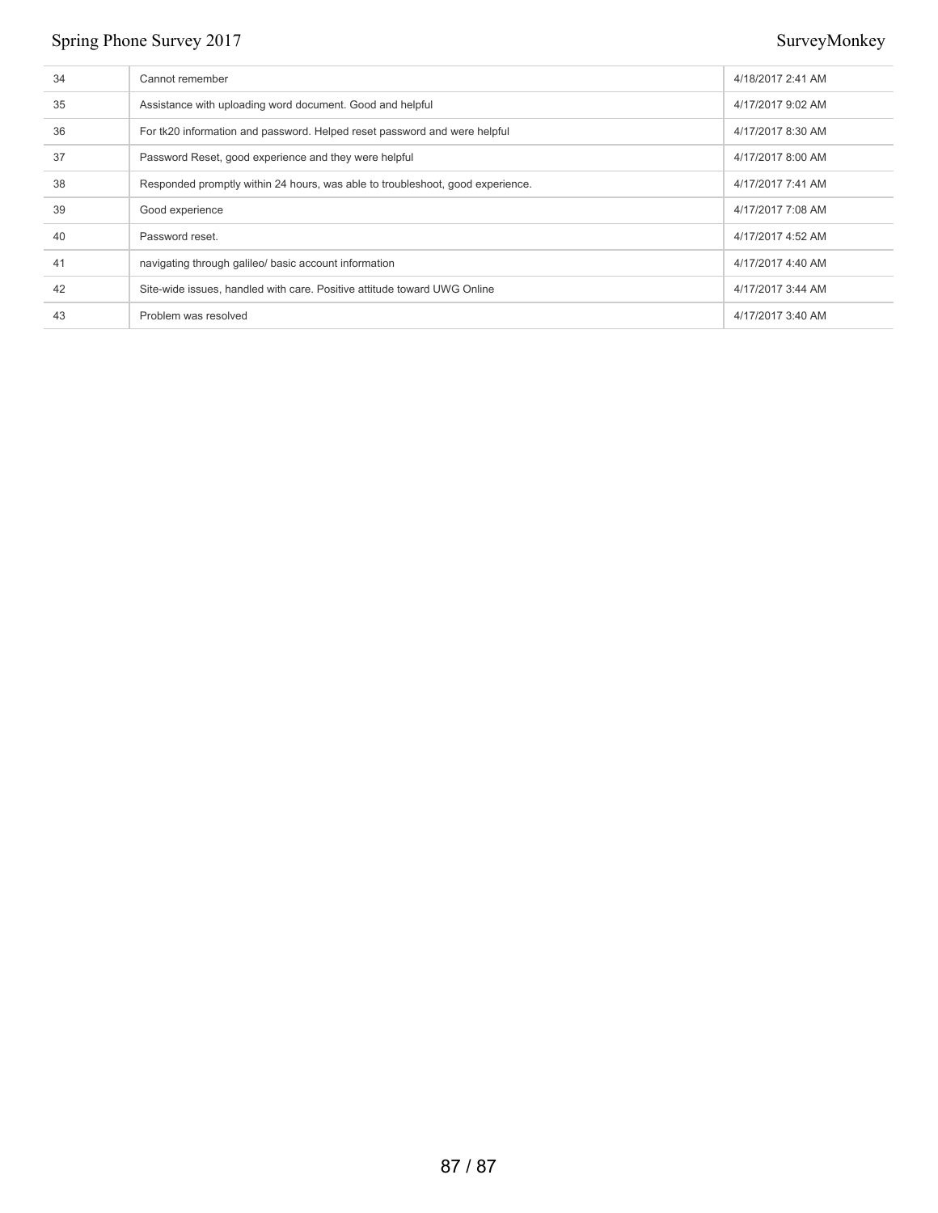| | | |
|---|---|---|
| 34 | Cannot remember | 4/18/2017 2:41 AM |
| 35 | Assistance with uploading word document. Good and helpful | 4/17/2017 9:02 AM |
| 36 | For tk20 information and password. Helped reset password and were helpful | 4/17/2017 8:30 AM |
| 37 | Password Reset, good experience and they were helpful | 4/17/2017 8:00 AM |
| 38 | Responded promptly within 24 hours, was able to troubleshoot, good experience. | 4/17/2017 7:41 AM |
| 39 | Good experience | 4/17/2017 7:08 AM |
| 40 | Password reset. | 4/17/2017 4:52 AM |
| 41 | navigating through galileo/ basic account information | 4/17/2017 4:40 AM |
| 42 | Site-wide issues, handled with care. Positive attitude toward UWG Online | 4/17/2017 3:44 AM |
| 43 | Problem was resolved | 4/17/2017 3:40 AM |